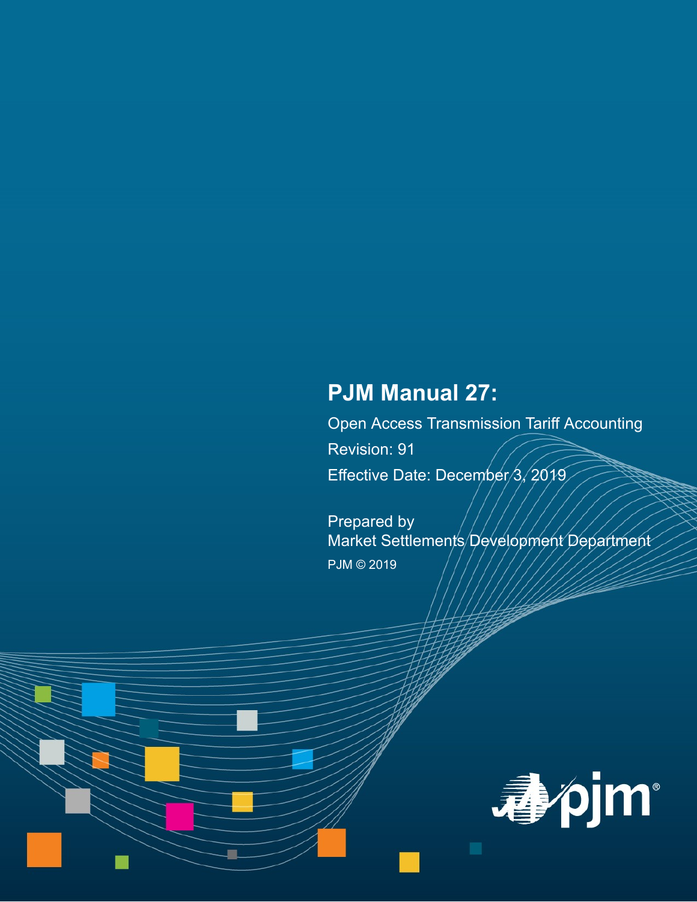# PJM Manual 27:

Open Access Transmission Tariff Accounting

Revision: 91

Effective Date: December 3, 2019

Prepared by

Market Settlements Development Department

PJM © 2019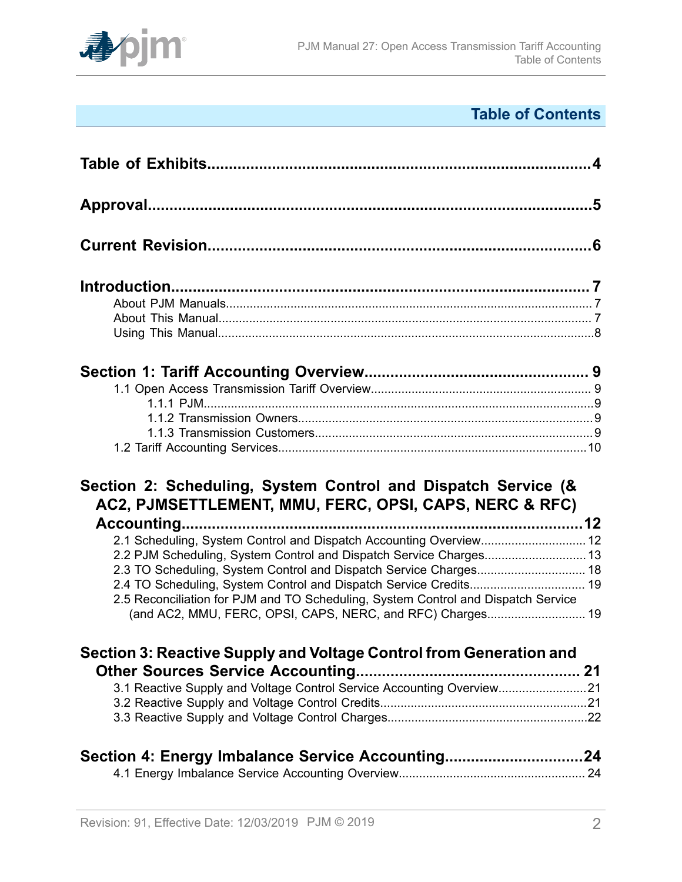## Table of Contents

**Table of Exhibits**........................................................................................4

**Approval**........................................................................................5

**Current Revision**........................................................................................6

**Introduction**........................................................................................7

- About PJM Manuals........................................................................................7
- About This Manual........................................................................................7
- Using This Manual........................................................................................8

**Section 1: Tariff Accounting Overview**........................................................................................9

- 1.1 Open Access Transmission Tariff Overview........................................................................................9
  - 1.1.1 PJM........................................................................................9
  - 1.1.2 Transmission Owners........................................................................................9
  - 1.1.3 Transmission Customers........................................................................................9
- 1.2 Tariff Accounting Services........................................................................................10

**Section 2: Scheduling, System Control and Dispatch Service (& AC2, PJMSETTLEMENT, MMU, FERC, OPSI, CAPS, NERC & RFC) Accounting**........................................................................................12

- 2.1 Scheduling, System Control and Dispatch Accounting Overview........................................................................................12
- 2.2 PJM Scheduling, System Control and Dispatch Service Charges........................................................................................13
- 2.3 TO Scheduling, System Control and Dispatch Service Charges........................................................................................18
- 2.4 TO Scheduling, System Control and Dispatch Service Credits........................................................................................19
- 2.5 Reconciliation for PJM and TO Scheduling, System Control and Dispatch Service (and AC2, MMU, FERC, OPSI, CAPS, NERC, and RFC) Charges........................................................................................19

**Section 3: Reactive Supply and Voltage Control from Generation and Other Sources Service Accounting**........................................................................................21

- 3.1 Reactive Supply and Voltage Control Service Accounting Overview........................................................................................21
- 3.2 Reactive Supply and Voltage Control Credits........................................................................................21
- 3.3 Reactive Supply and Voltage Control Charges........................................................................................22

**Section 4: Energy Imbalance Service Accounting**........................................................................................24

- 4.1 Energy Imbalance Service Accounting Overview........................................................................................24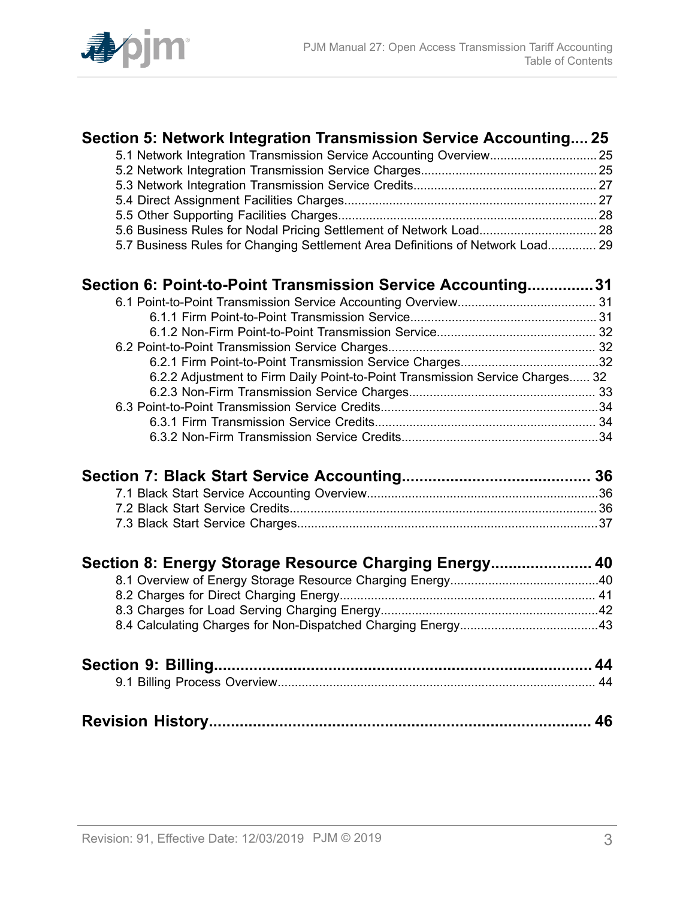**Section 5: Network Integration Transmission Service Accounting.... 25**

- 5.1 Network Integration Transmission Service Accounting Overview............................... 25
- 5.2 Network Integration Transmission Service Charges................................................... 25
- 5.3 Network Integration Transmission Service Credits..................................................... 27
- 5.4 Direct Assignment Facilities Charges......................................................................... 27
- 5.5 Other Supporting Facilities Charges...........................................................................28
- 5.6 Business Rules for Nodal Pricing Settlement of Network Load.................................. 28
- 5.7 Business Rules for Changing Settlement Area Definitions of Network Load.............. 29

**Section 6: Point-to-Point Transmission Service Accounting...............31**

- 6.1 Point-to-Point Transmission Service Accounting Overview........................................ 31
  - 6.1.1 Firm Point-to-Point Transmission Service...................................................... 31
  - 6.1.2 Non-Firm Point-to-Point Transmission Service.............................................. 32
- 6.2 Point-to-Point Transmission Service Charges............................................................ 32
  - 6.2.1 Firm Point-to-Point Transmission Service Charges........................................32
  - 6.2.2 Adjustment to Firm Daily Point-to-Point Transmission Service Charges...... 32
  - 6.2.3 Non-Firm Transmission Service Charges...................................................... 33
- 6.3 Point-to-Point Transmission Service Credits...............................................................34
  - 6.3.1 Firm Transmission Service Credits................................................................ 34
  - 6.3.2 Non-Firm Transmission Service Credits.........................................................34

**Section 7: Black Start Service Accounting.......................................... 36**

- 7.1 Black Start Service Accounting Overview...................................................................36
- 7.2 Black Start Service Credits......................................................................................... 36
- 7.3 Black Start Service Charges.......................................................................................37

**Section 8: Energy Storage Resource Charging Energy...................... 40**

- 8.1 Overview of Energy Storage Resource Charging Energy...........................................40
- 8.2 Charges for Direct Charging Energy.......................................................................... 41
- 8.3 Charges for Load Serving Charging Energy...............................................................42
- 8.4 Calculating Charges for Non-Dispatched Charging Energy........................................43

**Section 9: Billing...................................................................................... 44**

- 9.1 Billing Process Overview............................................................................................ 44

**Revision History...................................................................................... 46**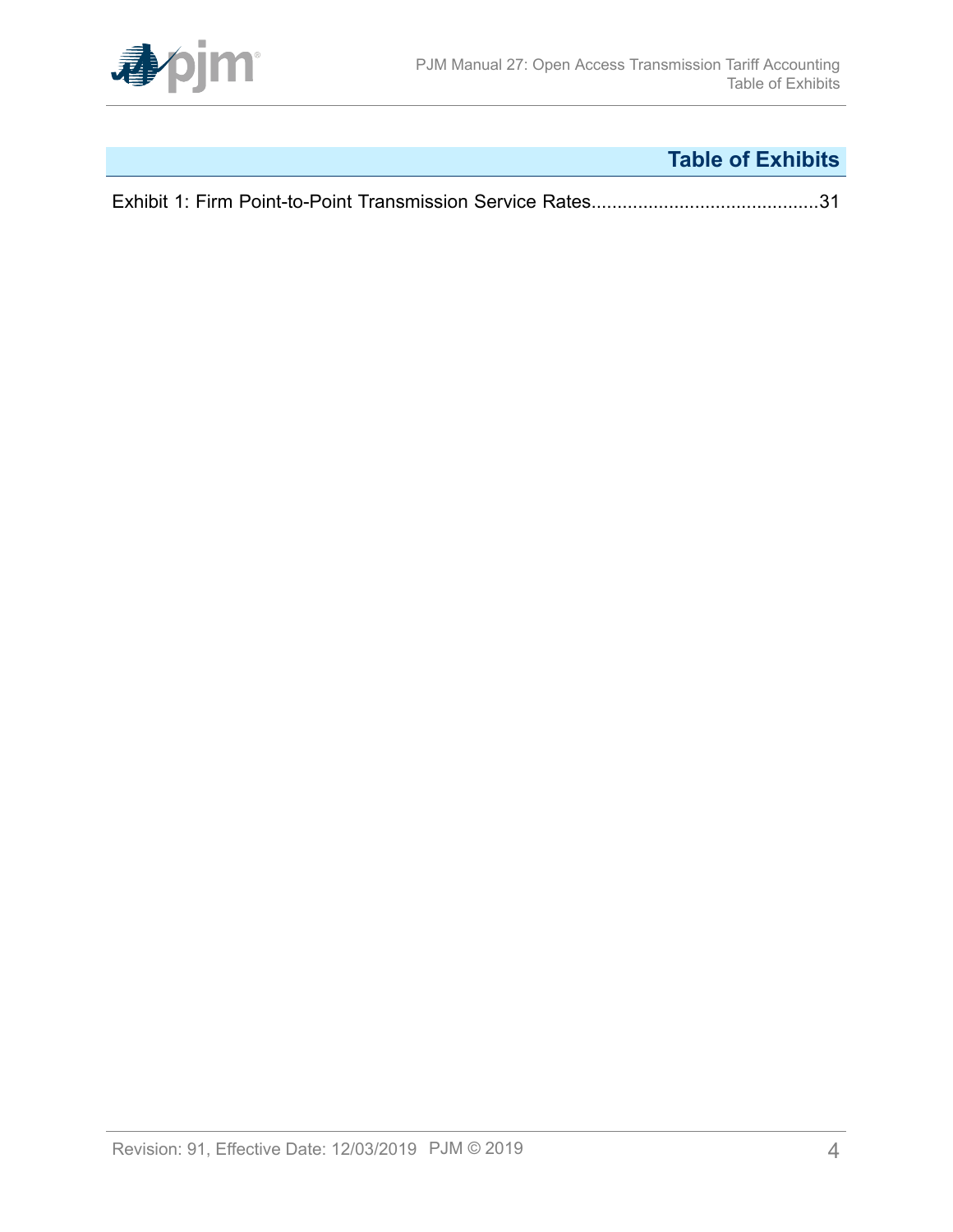## Table of Exhibits

Exhibit 1: Firm Point-to-Point Transmission Service Rates............................................31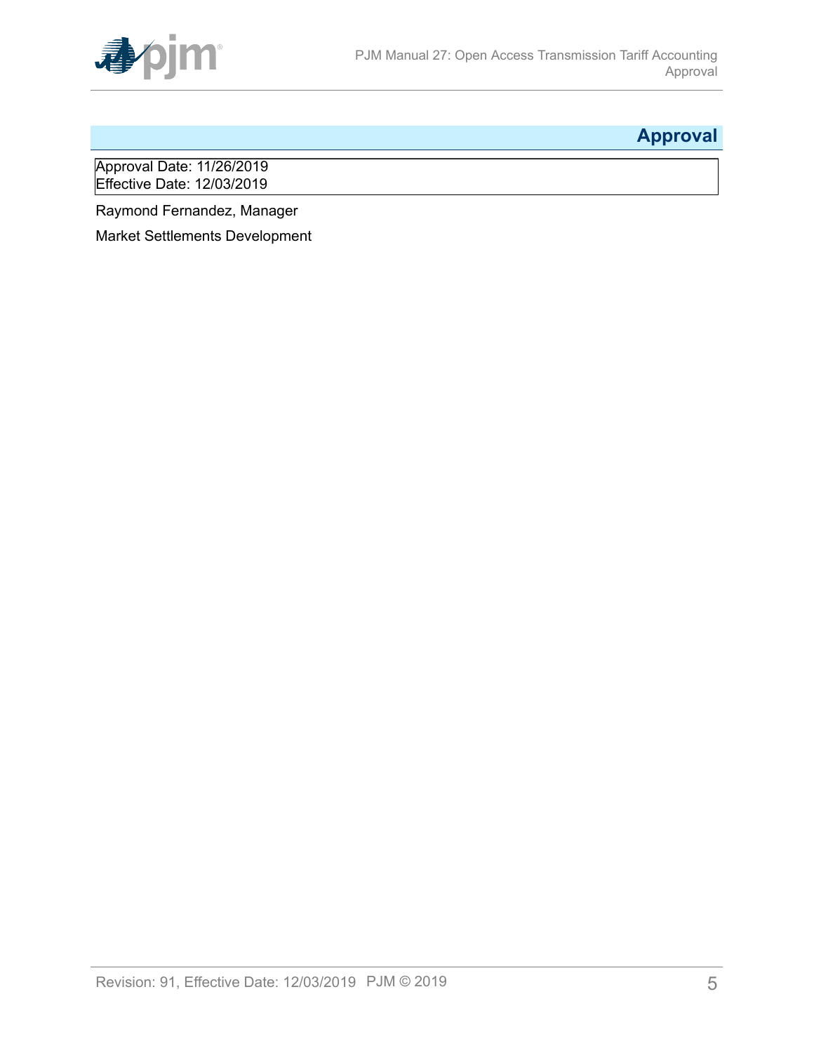# Approval

Approval Date: 11/26/2019
Effective Date: 12/03/2019

Raymond Fernandez, Manager

Market Settlements Development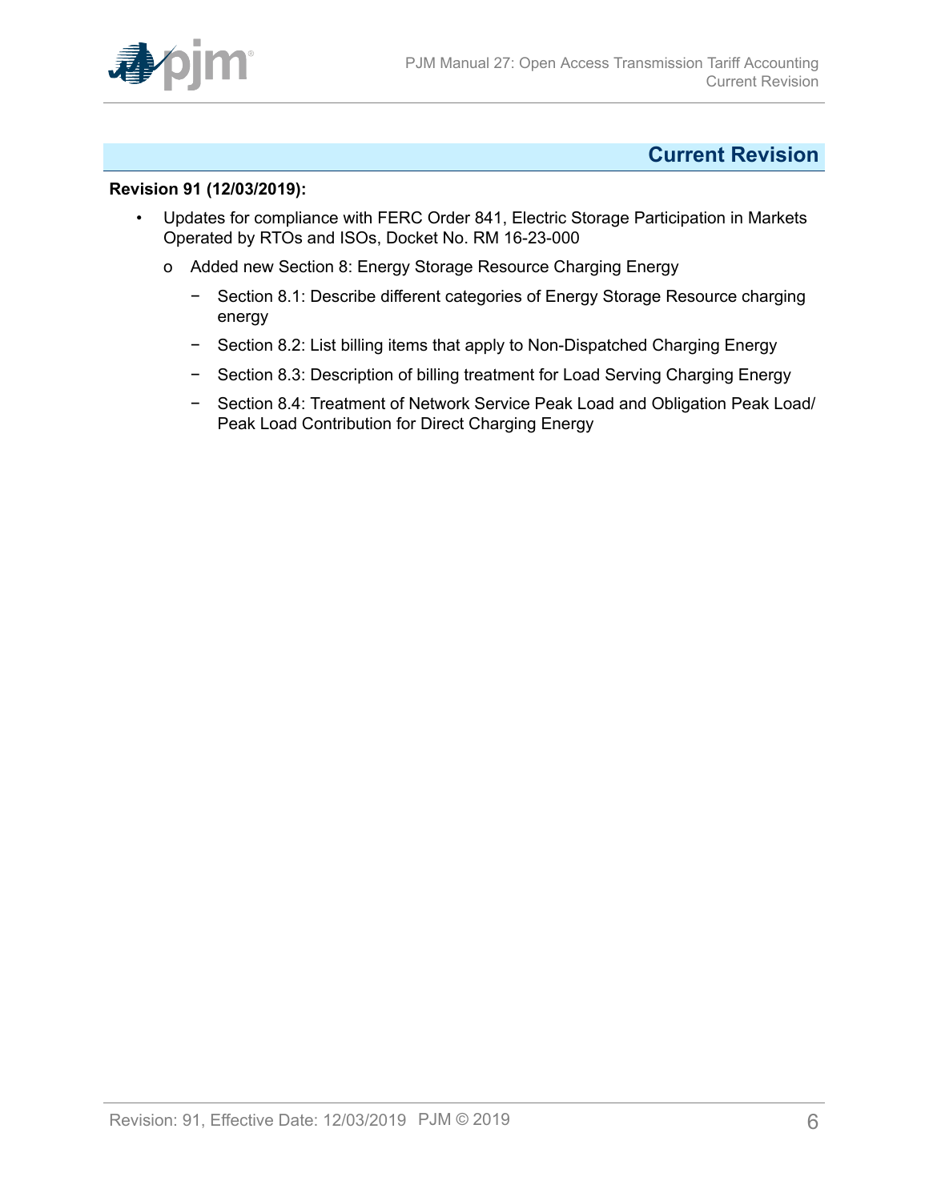## Current Revision

**Revision 91 (12/03/2019):**

- Updates for compliance with FERC Order 841, Electric Storage Participation in Markets Operated by RTOs and ISOs, Docket No. RM 16-23-000
    - Added new Section 8: Energy Storage Resource Charging Energy
        - Section 8.1: Describe different categories of Energy Storage Resource charging energy
        - Section 8.2: List billing items that apply to Non-Dispatched Charging Energy
        - Section 8.3: Description of billing treatment for Load Serving Charging Energy
        - Section 8.4: Treatment of Network Service Peak Load and Obligation Peak Load/ Peak Load Contribution for Direct Charging Energy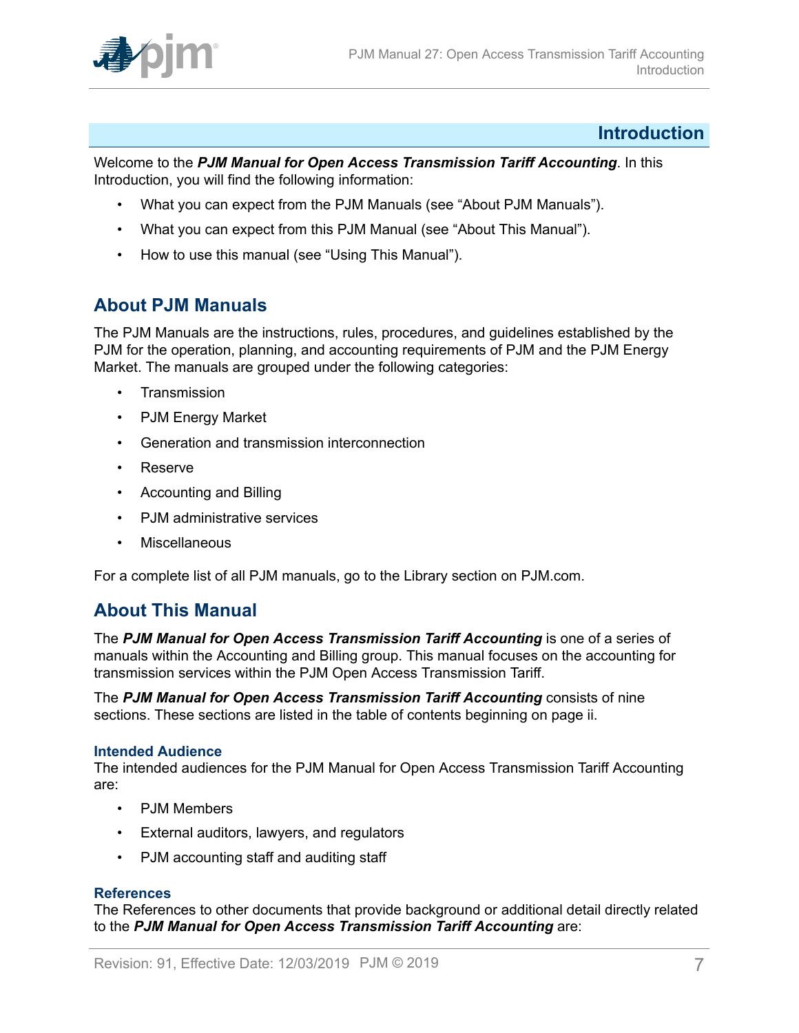# Introduction

Welcome to the ***PJM Manual for Open Access Transmission Tariff Accounting***. In this Introduction, you will find the following information:

- What you can expect from the PJM Manuals (see "About PJM Manuals").
- What you can expect from this PJM Manual (see "About This Manual").
- How to use this manual (see "Using This Manual").

## About PJM Manuals

The PJM Manuals are the instructions, rules, procedures, and guidelines established by the PJM for the operation, planning, and accounting requirements of PJM and the PJM Energy Market. The manuals are grouped under the following categories:

- Transmission
- PJM Energy Market
- Generation and transmission interconnection
- Reserve
- Accounting and Billing
- PJM administrative services
- Miscellaneous

For a complete list of all PJM manuals, go to the Library section on PJM.com.

## About This Manual

The ***PJM Manual for Open Access Transmission Tariff Accounting*** is one of a series of manuals within the Accounting and Billing group. This manual focuses on the accounting for transmission services within the PJM Open Access Transmission Tariff.

The ***PJM Manual for Open Access Transmission Tariff Accounting*** consists of nine sections. These sections are listed in the table of contents beginning on page ii.

### Intended Audience

The intended audiences for the PJM Manual for Open Access Transmission Tariff Accounting are:

- PJM Members
- External auditors, lawyers, and regulators
- PJM accounting staff and auditing staff

### References

The References to other documents that provide background or additional detail directly related to the ***PJM Manual for Open Access Transmission Tariff Accounting*** are: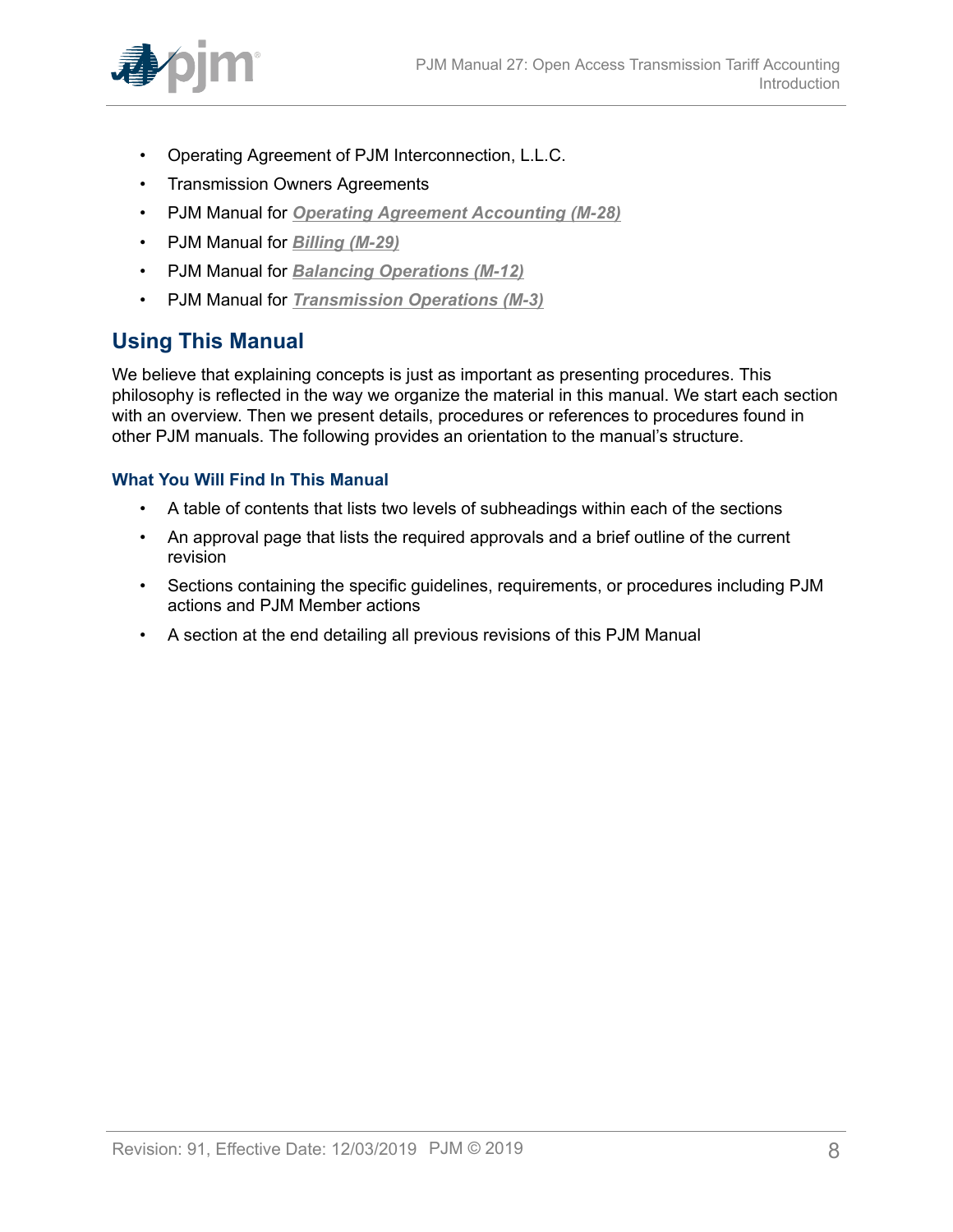- Operating Agreement of PJM Interconnection, L.L.C.
- Transmission Owners Agreements
- PJM Manual for ***Operating Agreement Accounting (M-28)***
- PJM Manual for ***Billing (M-29)***
- PJM Manual for ***Balancing Operations (M-12)***
- PJM Manual for ***Transmission Operations (M-3)***

## Using This Manual

We believe that explaining concepts is just as important as presenting procedures. This philosophy is reflected in the way we organize the material in this manual. We start each section with an overview. Then we present details, procedures or references to procedures found in other PJM manuals. The following provides an orientation to the manual's structure.

### What You Will Find In This Manual

- A table of contents that lists two levels of subheadings within each of the sections
- An approval page that lists the required approvals and a brief outline of the current revision
- Sections containing the specific guidelines, requirements, or procedures including PJM actions and PJM Member actions
- A section at the end detailing all previous revisions of this PJM Manual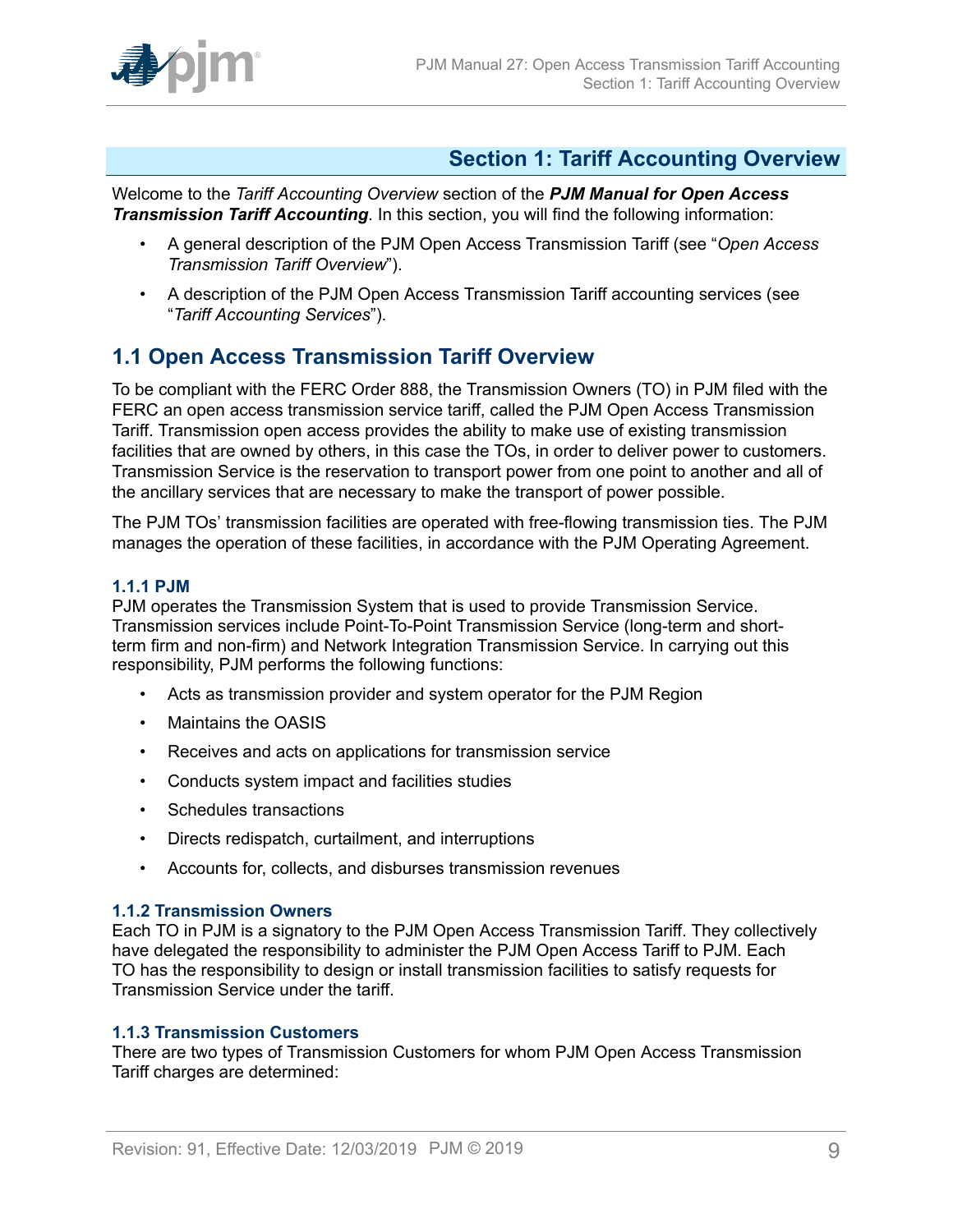# Section 1: Tariff Accounting Overview

Welcome to the *Tariff Accounting Overview* section of the ***PJM Manual for Open Access Transmission Tariff Accounting***. In this section, you will find the following information:

- A general description of the PJM Open Access Transmission Tariff (see "*Open Access Transmission Tariff Overview*").
- A description of the PJM Open Access Transmission Tariff accounting services (see "*Tariff Accounting Services*").

## 1.1 Open Access Transmission Tariff Overview

To be compliant with the FERC Order 888, the Transmission Owners (TO) in PJM filed with the FERC an open access transmission service tariff, called the PJM Open Access Transmission Tariff. Transmission open access provides the ability to make use of existing transmission facilities that are owned by others, in this case the TOs, in order to deliver power to customers. Transmission Service is the reservation to transport power from one point to another and all of the ancillary services that are necessary to make the transport of power possible.

The PJM TOs' transmission facilities are operated with free-flowing transmission ties. The PJM manages the operation of these facilities, in accordance with the PJM Operating Agreement.

### 1.1.1 PJM

PJM operates the Transmission System that is used to provide Transmission Service. Transmission services include Point-To-Point Transmission Service (long-term and short-term firm and non-firm) and Network Integration Transmission Service. In carrying out this responsibility, PJM performs the following functions:

- Acts as transmission provider and system operator for the PJM Region
- Maintains the OASIS
- Receives and acts on applications for transmission service
- Conducts system impact and facilities studies
- Schedules transactions
- Directs redispatch, curtailment, and interruptions
- Accounts for, collects, and disburses transmission revenues

### 1.1.2 Transmission Owners

Each TO in PJM is a signatory to the PJM Open Access Transmission Tariff. They collectively have delegated the responsibility to administer the PJM Open Access Tariff to PJM. Each TO has the responsibility to design or install transmission facilities to satisfy requests for Transmission Service under the tariff.

### 1.1.3 Transmission Customers

There are two types of Transmission Customers for whom PJM Open Access Transmission Tariff charges are determined: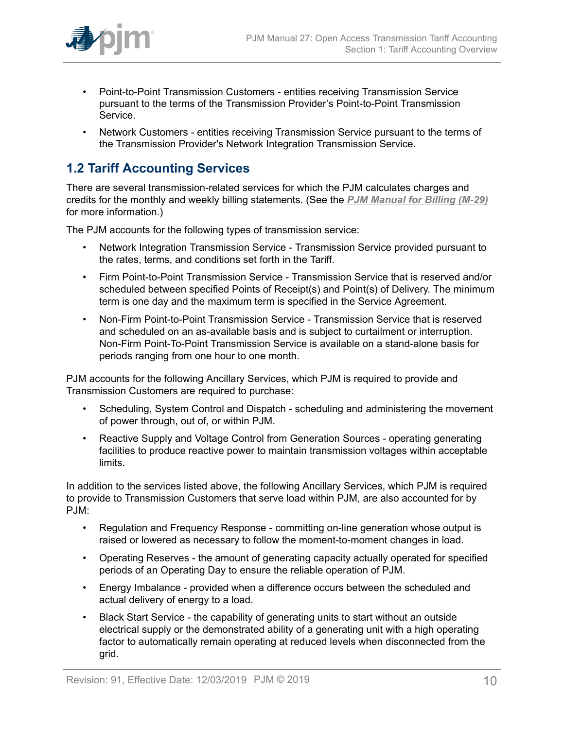- Point-to-Point Transmission Customers - entities receiving Transmission Service pursuant to the terms of the Transmission Provider's Point-to-Point Transmission Service.
- Network Customers - entities receiving Transmission Service pursuant to the terms of the Transmission Provider's Network Integration Transmission Service.

## 1.2 Tariff Accounting Services

There are several transmission-related services for which the PJM calculates charges and credits for the monthly and weekly billing statements. (See the ***PJM Manual for Billing (M-29)*** for more information.)

The PJM accounts for the following types of transmission service:

- Network Integration Transmission Service - Transmission Service provided pursuant to the rates, terms, and conditions set forth in the Tariff.
- Firm Point-to-Point Transmission Service - Transmission Service that is reserved and/or scheduled between specified Points of Receipt(s) and Point(s) of Delivery. The minimum term is one day and the maximum term is specified in the Service Agreement.
- Non-Firm Point-to-Point Transmission Service - Transmission Service that is reserved and scheduled on an as-available basis and is subject to curtailment or interruption. Non-Firm Point-To-Point Transmission Service is available on a stand-alone basis for periods ranging from one hour to one month.

PJM accounts for the following Ancillary Services, which PJM is required to provide and Transmission Customers are required to purchase:

- Scheduling, System Control and Dispatch - scheduling and administering the movement of power through, out of, or within PJM.
- Reactive Supply and Voltage Control from Generation Sources - operating generating facilities to produce reactive power to maintain transmission voltages within acceptable limits.

In addition to the services listed above, the following Ancillary Services, which PJM is required to provide to Transmission Customers that serve load within PJM, are also accounted for by PJM:

- Regulation and Frequency Response - committing on-line generation whose output is raised or lowered as necessary to follow the moment-to-moment changes in load.
- Operating Reserves - the amount of generating capacity actually operated for specified periods of an Operating Day to ensure the reliable operation of PJM.
- Energy Imbalance - provided when a difference occurs between the scheduled and actual delivery of energy to a load.
- Black Start Service - the capability of generating units to start without an outside electrical supply or the demonstrated ability of a generating unit with a high operating factor to automatically remain operating at reduced levels when disconnected from the grid.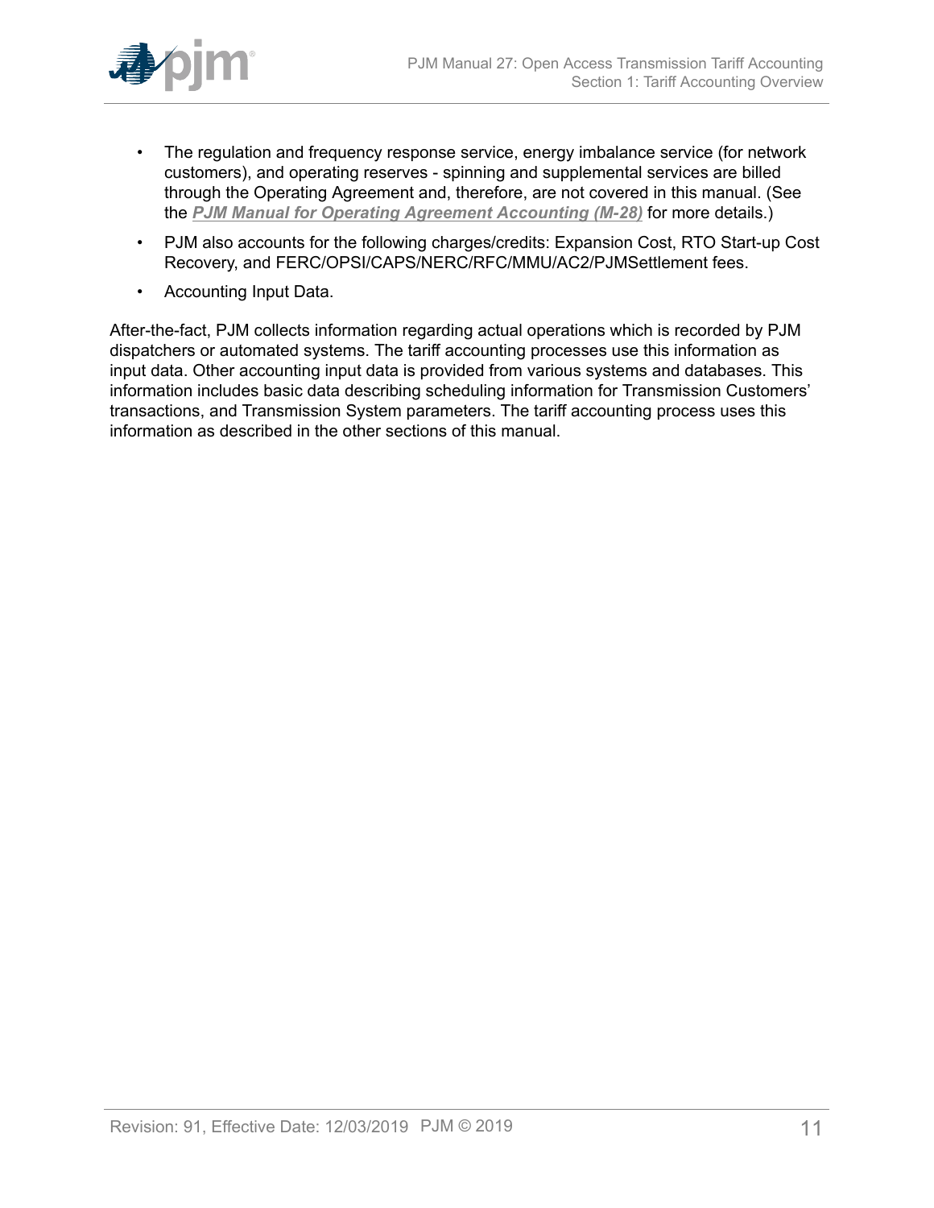- The regulation and frequency response service, energy imbalance service (for network customers), and operating reserves - spinning and supplemental services are billed through the Operating Agreement and, therefore, are not covered in this manual. (See the ***PJM Manual for Operating Agreement Accounting (M-28)*** for more details.)
- PJM also accounts for the following charges/credits: Expansion Cost, RTO Start-up Cost Recovery, and FERC/OPSI/CAPS/NERC/RFC/MMU/AC2/PJMSettlement fees.
- Accounting Input Data.

After-the-fact, PJM collects information regarding actual operations which is recorded by PJM dispatchers or automated systems. The tariff accounting processes use this information as input data. Other accounting input data is provided from various systems and databases. This information includes basic data describing scheduling information for Transmission Customers' transactions, and Transmission System parameters. The tariff accounting process uses this information as described in the other sections of this manual.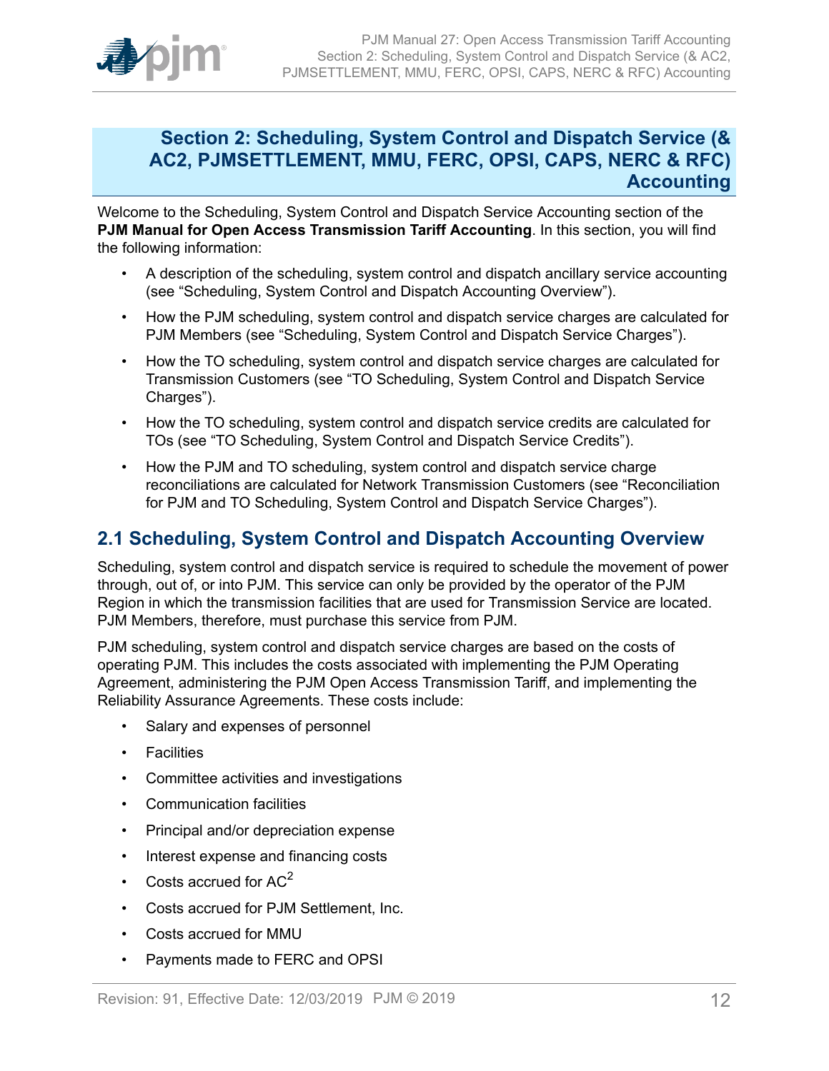# Section 2: Scheduling, System Control and Dispatch Service (& AC2, PJMSETTLEMENT, MMU, FERC, OPSI, CAPS, NERC & RFC) Accounting

Welcome to the Scheduling, System Control and Dispatch Service Accounting section of the **PJM Manual for Open Access Transmission Tariff Accounting**. In this section, you will find the following information:

- A description of the scheduling, system control and dispatch ancillary service accounting (see "Scheduling, System Control and Dispatch Accounting Overview").
- How the PJM scheduling, system control and dispatch service charges are calculated for PJM Members (see "Scheduling, System Control and Dispatch Service Charges").
- How the TO scheduling, system control and dispatch service charges are calculated for Transmission Customers (see "TO Scheduling, System Control and Dispatch Service Charges").
- How the TO scheduling, system control and dispatch service credits are calculated for TOs (see "TO Scheduling, System Control and Dispatch Service Credits").
- How the PJM and TO scheduling, system control and dispatch service charge reconciliations are calculated for Network Transmission Customers (see "Reconciliation for PJM and TO Scheduling, System Control and Dispatch Service Charges").

## 2.1 Scheduling, System Control and Dispatch Accounting Overview

Scheduling, system control and dispatch service is required to schedule the movement of power through, out of, or into PJM. This service can only be provided by the operator of the PJM Region in which the transmission facilities that are used for Transmission Service are located. PJM Members, therefore, must purchase this service from PJM.

PJM scheduling, system control and dispatch service charges are based on the costs of operating PJM. This includes the costs associated with implementing the PJM Operating Agreement, administering the PJM Open Access Transmission Tariff, and implementing the Reliability Assurance Agreements. These costs include:

- Salary and expenses of personnel
- Facilities
- Committee activities and investigations
- Communication facilities
- Principal and/or depreciation expense
- Interest expense and financing costs
- Costs accrued for $AC^2$
- Costs accrued for PJM Settlement, Inc.
- Costs accrued for MMU
- Payments made to FERC and OPSI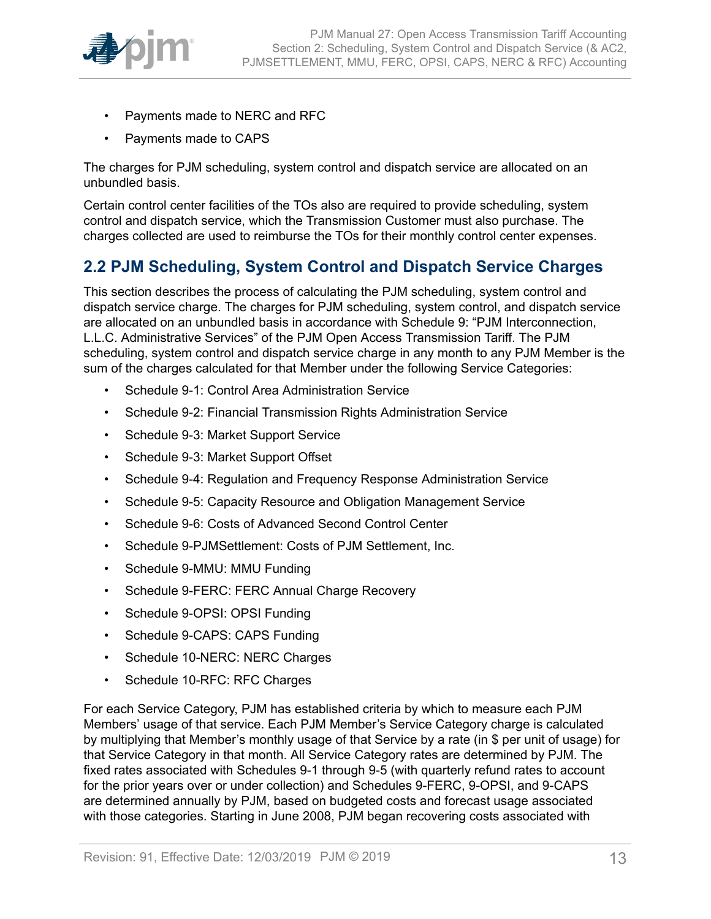- Payments made to NERC and RFC
- Payments made to CAPS

The charges for PJM scheduling, system control and dispatch service are allocated on an unbundled basis.

Certain control center facilities of the TOs also are required to provide scheduling, system control and dispatch service, which the Transmission Customer must also purchase. The charges collected are used to reimburse the TOs for their monthly control center expenses.

## 2.2 PJM Scheduling, System Control and Dispatch Service Charges

This section describes the process of calculating the PJM scheduling, system control and dispatch service charge. The charges for PJM scheduling, system control, and dispatch service are allocated on an unbundled basis in accordance with Schedule 9: "PJM Interconnection, L.L.C. Administrative Services" of the PJM Open Access Transmission Tariff. The PJM scheduling, system control and dispatch service charge in any month to any PJM Member is the sum of the charges calculated for that Member under the following Service Categories:

- Schedule 9-1: Control Area Administration Service
- Schedule 9-2: Financial Transmission Rights Administration Service
- Schedule 9-3: Market Support Service
- Schedule 9-3: Market Support Offset
- Schedule 9-4: Regulation and Frequency Response Administration Service
- Schedule 9-5: Capacity Resource and Obligation Management Service
- Schedule 9-6: Costs of Advanced Second Control Center
- Schedule 9-PJMSettlement: Costs of PJM Settlement, Inc.
- Schedule 9-MMU: MMU Funding
- Schedule 9-FERC: FERC Annual Charge Recovery
- Schedule 9-OPSI: OPSI Funding
- Schedule 9-CAPS: CAPS Funding
- Schedule 10-NERC: NERC Charges
- Schedule 10-RFC: RFC Charges

For each Service Category, PJM has established criteria by which to measure each PJM Members' usage of that service. Each PJM Member's Service Category charge is calculated by multiplying that Member's monthly usage of that Service by a rate (in $ per unit of usage) for that Service Category in that month. All Service Category rates are determined by PJM. The fixed rates associated with Schedules 9-1 through 9-5 (with quarterly refund rates to account for the prior years over or under collection) and Schedules 9-FERC, 9-OPSI, and 9-CAPS are determined annually by PJM, based on budgeted costs and forecast usage associated with those categories. Starting in June 2008, PJM began recovering costs associated with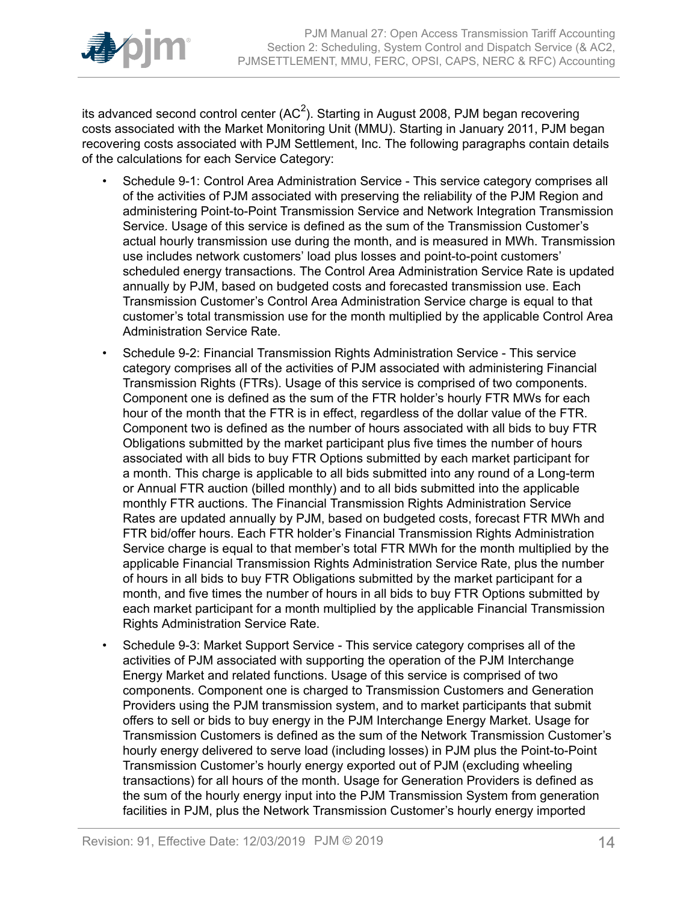its advanced second control center ($AC^2$). Starting in August 2008, PJM began recovering costs associated with the Market Monitoring Unit (MMU). Starting in January 2011, PJM began recovering costs associated with PJM Settlement, Inc. The following paragraphs contain details of the calculations for each Service Category:

- Schedule 9-1: Control Area Administration Service - This service category comprises all of the activities of PJM associated with preserving the reliability of the PJM Region and administering Point-to-Point Transmission Service and Network Integration Transmission Service. Usage of this service is defined as the sum of the Transmission Customer's actual hourly transmission use during the month, and is measured in MWh. Transmission use includes network customers' load plus losses and point-to-point customers' scheduled energy transactions. The Control Area Administration Service Rate is updated annually by PJM, based on budgeted costs and forecasted transmission use. Each Transmission Customer's Control Area Administration Service charge is equal to that customer's total transmission use for the month multiplied by the applicable Control Area Administration Service Rate.
- Schedule 9-2: Financial Transmission Rights Administration Service - This service category comprises all of the activities of PJM associated with administering Financial Transmission Rights (FTRs). Usage of this service is comprised of two components. Component one is defined as the sum of the FTR holder's hourly FTR MWs for each hour of the month that the FTR is in effect, regardless of the dollar value of the FTR. Component two is defined as the number of hours associated with all bids to buy FTR Obligations submitted by the market participant plus five times the number of hours associated with all bids to buy FTR Options submitted by each market participant for a month. This charge is applicable to all bids submitted into any round of a Long-term or Annual FTR auction (billed monthly) and to all bids submitted into the applicable monthly FTR auctions. The Financial Transmission Rights Administration Service Rates are updated annually by PJM, based on budgeted costs, forecast FTR MWh and FTR bid/offer hours. Each FTR holder's Financial Transmission Rights Administration Service charge is equal to that member's total FTR MWh for the month multiplied by the applicable Financial Transmission Rights Administration Service Rate, plus the number of hours in all bids to buy FTR Obligations submitted by the market participant for a month, and five times the number of hours in all bids to buy FTR Options submitted by each market participant for a month multiplied by the applicable Financial Transmission Rights Administration Service Rate.
- Schedule 9-3: Market Support Service - This service category comprises all of the activities of PJM associated with supporting the operation of the PJM Interchange Energy Market and related functions. Usage of this service is comprised of two components. Component one is charged to Transmission Customers and Generation Providers using the PJM transmission system, and to market participants that submit offers to sell or bids to buy energy in the PJM Interchange Energy Market. Usage for Transmission Customers is defined as the sum of the Network Transmission Customer's hourly energy delivered to serve load (including losses) in PJM plus the Point-to-Point Transmission Customer's hourly energy exported out of PJM (excluding wheeling transactions) for all hours of the month. Usage for Generation Providers is defined as the sum of the hourly energy input into the PJM Transmission System from generation facilities in PJM, plus the Network Transmission Customer's hourly energy imported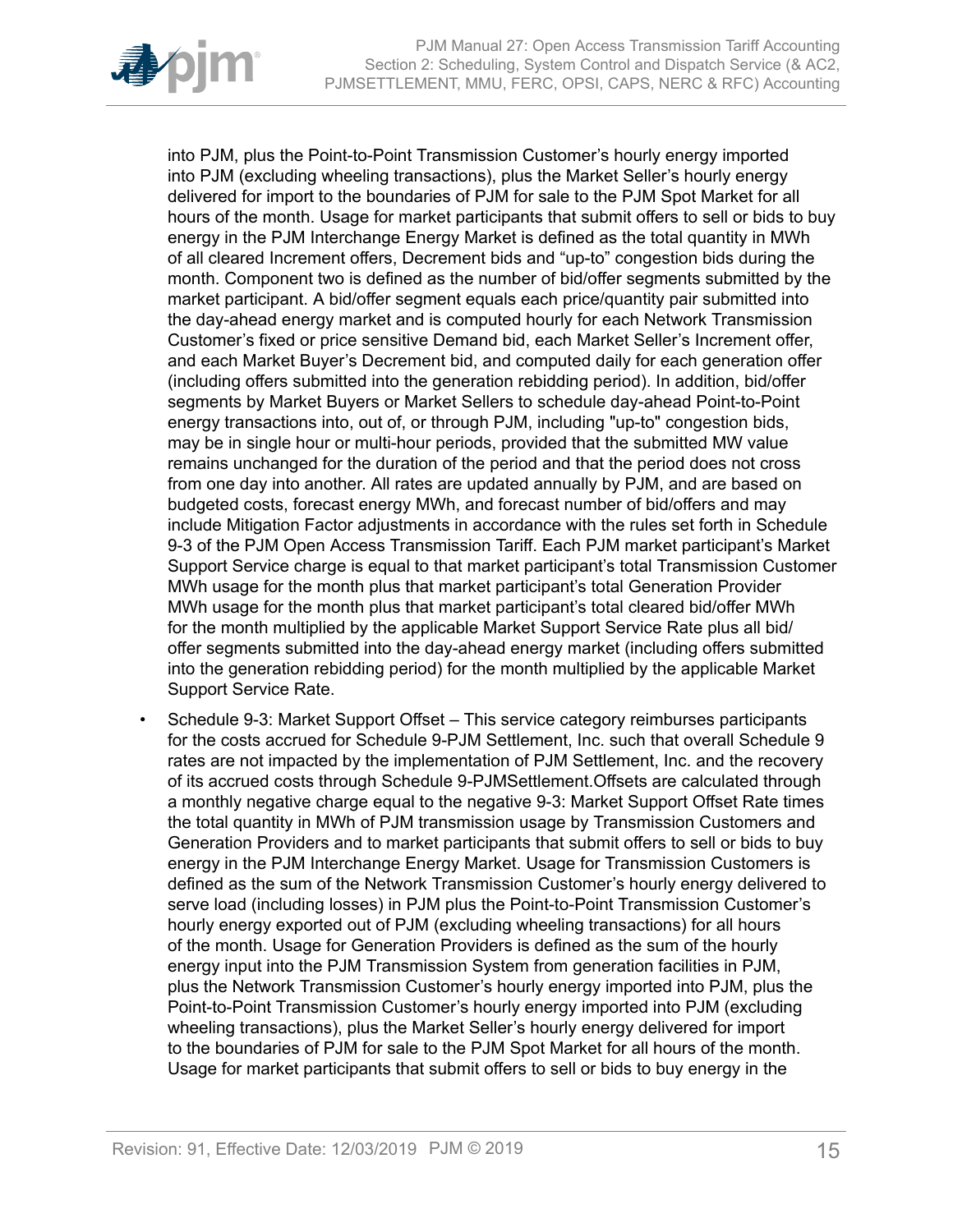into PJM, plus the Point-to-Point Transmission Customer's hourly energy imported into PJM (excluding wheeling transactions), plus the Market Seller's hourly energy delivered for import to the boundaries of PJM for sale to the PJM Spot Market for all hours of the month. Usage for market participants that submit offers to sell or bids to buy energy in the PJM Interchange Energy Market is defined as the total quantity in MWh of all cleared Increment offers, Decrement bids and "up-to" congestion bids during the month. Component two is defined as the number of bid/offer segments submitted by the market participant. A bid/offer segment equals each price/quantity pair submitted into the day-ahead energy market and is computed hourly for each Network Transmission Customer's fixed or price sensitive Demand bid, each Market Seller's Increment offer, and each Market Buyer's Decrement bid, and computed daily for each generation offer (including offers submitted into the generation rebidding period). In addition, bid/offer segments by Market Buyers or Market Sellers to schedule day-ahead Point-to-Point energy transactions into, out of, or through PJM, including "up-to" congestion bids, may be in single hour or multi-hour periods, provided that the submitted MW value remains unchanged for the duration of the period and that the period does not cross from one day into another. All rates are updated annually by PJM, and are based on budgeted costs, forecast energy MWh, and forecast number of bid/offers and may include Mitigation Factor adjustments in accordance with the rules set forth in Schedule 9-3 of the PJM Open Access Transmission Tariff. Each PJM market participant's Market Support Service charge is equal to that market participant's total Transmission Customer MWh usage for the month plus that market participant's total Generation Provider MWh usage for the month plus that market participant's total cleared bid/offer MWh for the month multiplied by the applicable Market Support Service Rate plus all bid/offer segments submitted into the day-ahead energy market (including offers submitted into the generation rebidding period) for the month multiplied by the applicable Market Support Service Rate.

- Schedule 9-3: Market Support Offset – This service category reimburses participants for the costs accrued for Schedule 9-PJM Settlement, Inc. such that overall Schedule 9 rates are not impacted by the implementation of PJM Settlement, Inc. and the recovery of its accrued costs through Schedule 9-PJMSettlement.Offsets are calculated through a monthly negative charge equal to the negative 9-3: Market Support Offset Rate times the total quantity in MWh of PJM transmission usage by Transmission Customers and Generation Providers and to market participants that submit offers to sell or bids to buy energy in the PJM Interchange Energy Market. Usage for Transmission Customers is defined as the sum of the Network Transmission Customer's hourly energy delivered to serve load (including losses) in PJM plus the Point-to-Point Transmission Customer's hourly energy exported out of PJM (excluding wheeling transactions) for all hours of the month. Usage for Generation Providers is defined as the sum of the hourly energy input into the PJM Transmission System from generation facilities in PJM, plus the Network Transmission Customer's hourly energy imported into PJM, plus the Point-to-Point Transmission Customer's hourly energy imported into PJM (excluding wheeling transactions), plus the Market Seller's hourly energy delivered for import to the boundaries of PJM for sale to the PJM Spot Market for all hours of the month. Usage for market participants that submit offers to sell or bids to buy energy in the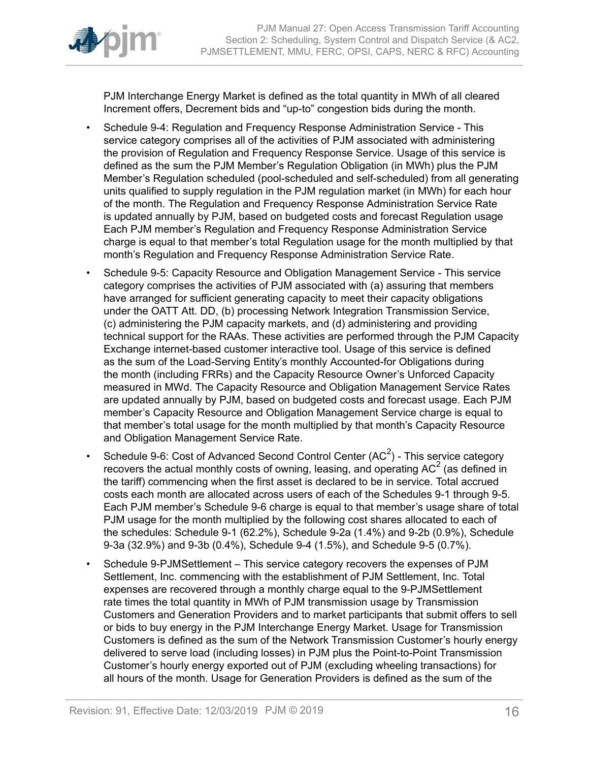PJM Interchange Energy Market is defined as the total quantity in MWh of all cleared Increment offers, Decrement bids and “up-to” congestion bids during the month.

- Schedule 9-4: Regulation and Frequency Response Administration Service - This service category comprises all of the activities of PJM associated with administering the provision of Regulation and Frequency Response Service. Usage of this service is defined as the sum the PJM Member’s Regulation Obligation (in MWh) plus the PJM Member’s Regulation scheduled (pool-scheduled and self-scheduled) from all generating units qualified to supply regulation in the PJM regulation market (in MWh) for each hour of the month. The Regulation and Frequency Response Administration Service Rate is updated annually by PJM, based on budgeted costs and forecast Regulation usage Each PJM member’s Regulation and Frequency Response Administration Service charge is equal to that member’s total Regulation usage for the month multiplied by that month’s Regulation and Frequency Response Administration Service Rate.
- Schedule 9-5: Capacity Resource and Obligation Management Service - This service category comprises the activities of PJM associated with (a) assuring that members have arranged for sufficient generating capacity to meet their capacity obligations under the OATT Att. DD, (b) processing Network Integration Transmission Service, (c) administering the PJM capacity markets, and (d) administering and providing technical support for the RAAs. These activities are performed through the PJM Capacity Exchange internet-based customer interactive tool. Usage of this service is defined as the sum of the Load-Serving Entity’s monthly Accounted-for Obligations during the month (including FRRs) and the Capacity Resource Owner’s Unforced Capacity measured in MWd. The Capacity Resource and Obligation Management Service Rates are updated annually by PJM, based on budgeted costs and forecast usage. Each PJM member’s Capacity Resource and Obligation Management Service charge is equal to that member’s total usage for the month multiplied by that month’s Capacity Resource and Obligation Management Service Rate.
- Schedule 9-6: Cost of Advanced Second Control Center ($AC^2$) - This service category recovers the actual monthly costs of owning, leasing, and operating $AC^2$ (as defined in the tariff) commencing when the first asset is declared to be in service. Total accrued costs each month are allocated across users of each of the Schedules 9-1 through 9-5. Each PJM member’s Schedule 9-6 charge is equal to that member’s usage share of total PJM usage for the month multiplied by the following cost shares allocated to each of the schedules: Schedule 9-1 (62.2%), Schedule 9-2a (1.4%) and 9-2b (0.9%), Schedule 9-3a (32.9%) and 9-3b (0.4%), Schedule 9-4 (1.5%), and Schedule 9-5 (0.7%).
- Schedule 9-PJMSettlement – This service category recovers the expenses of PJM Settlement, Inc. commencing with the establishment of PJM Settlement, Inc. Total expenses are recovered through a monthly charge equal to the 9-PJMSettlement rate times the total quantity in MWh of PJM transmission usage by Transmission Customers and Generation Providers and to market participants that submit offers to sell or bids to buy energy in the PJM Interchange Energy Market. Usage for Transmission Customers is defined as the sum of the Network Transmission Customer’s hourly energy delivered to serve load (including losses) in PJM plus the Point-to-Point Transmission Customer’s hourly energy exported out of PJM (excluding wheeling transactions) for all hours of the month. Usage for Generation Providers is defined as the sum of the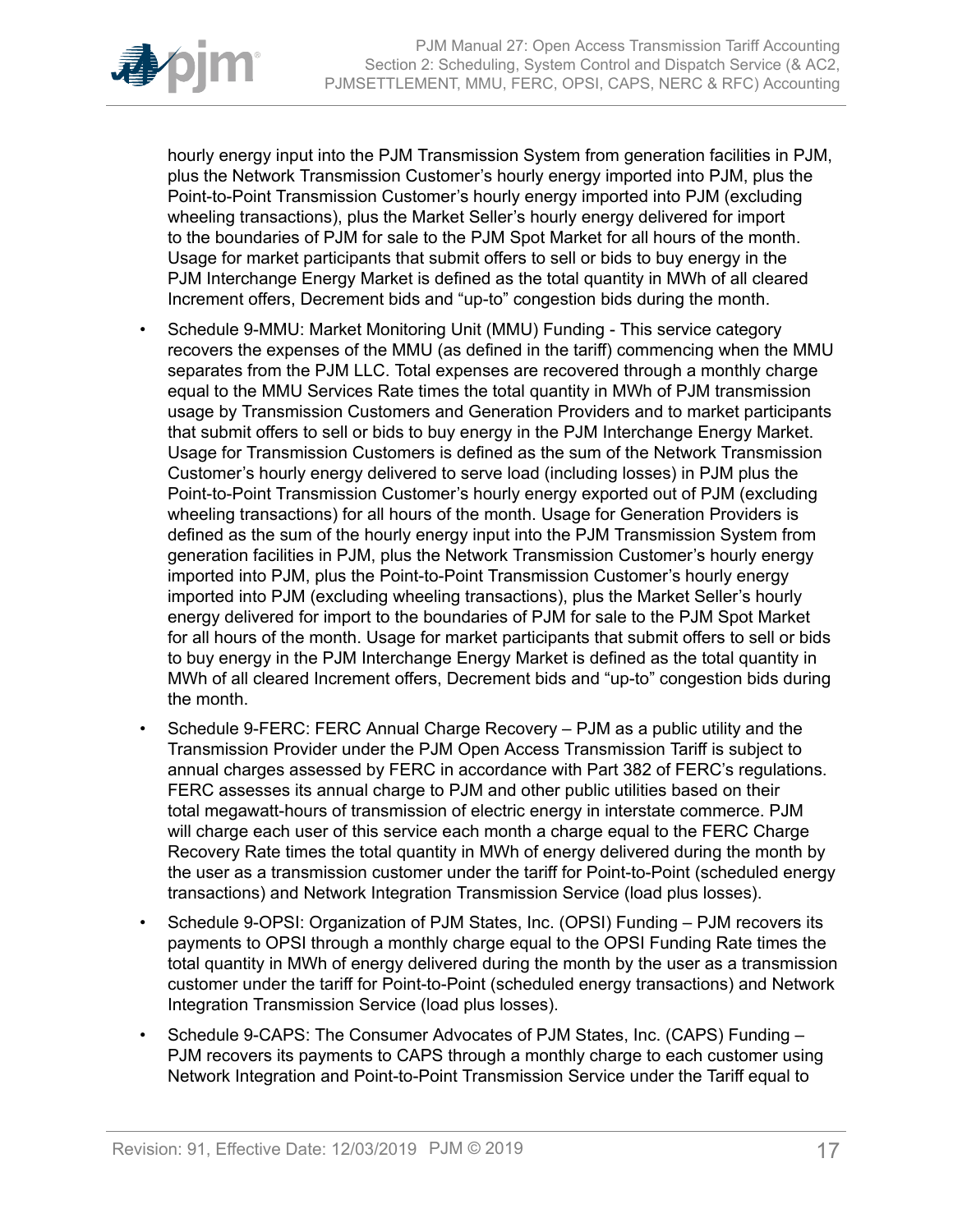hourly energy input into the PJM Transmission System from generation facilities in PJM, plus the Network Transmission Customer's hourly energy imported into PJM, plus the Point-to-Point Transmission Customer's hourly energy imported into PJM (excluding wheeling transactions), plus the Market Seller's hourly energy delivered for import to the boundaries of PJM for sale to the PJM Spot Market for all hours of the month. Usage for market participants that submit offers to sell or bids to buy energy in the PJM Interchange Energy Market is defined as the total quantity in MWh of all cleared Increment offers, Decrement bids and "up-to" congestion bids during the month.

- Schedule 9-MMU: Market Monitoring Unit (MMU) Funding - This service category recovers the expenses of the MMU (as defined in the tariff) commencing when the MMU separates from the PJM LLC. Total expenses are recovered through a monthly charge equal to the MMU Services Rate times the total quantity in MWh of PJM transmission usage by Transmission Customers and Generation Providers and to market participants that submit offers to sell or bids to buy energy in the PJM Interchange Energy Market. Usage for Transmission Customers is defined as the sum of the Network Transmission Customer's hourly energy delivered to serve load (including losses) in PJM plus the Point-to-Point Transmission Customer's hourly energy exported out of PJM (excluding wheeling transactions) for all hours of the month. Usage for Generation Providers is defined as the sum of the hourly energy input into the PJM Transmission System from generation facilities in PJM, plus the Network Transmission Customer's hourly energy imported into PJM, plus the Point-to-Point Transmission Customer's hourly energy imported into PJM (excluding wheeling transactions), plus the Market Seller's hourly energy delivered for import to the boundaries of PJM for sale to the PJM Spot Market for all hours of the month. Usage for market participants that submit offers to sell or bids to buy energy in the PJM Interchange Energy Market is defined as the total quantity in MWh of all cleared Increment offers, Decrement bids and "up-to" congestion bids during the month.
- Schedule 9-FERC: FERC Annual Charge Recovery – PJM as a public utility and the Transmission Provider under the PJM Open Access Transmission Tariff is subject to annual charges assessed by FERC in accordance with Part 382 of FERC's regulations. FERC assesses its annual charge to PJM and other public utilities based on their total megawatt-hours of transmission of electric energy in interstate commerce. PJM will charge each user of this service each month a charge equal to the FERC Charge Recovery Rate times the total quantity in MWh of energy delivered during the month by the user as a transmission customer under the tariff for Point-to-Point (scheduled energy transactions) and Network Integration Transmission Service (load plus losses).
- Schedule 9-OPSI: Organization of PJM States, Inc. (OPSI) Funding – PJM recovers its payments to OPSI through a monthly charge equal to the OPSI Funding Rate times the total quantity in MWh of energy delivered during the month by the user as a transmission customer under the tariff for Point-to-Point (scheduled energy transactions) and Network Integration Transmission Service (load plus losses).
- Schedule 9-CAPS: The Consumer Advocates of PJM States, Inc. (CAPS) Funding – PJM recovers its payments to CAPS through a monthly charge to each customer using Network Integration and Point-to-Point Transmission Service under the Tariff equal to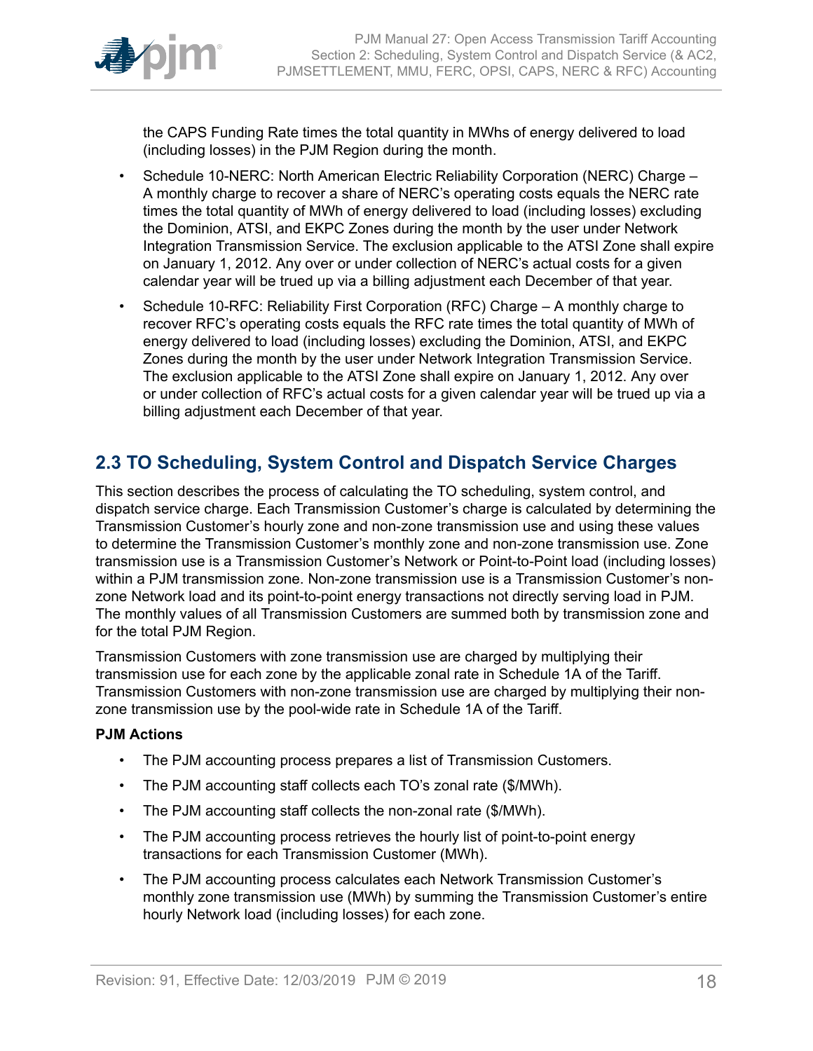the CAPS Funding Rate times the total quantity in MWhs of energy delivered to load (including losses) in the PJM Region during the month.

- Schedule 10-NERC: North American Electric Reliability Corporation (NERC) Charge – A monthly charge to recover a share of NERC's operating costs equals the NERC rate times the total quantity of MWh of energy delivered to load (including losses) excluding the Dominion, ATSI, and EKPC Zones during the month by the user under Network Integration Transmission Service. The exclusion applicable to the ATSI Zone shall expire on January 1, 2012. Any over or under collection of NERC's actual costs for a given calendar year will be trued up via a billing adjustment each December of that year.
- Schedule 10-RFC: Reliability First Corporation (RFC) Charge – A monthly charge to recover RFC's operating costs equals the RFC rate times the total quantity of MWh of energy delivered to load (including losses) excluding the Dominion, ATSI, and EKPC Zones during the month by the user under Network Integration Transmission Service. The exclusion applicable to the ATSI Zone shall expire on January 1, 2012. Any over or under collection of RFC's actual costs for a given calendar year will be trued up via a billing adjustment each December of that year.

## 2.3 TO Scheduling, System Control and Dispatch Service Charges

This section describes the process of calculating the TO scheduling, system control, and dispatch service charge. Each Transmission Customer's charge is calculated by determining the Transmission Customer's hourly zone and non-zone transmission use and using these values to determine the Transmission Customer's monthly zone and non-zone transmission use. Zone transmission use is a Transmission Customer's Network or Point-to-Point load (including losses) within a PJM transmission zone. Non-zone transmission use is a Transmission Customer's non-zone Network load and its point-to-point energy transactions not directly serving load in PJM. The monthly values of all Transmission Customers are summed both by transmission zone and for the total PJM Region.

Transmission Customers with zone transmission use are charged by multiplying their transmission use for each zone by the applicable zonal rate in Schedule 1A of the Tariff. Transmission Customers with non-zone transmission use are charged by multiplying their non-zone transmission use by the pool-wide rate in Schedule 1A of the Tariff.

**PJM Actions**

- The PJM accounting process prepares a list of Transmission Customers.
- The PJM accounting staff collects each TO's zonal rate ($/MWh).
- The PJM accounting staff collects the non-zonal rate ($/MWh).
- The PJM accounting process retrieves the hourly list of point-to-point energy transactions for each Transmission Customer (MWh).
- The PJM accounting process calculates each Network Transmission Customer's monthly zone transmission use (MWh) by summing the Transmission Customer's entire hourly Network load (including losses) for each zone.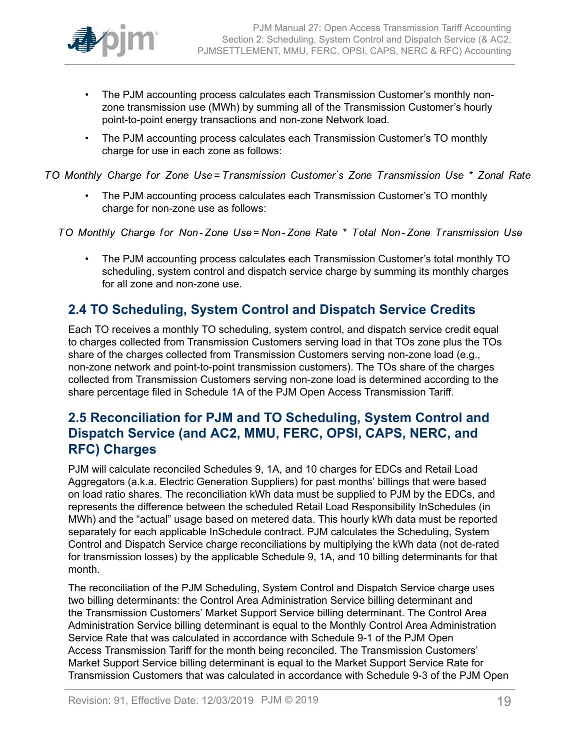- The PJM accounting process calculates each Transmission Customer's monthly non-zone transmission use (MWh) by summing all of the Transmission Customer's hourly point-to-point energy transactions and non-zone Network load.
- The PJM accounting process calculates each Transmission Customer's TO monthly charge for use in each zone as follows:

$$TO\ Monthly\ Charge\ for\ Zone\ Use = Transmission\ Customer's\ Zone\ Transmission\ Use\ *\ Zonal\ Rate$$

- The PJM accounting process calculates each Transmission Customer's TO monthly charge for non-zone use as follows:

$$TO\ Monthly\ Charge\ for\ Non\text{-}Zone\ Use = Non\text{-}Zone\ Rate\ *\ Total\ Non\text{-}Zone\ Transmission\ Use$$

- The PJM accounting process calculates each Transmission Customer's total monthly TO scheduling, system control and dispatch service charge by summing its monthly charges for all zone and non-zone use.

## 2.4 TO Scheduling, System Control and Dispatch Service Credits

Each TO receives a monthly TO scheduling, system control, and dispatch service credit equal to charges collected from Transmission Customers serving load in that TOs zone plus the TOs share of the charges collected from Transmission Customers serving non-zone load (e.g., non-zone network and point-to-point transmission customers). The TOs share of the charges collected from Transmission Customers serving non-zone load is determined according to the share percentage filed in Schedule 1A of the PJM Open Access Transmission Tariff.

## 2.5 Reconciliation for PJM and TO Scheduling, System Control and Dispatch Service (and AC2, MMU, FERC, OPSI, CAPS, NERC, and RFC) Charges

PJM will calculate reconciled Schedules 9, 1A, and 10 charges for EDCs and Retail Load Aggregators (a.k.a. Electric Generation Suppliers) for past months' billings that were based on load ratio shares. The reconciliation kWh data must be supplied to PJM by the EDCs, and represents the difference between the scheduled Retail Load Responsibility InSchedules (in MWh) and the "actual" usage based on metered data. This hourly kWh data must be reported separately for each applicable InSchedule contract. PJM calculates the Scheduling, System Control and Dispatch Service charge reconciliations by multiplying the kWh data (not de-rated for transmission losses) by the applicable Schedule 9, 1A, and 10 billing determinants for that month.

The reconciliation of the PJM Scheduling, System Control and Dispatch Service charge uses two billing determinants: the Control Area Administration Service billing determinant and the Transmission Customers' Market Support Service billing determinant. The Control Area Administration Service billing determinant is equal to the Monthly Control Area Administration Service Rate that was calculated in accordance with Schedule 9-1 of the PJM Open Access Transmission Tariff for the month being reconciled. The Transmission Customers' Market Support Service billing determinant is equal to the Market Support Service Rate for Transmission Customers that was calculated in accordance with Schedule 9-3 of the PJM Open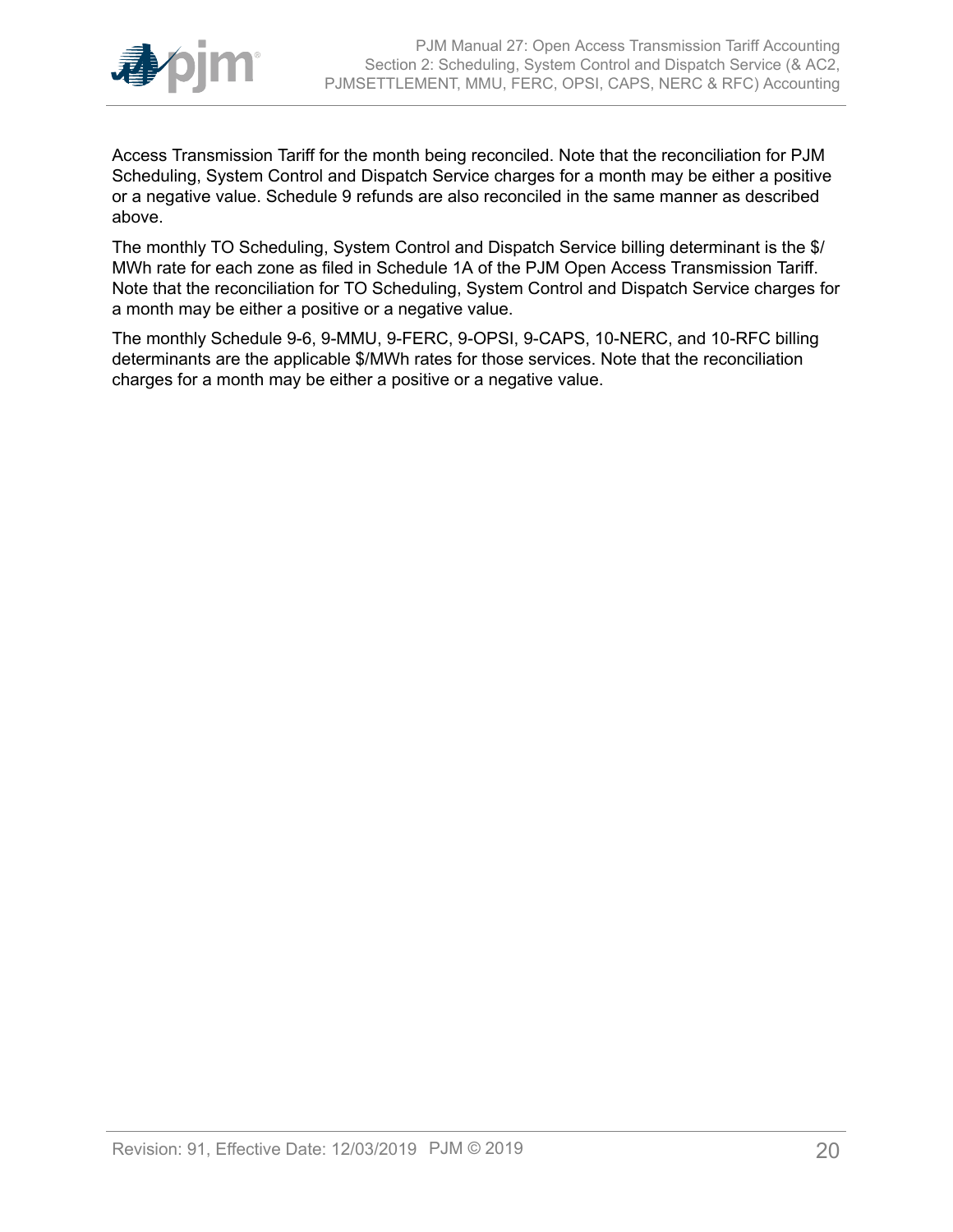Access Transmission Tariff for the month being reconciled. Note that the reconciliation for PJM Scheduling, System Control and Dispatch Service charges for a month may be either a positive or a negative value. Schedule 9 refunds are also reconciled in the same manner as described above.

The monthly TO Scheduling, System Control and Dispatch Service billing determinant is the $/MWh rate for each zone as filed in Schedule 1A of the PJM Open Access Transmission Tariff. Note that the reconciliation for TO Scheduling, System Control and Dispatch Service charges for a month may be either a positive or a negative value.

The monthly Schedule 9-6, 9-MMU, 9-FERC, 9-OPSI, 9-CAPS, 10-NERC, and 10-RFC billing determinants are the applicable $/MWh rates for those services. Note that the reconciliation charges for a month may be either a positive or a negative value.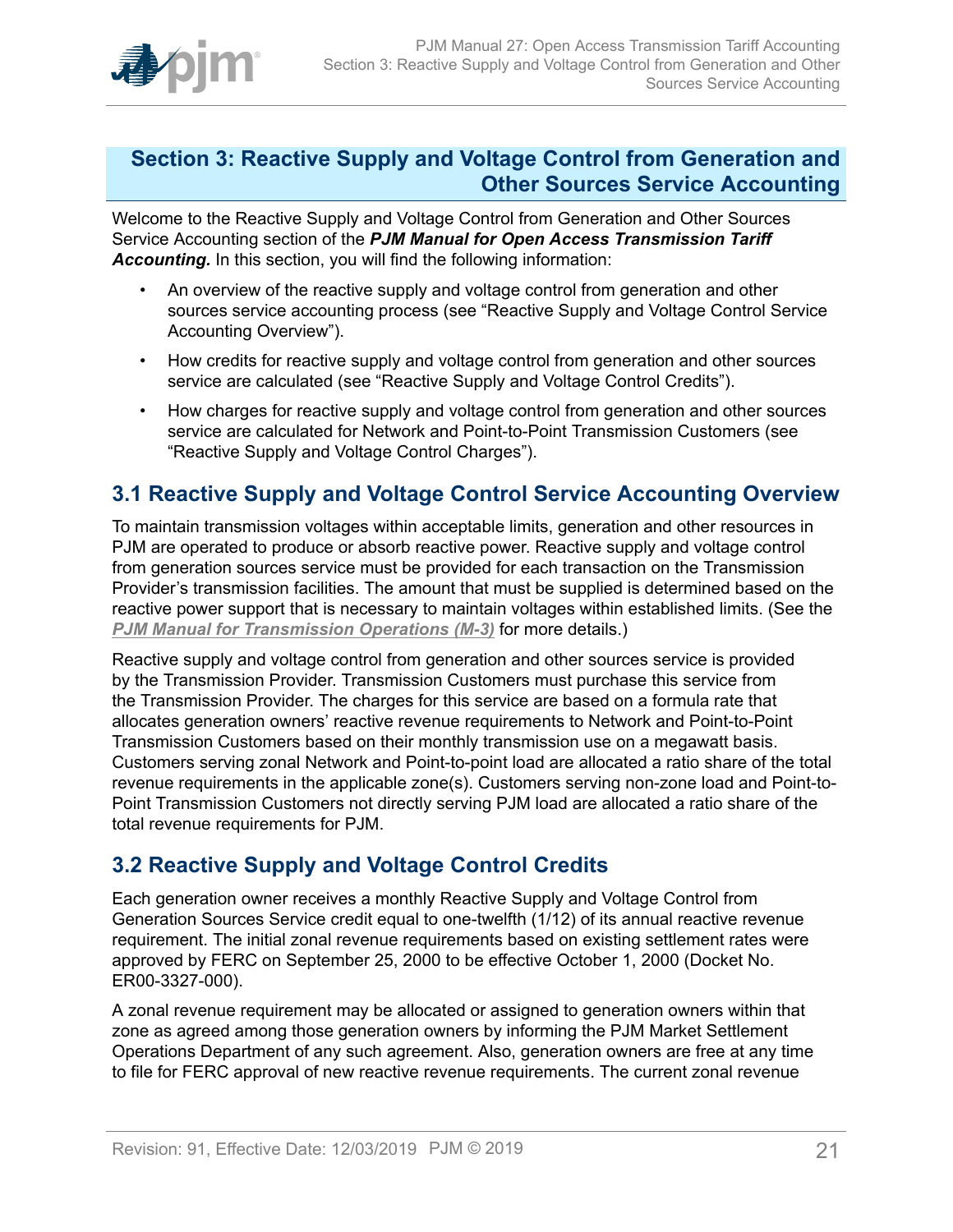## Section 3: Reactive Supply and Voltage Control from Generation and Other Sources Service Accounting

Welcome to the Reactive Supply and Voltage Control from Generation and Other Sources Service Accounting section of the ***PJM Manual for Open Access Transmission Tariff Accounting.*** In this section, you will find the following information:

- An overview of the reactive supply and voltage control from generation and other sources service accounting process (see "Reactive Supply and Voltage Control Service Accounting Overview").
- How credits for reactive supply and voltage control from generation and other sources service are calculated (see "Reactive Supply and Voltage Control Credits").
- How charges for reactive supply and voltage control from generation and other sources service are calculated for Network and Point-to-Point Transmission Customers (see "Reactive Supply and Voltage Control Charges").

### 3.1 Reactive Supply and Voltage Control Service Accounting Overview

To maintain transmission voltages within acceptable limits, generation and other resources in PJM are operated to produce or absorb reactive power. Reactive supply and voltage control from generation sources service must be provided for each transaction on the Transmission Provider's transmission facilities. The amount that must be supplied is determined based on the reactive power support that is necessary to maintain voltages within established limits. (See the ***PJM Manual for Transmission Operations (M-3)*** for more details.)

Reactive supply and voltage control from generation and other sources service is provided by the Transmission Provider. Transmission Customers must purchase this service from the Transmission Provider. The charges for this service are based on a formula rate that allocates generation owners' reactive revenue requirements to Network and Point-to-Point Transmission Customers based on their monthly transmission use on a megawatt basis. Customers serving zonal Network and Point-to-point load are allocated a ratio share of the total revenue requirements in the applicable zone(s). Customers serving non-zone load and Point-to-Point Transmission Customers not directly serving PJM load are allocated a ratio share of the total revenue requirements for PJM.

### 3.2 Reactive Supply and Voltage Control Credits

Each generation owner receives a monthly Reactive Supply and Voltage Control from Generation Sources Service credit equal to one-twelfth (1/12) of its annual reactive revenue requirement. The initial zonal revenue requirements based on existing settlement rates were approved by FERC on September 25, 2000 to be effective October 1, 2000 (Docket No. ER00-3327-000).

A zonal revenue requirement may be allocated or assigned to generation owners within that zone as agreed among those generation owners by informing the PJM Market Settlement Operations Department of any such agreement. Also, generation owners are free at any time to file for FERC approval of new reactive revenue requirements. The current zonal revenue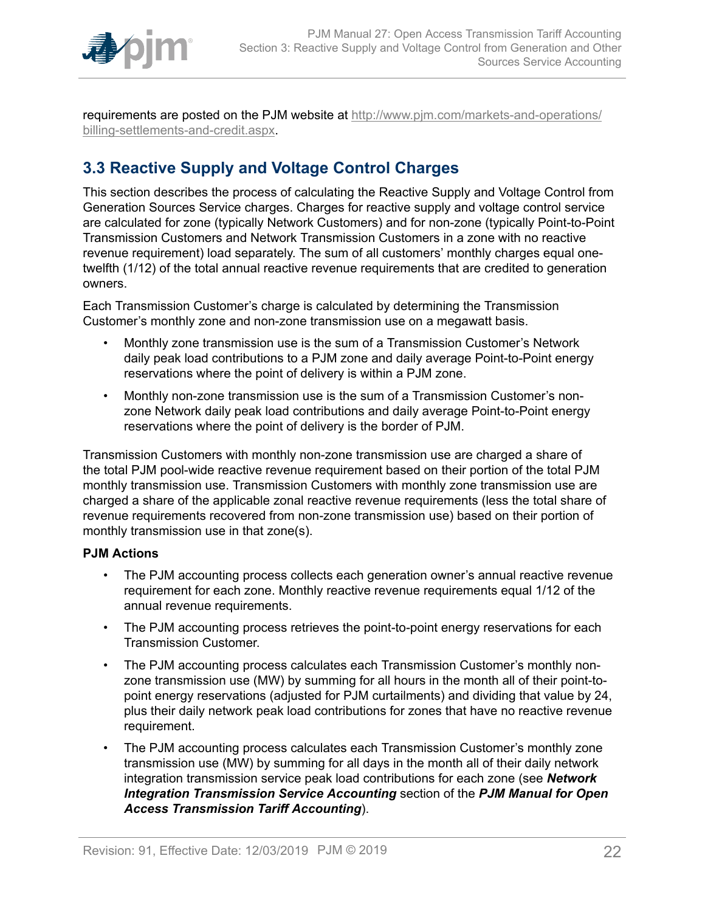requirements are posted on the PJM website at [http://www.pjm.com/markets-and-operations/billing-settlements-and-credit.aspx](http://www.pjm.com/markets-and-operations/billing-settlements-and-credit.aspx).

## 3.3 Reactive Supply and Voltage Control Charges

This section describes the process of calculating the Reactive Supply and Voltage Control from Generation Sources Service charges. Charges for reactive supply and voltage control service are calculated for zone (typically Network Customers) and for non-zone (typically Point-to-Point Transmission Customers and Network Transmission Customers in a zone with no reactive revenue requirement) load separately. The sum of all customers' monthly charges equal one-twelfth (1/12) of the total annual reactive revenue requirements that are credited to generation owners.

Each Transmission Customer's charge is calculated by determining the Transmission Customer's monthly zone and non-zone transmission use on a megawatt basis.

- Monthly zone transmission use is the sum of a Transmission Customer's Network daily peak load contributions to a PJM zone and daily average Point-to-Point energy reservations where the point of delivery is within a PJM zone.
- Monthly non-zone transmission use is the sum of a Transmission Customer's non-zone Network daily peak load contributions and daily average Point-to-Point energy reservations where the point of delivery is the border of PJM.

Transmission Customers with monthly non-zone transmission use are charged a share of the total PJM pool-wide reactive revenue requirement based on their portion of the total PJM monthly transmission use. Transmission Customers with monthly zone transmission use are charged a share of the applicable zonal reactive revenue requirements (less the total share of revenue requirements recovered from non-zone transmission use) based on their portion of monthly transmission use in that zone(s).

**PJM Actions**

- The PJM accounting process collects each generation owner's annual reactive revenue requirement for each zone. Monthly reactive revenue requirements equal 1/12 of the annual revenue requirements.
- The PJM accounting process retrieves the point-to-point energy reservations for each Transmission Customer.
- The PJM accounting process calculates each Transmission Customer's monthly non-zone transmission use (MW) by summing for all hours in the month all of their point-to-point energy reservations (adjusted for PJM curtailments) and dividing that value by 24, plus their daily network peak load contributions for zones that have no reactive revenue requirement.
- The PJM accounting process calculates each Transmission Customer's monthly zone transmission use (MW) by summing for all days in the month all of their daily network integration transmission service peak load contributions for each zone (see ***Network Integration Transmission Service Accounting*** section of the ***PJM Manual for Open Access Transmission Tariff Accounting***).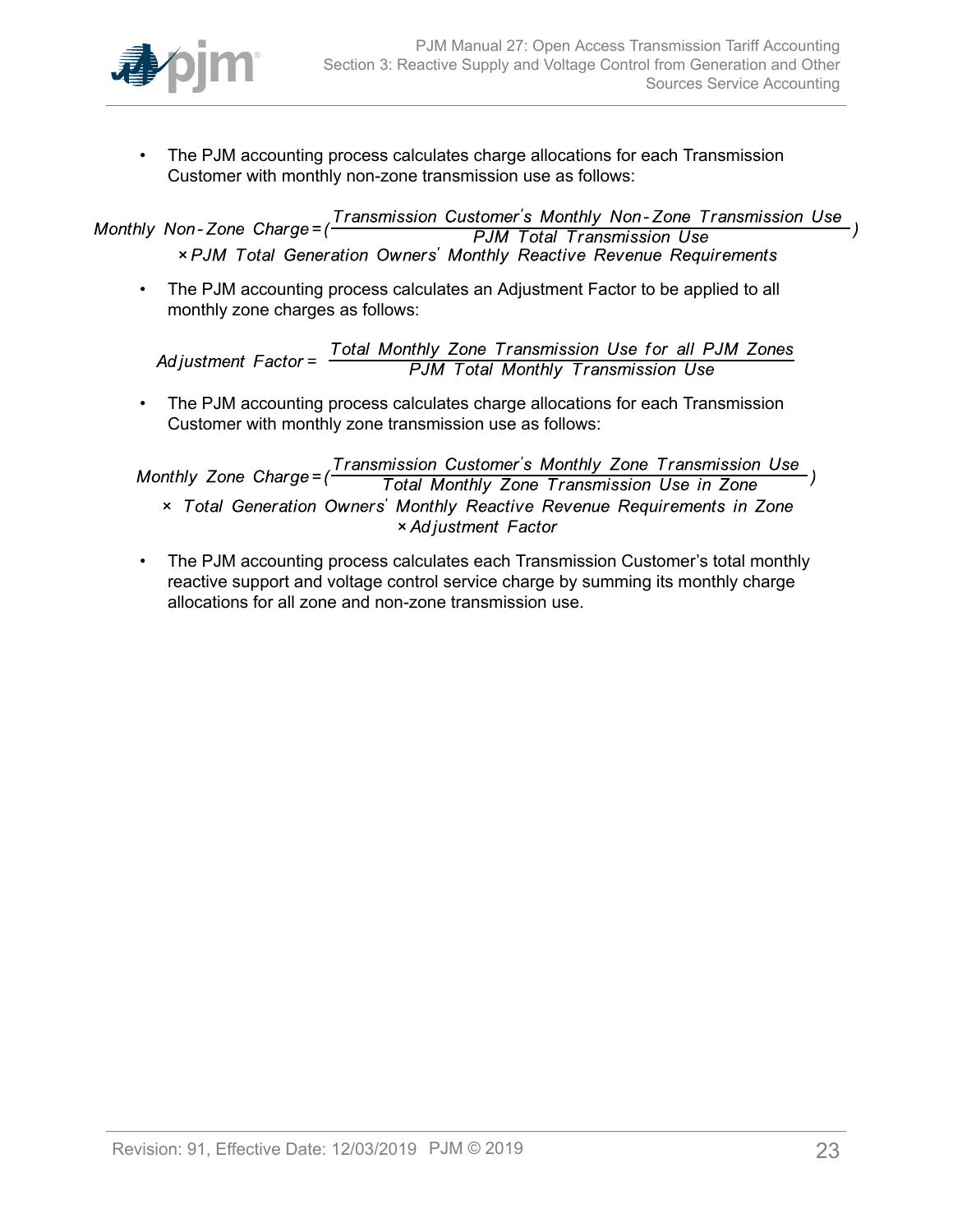- The PJM accounting process calculates charge allocations for each Transmission Customer with monthly non-zone transmission use as follows:

$$Monthly\ Non\text{-}Zone\ Charge = \left(\frac{Transmission\ Customer's\ Monthly\ Non\text{-}Zone\ Transmission\ Use}{PJM\ Total\ Transmission\ Use}\right) \times PJM\ Total\ Generation\ Owners'\ Monthly\ Reactive\ Revenue\ Requirements$$

- The PJM accounting process calculates an Adjustment Factor to be applied to all monthly zone charges as follows:

$$Adjustment\ Factor = \frac{Total\ Monthly\ Zone\ Transmission\ Use\ for\ all\ PJM\ Zones}{PJM\ Total\ Monthly\ Transmission\ Use}$$

- The PJM accounting process calculates charge allocations for each Transmission Customer with monthly zone transmission use as follows:

$$Monthly\ Zone\ Charge = \left(\frac{Transmission\ Customer's\ Monthly\ Zone\ Transmission\ Use}{Total\ Monthly\ Zone\ Transmission\ Use\ in\ Zone}\right) \times Total\ Generation\ Owners'\ Monthly\ Reactive\ Revenue\ Requirements\ in\ Zone \times Adjustment\ Factor$$

- The PJM accounting process calculates each Transmission Customer's total monthly reactive support and voltage control service charge by summing its monthly charge allocations for all zone and non-zone transmission use.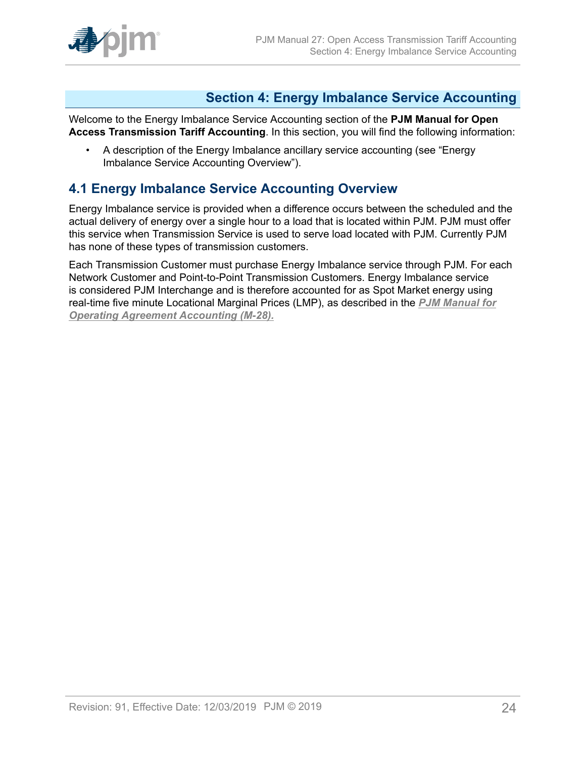# Section 4: Energy Imbalance Service Accounting

Welcome to the Energy Imbalance Service Accounting section of the **PJM Manual for Open Access Transmission Tariff Accounting**. In this section, you will find the following information:

- A description of the Energy Imbalance ancillary service accounting (see "Energy Imbalance Service Accounting Overview").

## 4.1 Energy Imbalance Service Accounting Overview

Energy Imbalance service is provided when a difference occurs between the scheduled and the actual delivery of energy over a single hour to a load that is located within PJM. PJM must offer this service when Transmission Service is used to serve load located with PJM. Currently PJM has none of these types of transmission customers.

Each Transmission Customer must purchase Energy Imbalance service through PJM. For each Network Customer and Point-to-Point Transmission Customers. Energy Imbalance service is considered PJM Interchange and is therefore accounted for as Spot Market energy using real-time five minute Locational Marginal Prices (LMP), as described in the ***PJM Manual for Operating Agreement Accounting (M-28).***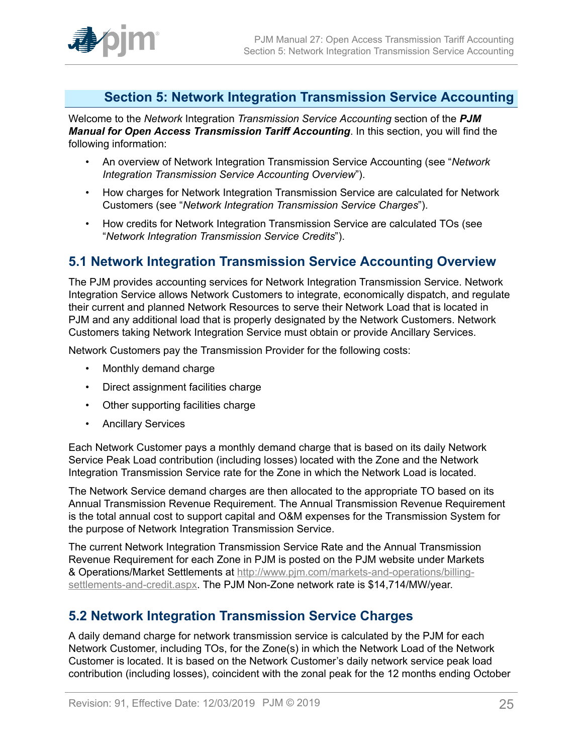# Section 5: Network Integration Transmission Service Accounting

Welcome to the *Network* Integration *Transmission Service Accounting* section of the ***PJM Manual for Open Access Transmission Tariff Accounting***. In this section, you will find the following information:

- An overview of Network Integration Transmission Service Accounting (see "*Network Integration Transmission Service Accounting Overview*").
- How charges for Network Integration Transmission Service are calculated for Network Customers (see "*Network Integration Transmission Service Charges*").
- How credits for Network Integration Transmission Service are calculated TOs (see "*Network Integration Transmission Service Credits*").

## 5.1 Network Integration Transmission Service Accounting Overview

The PJM provides accounting services for Network Integration Transmission Service. Network Integration Service allows Network Customers to integrate, economically dispatch, and regulate their current and planned Network Resources to serve their Network Load that is located in PJM and any additional load that is properly designated by the Network Customers. Network Customers taking Network Integration Service must obtain or provide Ancillary Services.

Network Customers pay the Transmission Provider for the following costs:

- Monthly demand charge
- Direct assignment facilities charge
- Other supporting facilities charge
- Ancillary Services

Each Network Customer pays a monthly demand charge that is based on its daily Network Service Peak Load contribution (including losses) located with the Zone and the Network Integration Transmission Service rate for the Zone in which the Network Load is located.

The Network Service demand charges are then allocated to the appropriate TO based on its Annual Transmission Revenue Requirement. The Annual Transmission Revenue Requirement is the total annual cost to support capital and O&M expenses for the Transmission System for the purpose of Network Integration Transmission Service.

The current Network Integration Transmission Service Rate and the Annual Transmission Revenue Requirement for each Zone in PJM is posted on the PJM website under Markets & Operations/Market Settlements at http://www.pjm.com/markets-and-operations/billing-settlements-and-credit.aspx. The PJM Non-Zone network rate is $14,714/MW/year.

## 5.2 Network Integration Transmission Service Charges

A daily demand charge for network transmission service is calculated by the PJM for each Network Customer, including TOs, for the Zone(s) in which the Network Load of the Network Customer is located. It is based on the Network Customer's daily network service peak load contribution (including losses), coincident with the zonal peak for the 12 months ending October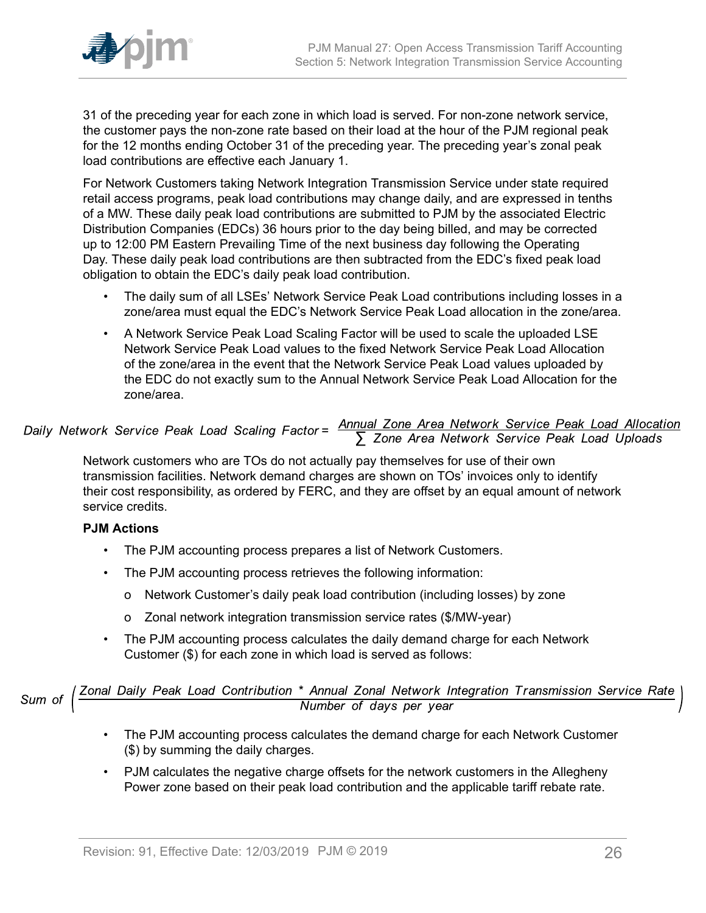31 of the preceding year for each zone in which load is served. For non-zone network service, the customer pays the non-zone rate based on their load at the hour of the PJM regional peak for the 12 months ending October 31 of the preceding year. The preceding year's zonal peak load contributions are effective each January 1.

For Network Customers taking Network Integration Transmission Service under state required retail access programs, peak load contributions may change daily, and are expressed in tenths of a MW. These daily peak load contributions are submitted to PJM by the associated Electric Distribution Companies (EDCs) 36 hours prior to the day being billed, and may be corrected up to 12:00 PM Eastern Prevailing Time of the next business day following the Operating Day. These daily peak load contributions are then subtracted from the EDC's fixed peak load obligation to obtain the EDC's daily peak load contribution.

- The daily sum of all LSEs' Network Service Peak Load contributions including losses in a zone/area must equal the EDC's Network Service Peak Load allocation in the zone/area.
- A Network Service Peak Load Scaling Factor will be used to scale the uploaded LSE Network Service Peak Load values to the fixed Network Service Peak Load Allocation of the zone/area in the event that the Network Service Peak Load values uploaded by the EDC do not exactly sum to the Annual Network Service Peak Load Allocation for the zone/area.

$$\text{Daily Network Service Peak Load Scaling Factor} = \frac{\text{Annual Zone Area Network Service Peak Load Allocation}}{\sum \text{Zone Area Network Service Peak Load Uploads}}$$

Network customers who are TOs do not actually pay themselves for use of their own transmission facilities. Network demand charges are shown on TOs' invoices only to identify their cost responsibility, as ordered by FERC, and they are offset by an equal amount of network service credits.

**PJM Actions**

- The PJM accounting process prepares a list of Network Customers.
- The PJM accounting process retrieves the following information:
  - o Network Customer's daily peak load contribution (including losses) by zone
  - o Zonal network integration transmission service rates ($/MW-year)
- The PJM accounting process calculates the daily demand charge for each Network Customer ($) for each zone in which load is served as follows:

$$\text{Sum of } \left( \frac{\text{Zonal Daily Peak Load Contribution} * \text{Annual Zonal Network Integration Transmission Service Rate}}{\text{Number of days per year}} \right)$$

- The PJM accounting process calculates the demand charge for each Network Customer ($) by summing the daily charges.
- PJM calculates the negative charge offsets for the network customers in the Allegheny Power zone based on their peak load contribution and the applicable tariff rebate rate.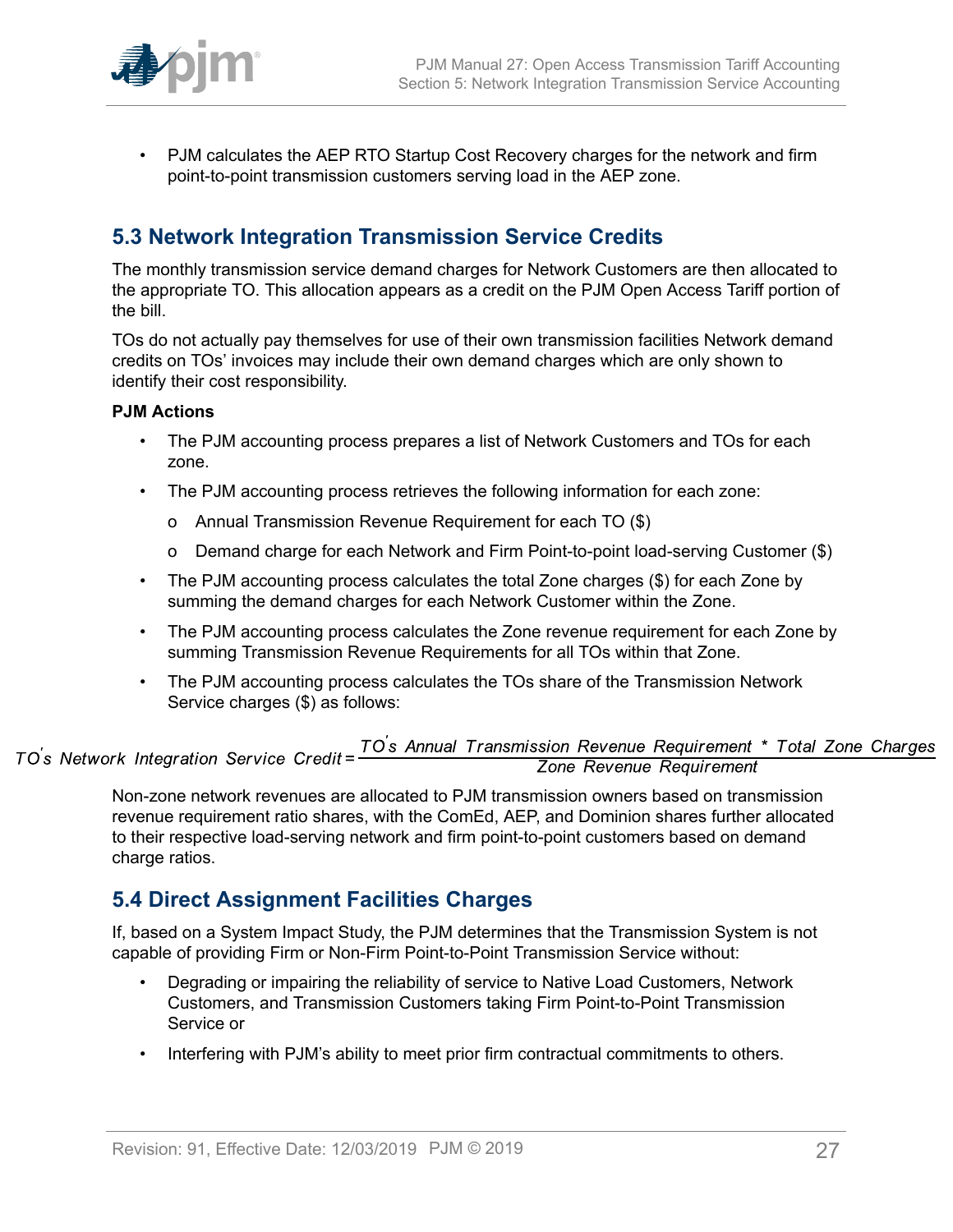- PJM calculates the AEP RTO Startup Cost Recovery charges for the network and firm point-to-point transmission customers serving load in the AEP zone.

## 5.3 Network Integration Transmission Service Credits

The monthly transmission service demand charges for Network Customers are then allocated to the appropriate TO. This allocation appears as a credit on the PJM Open Access Tariff portion of the bill.

TOs do not actually pay themselves for use of their own transmission facilities Network demand credits on TOs' invoices may include their own demand charges which are only shown to identify their cost responsibility.

**PJM Actions**

- The PJM accounting process prepares a list of Network Customers and TOs for each zone.
- The PJM accounting process retrieves the following information for each zone:
  - Annual Transmission Revenue Requirement for each TO ($)
  - Demand charge for each Network and Firm Point-to-point load-serving Customer ($)
- The PJM accounting process calculates the total Zone charges ($) for each Zone by summing the demand charges for each Network Customer within the Zone.
- The PJM accounting process calculates the Zone revenue requirement for each Zone by summing Transmission Revenue Requirements for all TOs within that Zone.
- The PJM accounting process calculates the TOs share of the Transmission Network Service charges ($) as follows:

$$TO's\ Network\ Integration\ Service\ Credit = \frac{TO's\ Annual\ Transmission\ Revenue\ Requirement\ *\ Total\ Zone\ Charges}{Zone\ Revenue\ Requirement}$$

Non-zone network revenues are allocated to PJM transmission owners based on transmission revenue requirement ratio shares, with the ComEd, AEP, and Dominion shares further allocated to their respective load-serving network and firm point-to-point customers based on demand charge ratios.

## 5.4 Direct Assignment Facilities Charges

If, based on a System Impact Study, the PJM determines that the Transmission System is not capable of providing Firm or Non-Firm Point-to-Point Transmission Service without:

- Degrading or impairing the reliability of service to Native Load Customers, Network Customers, and Transmission Customers taking Firm Point-to-Point Transmission Service or
- Interfering with PJM's ability to meet prior firm contractual commitments to others.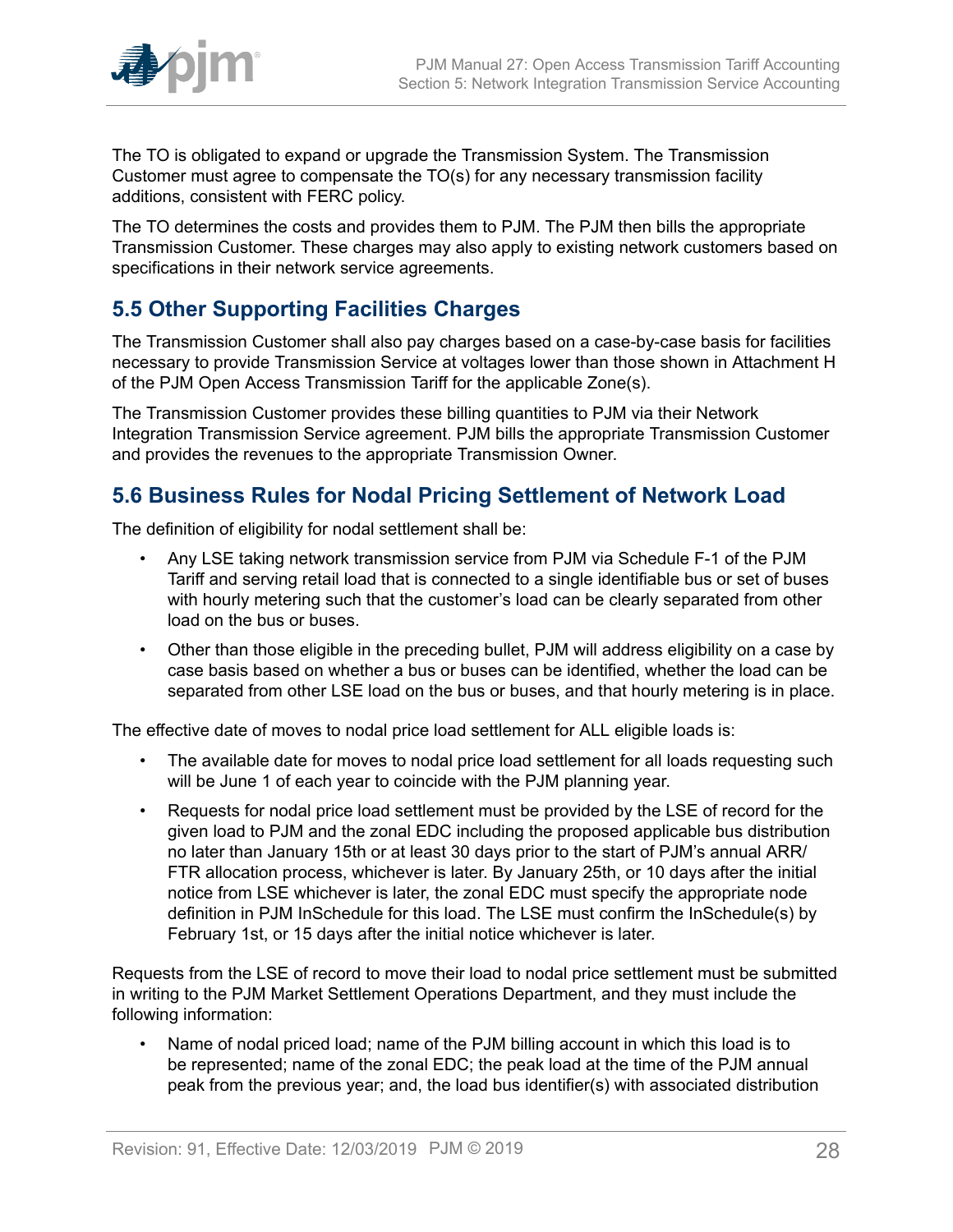The TO is obligated to expand or upgrade the Transmission System. The Transmission Customer must agree to compensate the TO(s) for any necessary transmission facility additions, consistent with FERC policy.

The TO determines the costs and provides them to PJM. The PJM then bills the appropriate Transmission Customer. These charges may also apply to existing network customers based on specifications in their network service agreements.

## 5.5 Other Supporting Facilities Charges

The Transmission Customer shall also pay charges based on a case-by-case basis for facilities necessary to provide Transmission Service at voltages lower than those shown in Attachment H of the PJM Open Access Transmission Tariff for the applicable Zone(s).

The Transmission Customer provides these billing quantities to PJM via their Network Integration Transmission Service agreement. PJM bills the appropriate Transmission Customer and provides the revenues to the appropriate Transmission Owner.

## 5.6 Business Rules for Nodal Pricing Settlement of Network Load

The definition of eligibility for nodal settlement shall be:

- Any LSE taking network transmission service from PJM via Schedule F-1 of the PJM Tariff and serving retail load that is connected to a single identifiable bus or set of buses with hourly metering such that the customer's load can be clearly separated from other load on the bus or buses.
- Other than those eligible in the preceding bullet, PJM will address eligibility on a case by case basis based on whether a bus or buses can be identified, whether the load can be separated from other LSE load on the bus or buses, and that hourly metering is in place.

The effective date of moves to nodal price load settlement for ALL eligible loads is:

- The available date for moves to nodal price load settlement for all loads requesting such will be June 1 of each year to coincide with the PJM planning year.
- Requests for nodal price load settlement must be provided by the LSE of record for the given load to PJM and the zonal EDC including the proposed applicable bus distribution no later than January 15th or at least 30 days prior to the start of PJM's annual ARR/FTR allocation process, whichever is later. By January 25th, or 10 days after the initial notice from LSE whichever is later, the zonal EDC must specify the appropriate node definition in PJM InSchedule for this load. The LSE must confirm the InSchedule(s) by February 1st, or 15 days after the initial notice whichever is later.

Requests from the LSE of record to move their load to nodal price settlement must be submitted in writing to the PJM Market Settlement Operations Department, and they must include the following information:

- Name of nodal priced load; name of the PJM billing account in which this load is to be represented; name of the zonal EDC; the peak load at the time of the PJM annual peak from the previous year; and, the load bus identifier(s) with associated distribution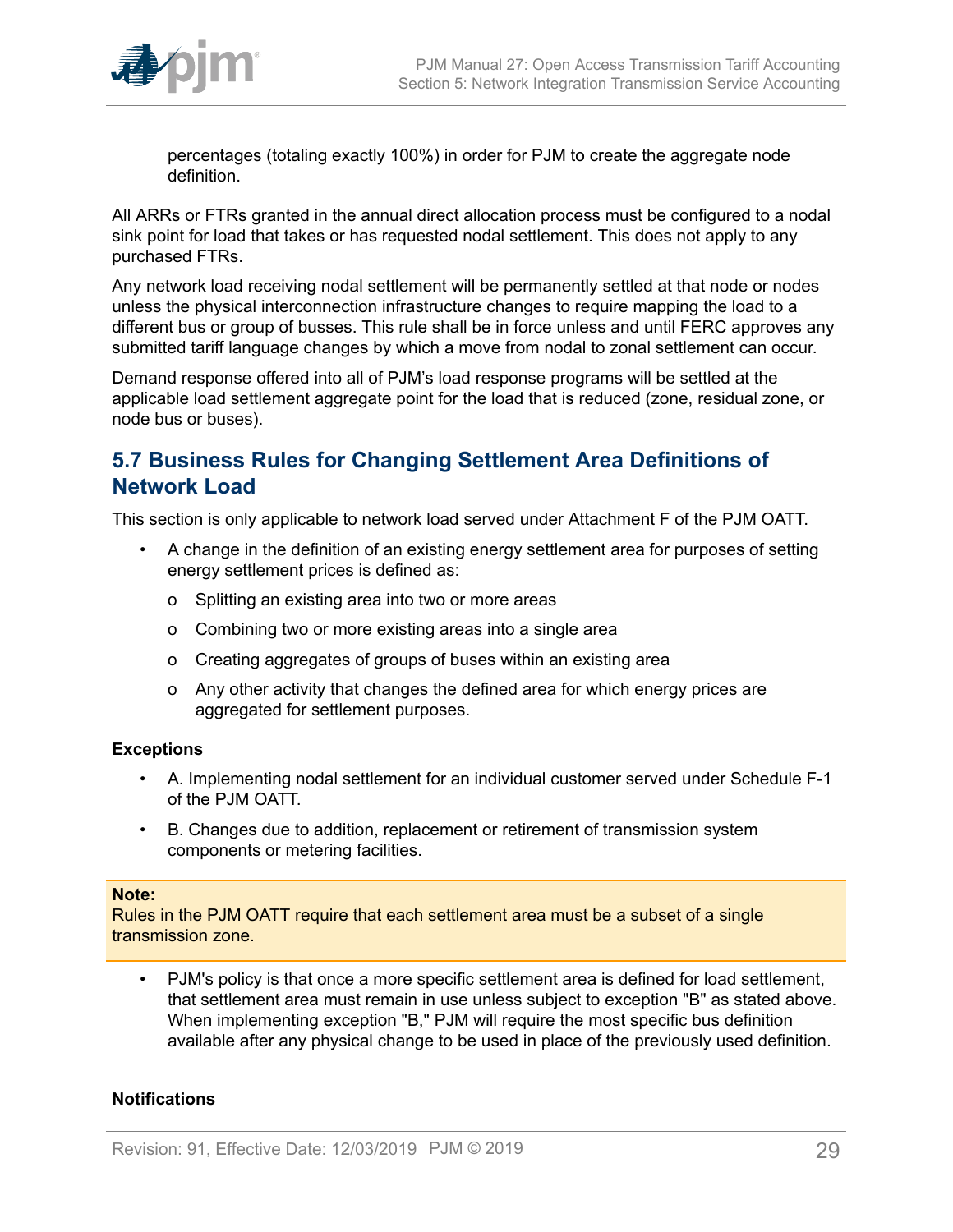percentages (totaling exactly 100%) in order for PJM to create the aggregate node definition.

All ARRs or FTRs granted in the annual direct allocation process must be configured to a nodal sink point for load that takes or has requested nodal settlement. This does not apply to any purchased FTRs.

Any network load receiving nodal settlement will be permanently settled at that node or nodes unless the physical interconnection infrastructure changes to require mapping the load to a different bus or group of busses. This rule shall be in force unless and until FERC approves any submitted tariff language changes by which a move from nodal to zonal settlement can occur.

Demand response offered into all of PJM's load response programs will be settled at the applicable load settlement aggregate point for the load that is reduced (zone, residual zone, or node bus or buses).

## 5.7 Business Rules for Changing Settlement Area Definitions of Network Load

This section is only applicable to network load served under Attachment F of the PJM OATT.

- A change in the definition of an existing energy settlement area for purposes of setting energy settlement prices is defined as:
  - Splitting an existing area into two or more areas
  - Combining two or more existing areas into a single area
  - Creating aggregates of groups of buses within an existing area
  - Any other activity that changes the defined area for which energy prices are aggregated for settlement purposes.

**Exceptions**

- A. Implementing nodal settlement for an individual customer served under Schedule F-1 of the PJM OATT.
- B. Changes due to addition, replacement or retirement of transmission system components or metering facilities.

> **Note:**
> Rules in the PJM OATT require that each settlement area must be a subset of a single transmission zone.

- PJM's policy is that once a more specific settlement area is defined for load settlement, that settlement area must remain in use unless subject to exception "B" as stated above. When implementing exception "B," PJM will require the most specific bus definition available after any physical change to be used in place of the previously used definition.

**Notifications**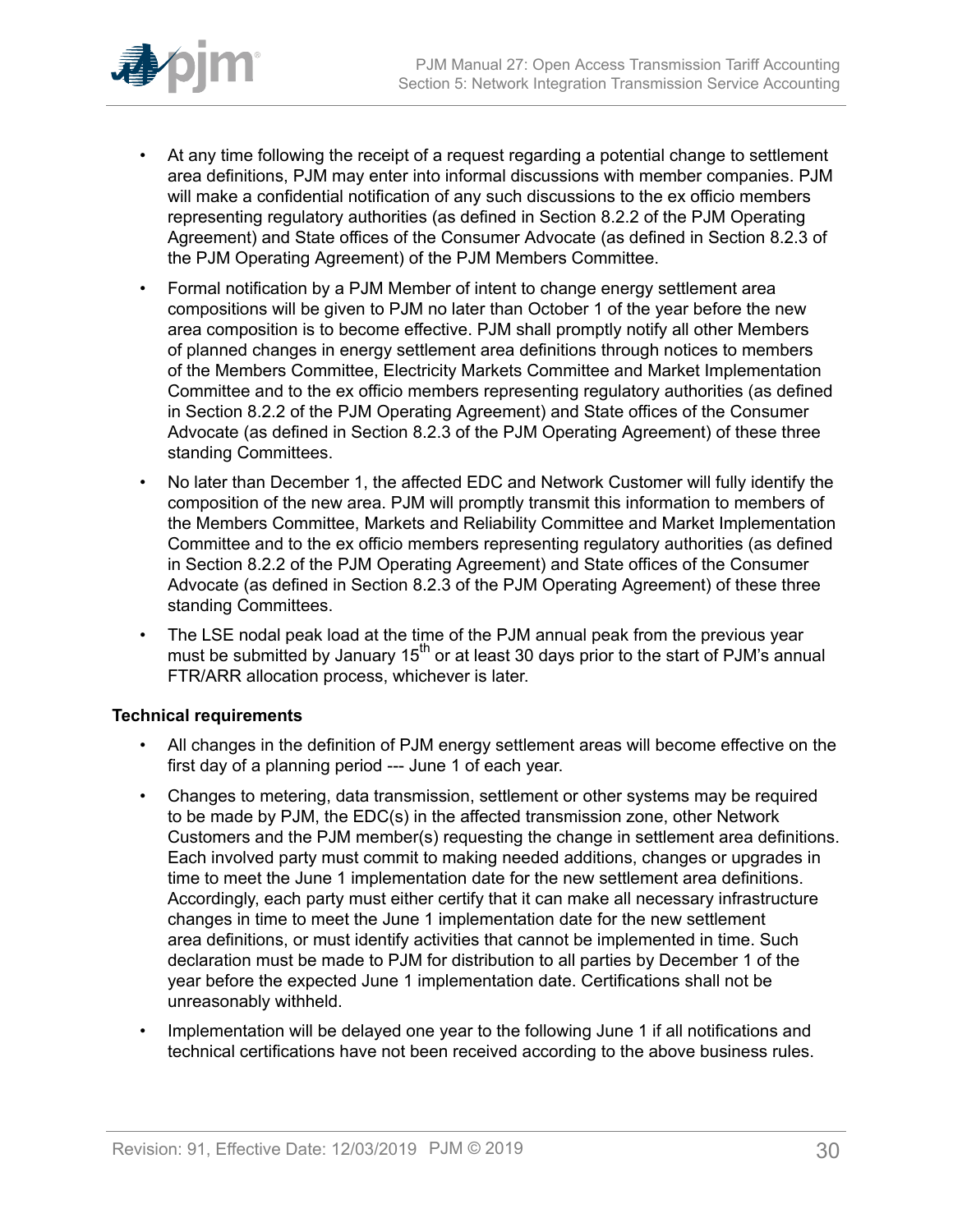- At any time following the receipt of a request regarding a potential change to settlement area definitions, PJM may enter into informal discussions with member companies. PJM will make a confidential notification of any such discussions to the ex officio members representing regulatory authorities (as defined in Section 8.2.2 of the PJM Operating Agreement) and State offices of the Consumer Advocate (as defined in Section 8.2.3 of the PJM Operating Agreement) of the PJM Members Committee.
- Formal notification by a PJM Member of intent to change energy settlement area compositions will be given to PJM no later than October 1 of the year before the new area composition is to become effective. PJM shall promptly notify all other Members of planned changes in energy settlement area definitions through notices to members of the Members Committee, Electricity Markets Committee and Market Implementation Committee and to the ex officio members representing regulatory authorities (as defined in Section 8.2.2 of the PJM Operating Agreement) and State offices of the Consumer Advocate (as defined in Section 8.2.3 of the PJM Operating Agreement) of these three standing Committees.
- No later than December 1, the affected EDC and Network Customer will fully identify the composition of the new area. PJM will promptly transmit this information to members of the Members Committee, Markets and Reliability Committee and Market Implementation Committee and to the ex officio members representing regulatory authorities (as defined in Section 8.2.2 of the PJM Operating Agreement) and State offices of the Consumer Advocate (as defined in Section 8.2.3 of the PJM Operating Agreement) of these three standing Committees.
- The LSE nodal peak load at the time of the PJM annual peak from the previous year must be submitted by January 15th or at least 30 days prior to the start of PJM's annual FTR/ARR allocation process, whichever is later.

**Technical requirements**

- All changes in the definition of PJM energy settlement areas will become effective on the first day of a planning period --- June 1 of each year.
- Changes to metering, data transmission, settlement or other systems may be required to be made by PJM, the EDC(s) in the affected transmission zone, other Network Customers and the PJM member(s) requesting the change in settlement area definitions. Each involved party must commit to making needed additions, changes or upgrades in time to meet the June 1 implementation date for the new settlement area definitions. Accordingly, each party must either certify that it can make all necessary infrastructure changes in time to meet the June 1 implementation date for the new settlement area definitions, or must identify activities that cannot be implemented in time. Such declaration must be made to PJM for distribution to all parties by December 1 of the year before the expected June 1 implementation date. Certifications shall not be unreasonably withheld.
- Implementation will be delayed one year to the following June 1 if all notifications and technical certifications have not been received according to the above business rules.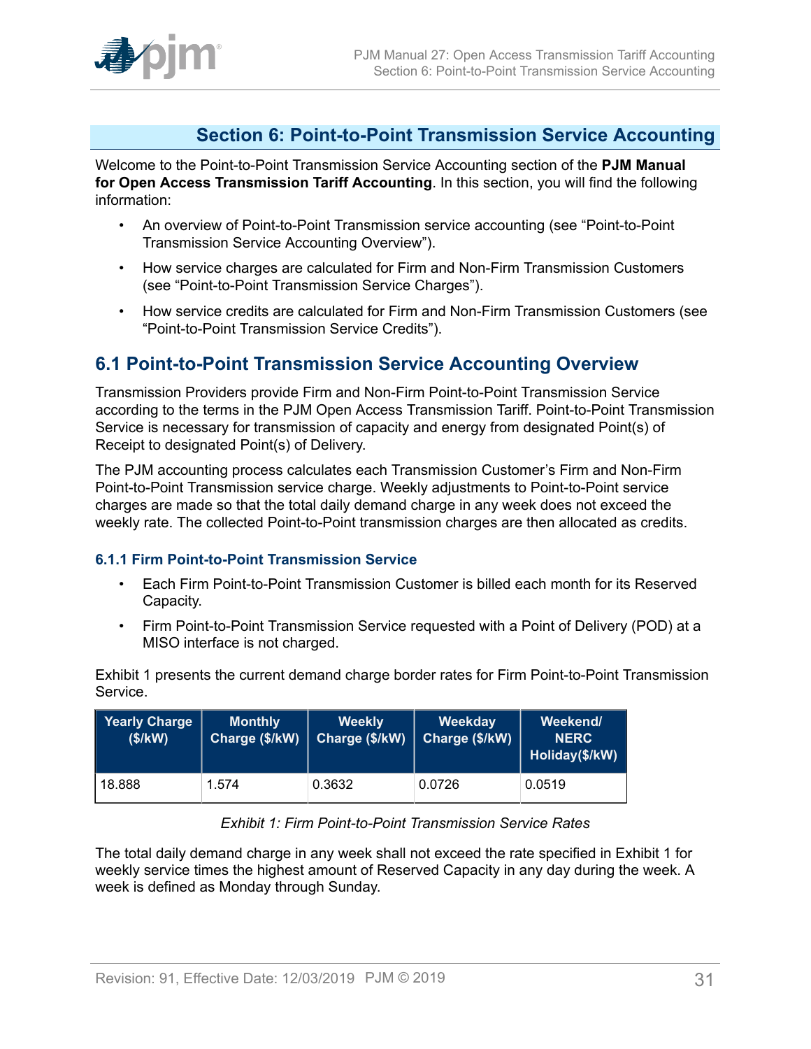# Section 6: Point-to-Point Transmission Service Accounting

Welcome to the Point-to-Point Transmission Service Accounting section of the **PJM Manual for Open Access Transmission Tariff Accounting**. In this section, you will find the following information:

- An overview of Point-to-Point Transmission service accounting (see "Point-to-Point Transmission Service Accounting Overview").
- How service charges are calculated for Firm and Non-Firm Transmission Customers (see "Point-to-Point Transmission Service Charges").
- How service credits are calculated for Firm and Non-Firm Transmission Customers (see "Point-to-Point Transmission Service Credits").

## 6.1 Point-to-Point Transmission Service Accounting Overview

Transmission Providers provide Firm and Non-Firm Point-to-Point Transmission Service according to the terms in the PJM Open Access Transmission Tariff. Point-to-Point Transmission Service is necessary for transmission of capacity and energy from designated Point(s) of Receipt to designated Point(s) of Delivery.

The PJM accounting process calculates each Transmission Customer's Firm and Non-Firm Point-to-Point Transmission service charge. Weekly adjustments to Point-to-Point service charges are made so that the total daily demand charge in any week does not exceed the weekly rate. The collected Point-to-Point transmission charges are then allocated as credits.

### 6.1.1 Firm Point-to-Point Transmission Service

- Each Firm Point-to-Point Transmission Customer is billed each month for its Reserved Capacity.
- Firm Point-to-Point Transmission Service requested with a Point of Delivery (POD) at a MISO interface is not charged.

Exhibit 1 presents the current demand charge border rates for Firm Point-to-Point Transmission Service.

| Yearly Charge ($/kW) | Monthly Charge ($/kW) | Weekly Charge ($/kW) | Weekday Charge ($/kW) | Weekend/ NERC Holiday($/kW) |
|---|---|---|---|---|
| 18.888 | 1.574 | 0.3632 | 0.0726 | 0.0519 |

*Exhibit 1: Firm Point-to-Point Transmission Service Rates*

The total daily demand charge in any week shall not exceed the rate specified in Exhibit 1 for weekly service times the highest amount of Reserved Capacity in any day during the week. A week is defined as Monday through Sunday.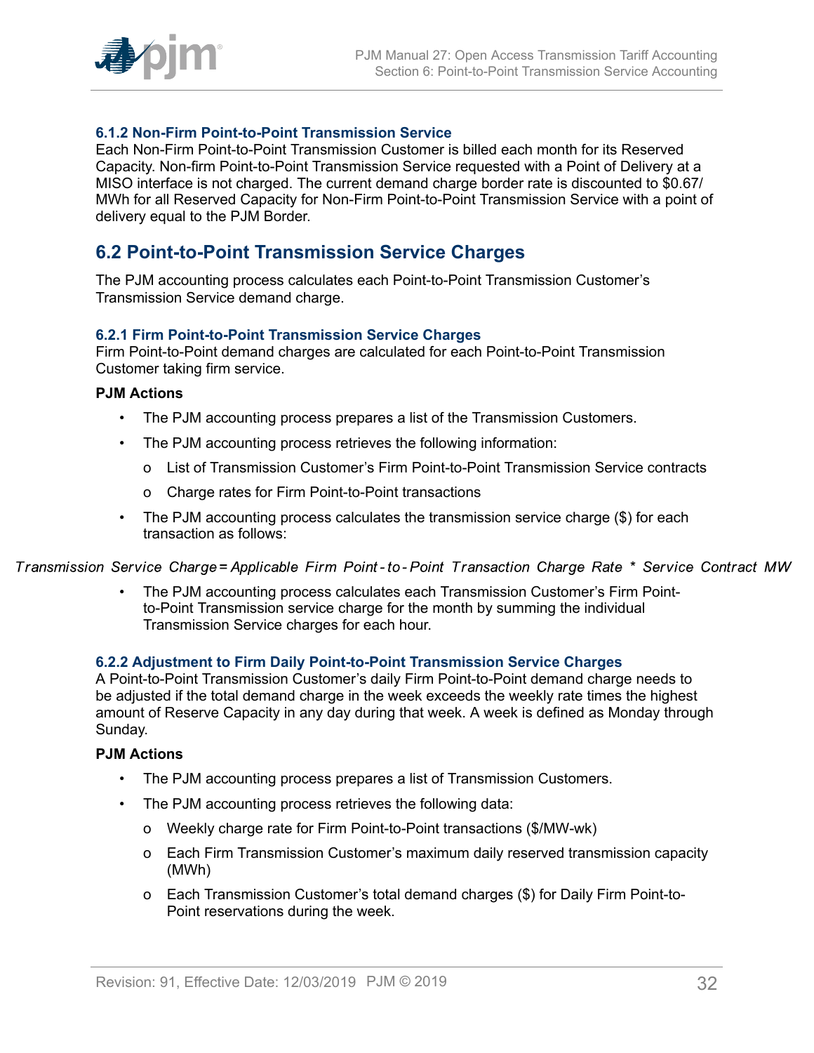### 6.1.2 Non-Firm Point-to-Point Transmission Service

Each Non-Firm Point-to-Point Transmission Customer is billed each month for its Reserved Capacity. Non-firm Point-to-Point Transmission Service requested with a Point of Delivery at a MISO interface is not charged. The current demand charge border rate is discounted to $0.67/MWh for all Reserved Capacity for Non-Firm Point-to-Point Transmission Service with a point of delivery equal to the PJM Border.

## 6.2 Point-to-Point Transmission Service Charges

The PJM accounting process calculates each Point-to-Point Transmission Customer's Transmission Service demand charge.

### 6.2.1 Firm Point-to-Point Transmission Service Charges

Firm Point-to-Point demand charges are calculated for each Point-to-Point Transmission Customer taking firm service.

**PJM Actions**

- The PJM accounting process prepares a list of the Transmission Customers.
- The PJM accounting process retrieves the following information:
  - List of Transmission Customer's Firm Point-to-Point Transmission Service contracts
  - Charge rates for Firm Point-to-Point transactions
- The PJM accounting process calculates the transmission service charge ($) for each transaction as follows:

$$\text{Transmission Service Charge} = \text{Applicable Firm Point-to-Point Transaction Charge Rate} * \text{Service Contract MW}$$

- The PJM accounting process calculates each Transmission Customer's Firm Point-to-Point Transmission service charge for the month by summing the individual Transmission Service charges for each hour.

### 6.2.2 Adjustment to Firm Daily Point-to-Point Transmission Service Charges

A Point-to-Point Transmission Customer's daily Firm Point-to-Point demand charge needs to be adjusted if the total demand charge in the week exceeds the weekly rate times the highest amount of Reserve Capacity in any day during that week. A week is defined as Monday through Sunday.

**PJM Actions**

- The PJM accounting process prepares a list of Transmission Customers.
- The PJM accounting process retrieves the following data:
  - Weekly charge rate for Firm Point-to-Point transactions ($/MW-wk)
  - Each Firm Transmission Customer's maximum daily reserved transmission capacity (MWh)
  - Each Transmission Customer's total demand charges ($) for Daily Firm Point-to-Point reservations during the week.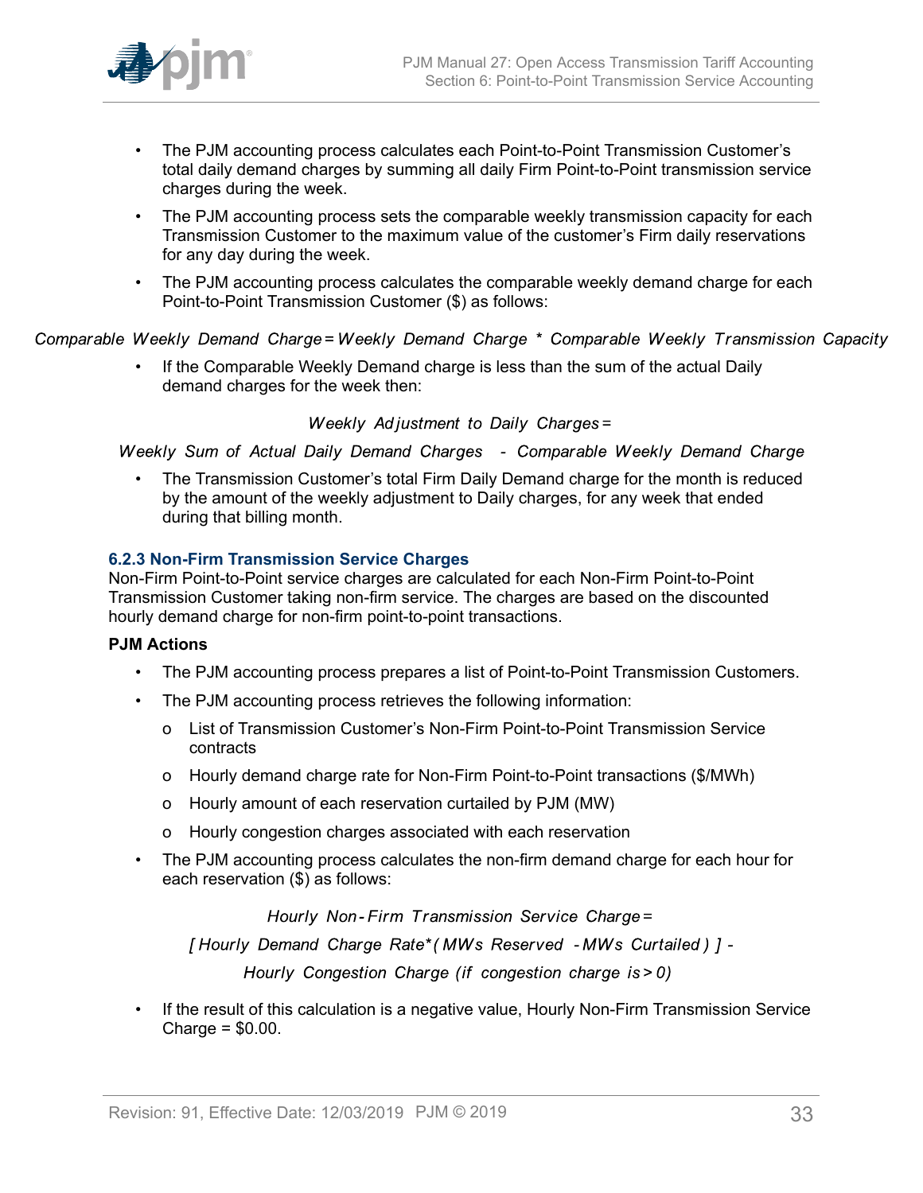- The PJM accounting process calculates each Point-to-Point Transmission Customer's total daily demand charges by summing all daily Firm Point-to-Point transmission service charges during the week.
- The PJM accounting process sets the comparable weekly transmission capacity for each Transmission Customer to the maximum value of the customer's Firm daily reservations for any day during the week.
- The PJM accounting process calculates the comparable weekly demand charge for each Point-to-Point Transmission Customer ($) as follows:

$$\text{Comparable Weekly Demand Charge} = \text{Weekly Demand Charge} * \text{Comparable Weekly Transmission Capacity}$$

- If the Comparable Weekly Demand charge is less than the sum of the actual Daily demand charges for the week then:

$$\text{Weekly Adjustment to Daily Charges} =$$

$$\text{Weekly Sum of Actual Daily Demand Charges} - \text{Comparable Weekly Demand Charge}$$

- The Transmission Customer's total Firm Daily Demand charge for the month is reduced by the amount of the weekly adjustment to Daily charges, for any week that ended during that billing month.

### 6.2.3 Non-Firm Transmission Service Charges

Non-Firm Point-to-Point service charges are calculated for each Non-Firm Point-to-Point Transmission Customer taking non-firm service. The charges are based on the discounted hourly demand charge for non-firm point-to-point transactions.

**PJM Actions**

- The PJM accounting process prepares a list of Point-to-Point Transmission Customers.
- The PJM accounting process retrieves the following information:
  - List of Transmission Customer's Non-Firm Point-to-Point Transmission Service contracts
  - Hourly demand charge rate for Non-Firm Point-to-Point transactions ($/MWh)
  - Hourly amount of each reservation curtailed by PJM (MW)
  - Hourly congestion charges associated with each reservation
- The PJM accounting process calculates the non-firm demand charge for each hour for each reservation ($) as follows:

$$\text{Hourly Non-Firm Transmission Service Charge} =$$

$$[\text{Hourly Demand Charge Rate} * (\text{MWs Reserved} - \text{MWs Curtailed})] -$$

$$\text{Hourly Congestion Charge (if congestion charge is} > 0)$$

- If the result of this calculation is a negative value, Hourly Non-Firm Transmission Service Charge = $0.00.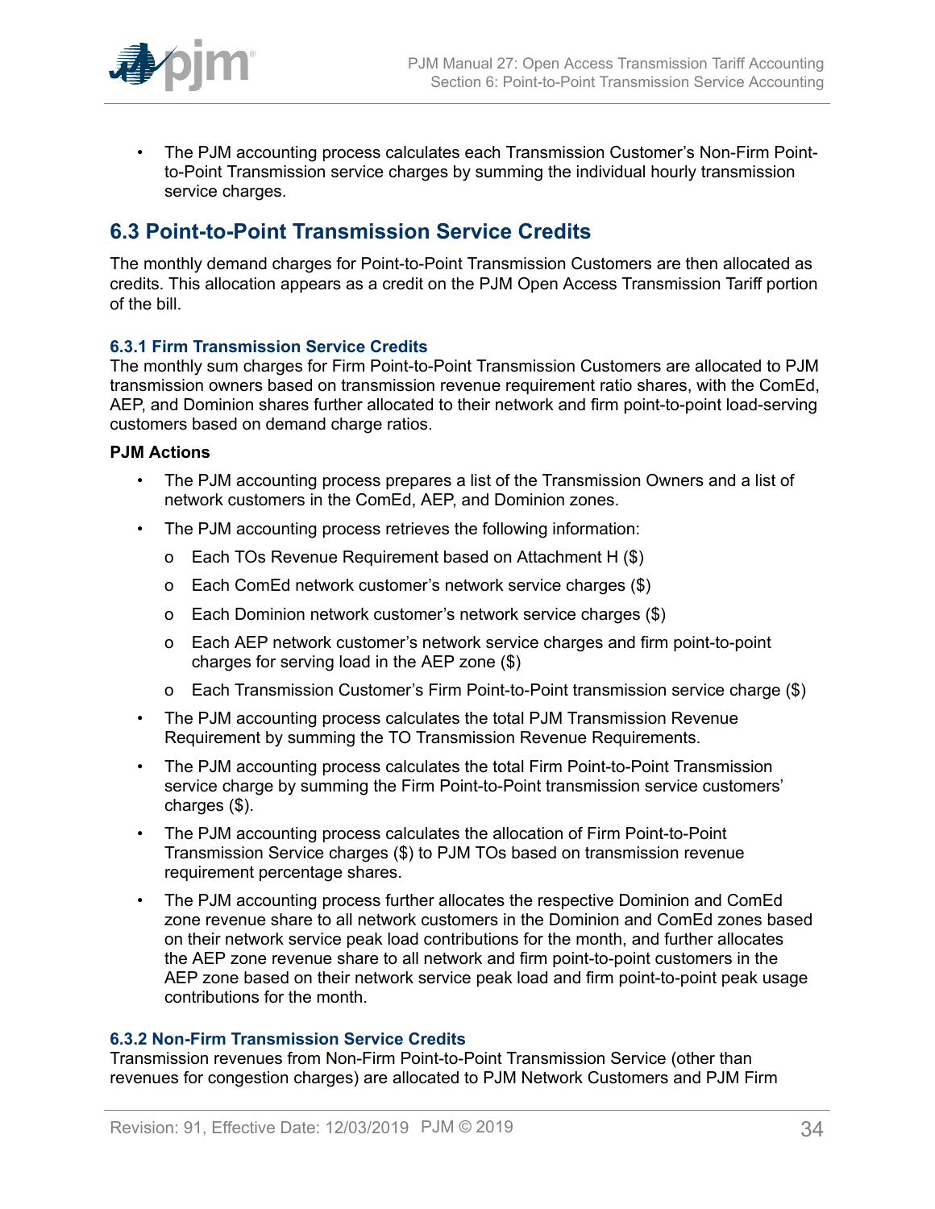- The PJM accounting process calculates each Transmission Customer's Non-Firm Point-to-Point Transmission service charges by summing the individual hourly transmission service charges.

## 6.3 Point-to-Point Transmission Service Credits

The monthly demand charges for Point-to-Point Transmission Customers are then allocated as credits. This allocation appears as a credit on the PJM Open Access Transmission Tariff portion of the bill.

### 6.3.1 Firm Transmission Service Credits

The monthly sum charges for Firm Point-to-Point Transmission Customers are allocated to PJM transmission owners based on transmission revenue requirement ratio shares, with the ComEd, AEP, and Dominion shares further allocated to their network and firm point-to-point load-serving customers based on demand charge ratios.

**PJM Actions**

- The PJM accounting process prepares a list of the Transmission Owners and a list of network customers in the ComEd, AEP, and Dominion zones.
- The PJM accounting process retrieves the following information:
  - Each TOs Revenue Requirement based on Attachment H ($)
  - Each ComEd network customer's network service charges ($)
  - Each Dominion network customer's network service charges ($)
  - Each AEP network customer's network service charges and firm point-to-point charges for serving load in the AEP zone ($)
  - Each Transmission Customer's Firm Point-to-Point transmission service charge ($)
- The PJM accounting process calculates the total PJM Transmission Revenue Requirement by summing the TO Transmission Revenue Requirements.
- The PJM accounting process calculates the total Firm Point-to-Point Transmission service charge by summing the Firm Point-to-Point transmission service customers' charges ($).
- The PJM accounting process calculates the allocation of Firm Point-to-Point Transmission Service charges ($) to PJM TOs based on transmission revenue requirement percentage shares.
- The PJM accounting process further allocates the respective Dominion and ComEd zone revenue share to all network customers in the Dominion and ComEd zones based on their network service peak load contributions for the month, and further allocates the AEP zone revenue share to all network and firm point-to-point customers in the AEP zone based on their network service peak load and firm point-to-point peak usage contributions for the month.

### 6.3.2 Non-Firm Transmission Service Credits

Transmission revenues from Non-Firm Point-to-Point Transmission Service (other than revenues for congestion charges) are allocated to PJM Network Customers and PJM Firm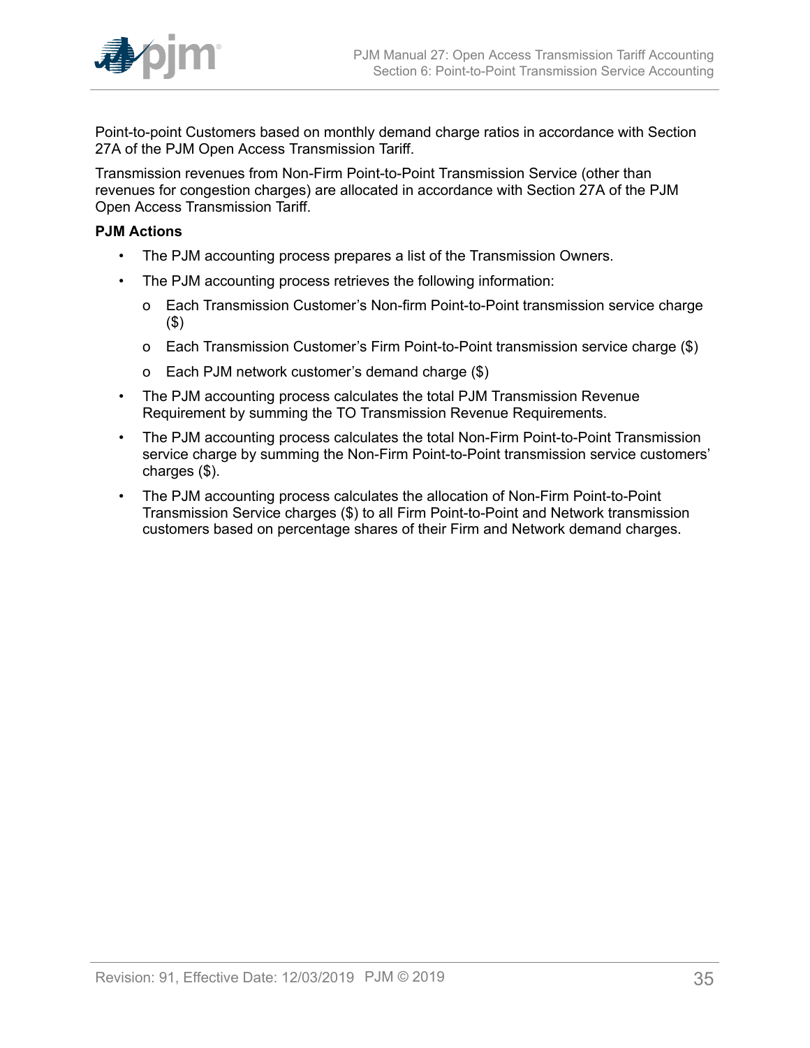Point-to-point Customers based on monthly demand charge ratios in accordance with Section 27A of the PJM Open Access Transmission Tariff.

Transmission revenues from Non-Firm Point-to-Point Transmission Service (other than revenues for congestion charges) are allocated in accordance with Section 27A of the PJM Open Access Transmission Tariff.

**PJM Actions**

- The PJM accounting process prepares a list of the Transmission Owners.
- The PJM accounting process retrieves the following information:
  - Each Transmission Customer's Non-firm Point-to-Point transmission service charge ($)
  - Each Transmission Customer's Firm Point-to-Point transmission service charge ($)
  - Each PJM network customer's demand charge ($)
- The PJM accounting process calculates the total PJM Transmission Revenue Requirement by summing the TO Transmission Revenue Requirements.
- The PJM accounting process calculates the total Non-Firm Point-to-Point Transmission service charge by summing the Non-Firm Point-to-Point transmission service customers' charges ($).
- The PJM accounting process calculates the allocation of Non-Firm Point-to-Point Transmission Service charges ($) to all Firm Point-to-Point and Network transmission customers based on percentage shares of their Firm and Network demand charges.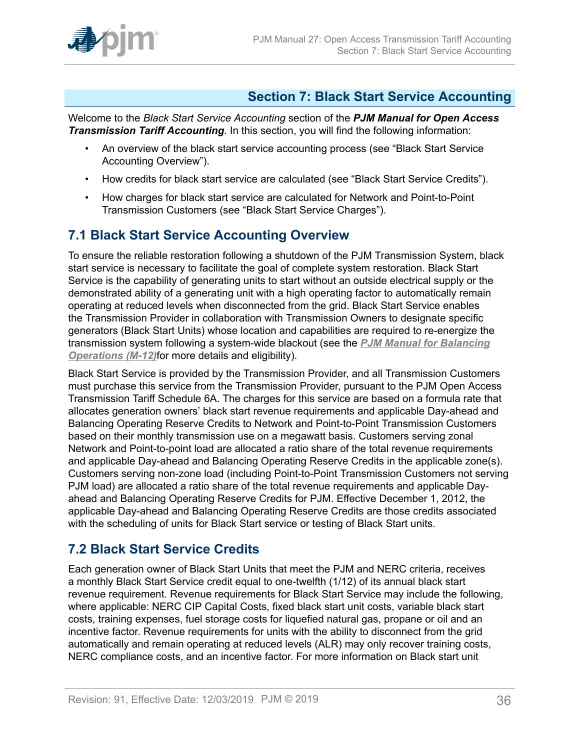# Section 7: Black Start Service Accounting

Welcome to the *Black Start Service Accounting* section of the ***PJM Manual for Open Access Transmission Tariff Accounting***. In this section, you will find the following information:

- An overview of the black start service accounting process (see "Black Start Service Accounting Overview").
- How credits for black start service are calculated (see "Black Start Service Credits").
- How charges for black start service are calculated for Network and Point-to-Point Transmission Customers (see "Black Start Service Charges").

## 7.1 Black Start Service Accounting Overview

To ensure the reliable restoration following a shutdown of the PJM Transmission System, black start service is necessary to facilitate the goal of complete system restoration. Black Start Service is the capability of generating units to start without an outside electrical supply or the demonstrated ability of a generating unit with a high operating factor to automatically remain operating at reduced levels when disconnected from the grid. Black Start Service enables the Transmission Provider in collaboration with Transmission Owners to designate specific generators (Black Start Units) whose location and capabilities are required to re-energize the transmission system following a system-wide blackout (see the ***PJM Manual for Balancing Operations (M-12)***for more details and eligibility).

Black Start Service is provided by the Transmission Provider, and all Transmission Customers must purchase this service from the Transmission Provider, pursuant to the PJM Open Access Transmission Tariff Schedule 6A. The charges for this service are based on a formula rate that allocates generation owners' black start revenue requirements and applicable Day-ahead and Balancing Operating Reserve Credits to Network and Point-to-Point Transmission Customers based on their monthly transmission use on a megawatt basis. Customers serving zonal Network and Point-to-point load are allocated a ratio share of the total revenue requirements and applicable Day-ahead and Balancing Operating Reserve Credits in the applicable zone(s). Customers serving non-zone load (including Point-to-Point Transmission Customers not serving PJM load) are allocated a ratio share of the total revenue requirements and applicable Day-ahead and Balancing Operating Reserve Credits for PJM. Effective December 1, 2012, the applicable Day-ahead and Balancing Operating Reserve Credits are those credits associated with the scheduling of units for Black Start service or testing of Black Start units.

## 7.2 Black Start Service Credits

Each generation owner of Black Start Units that meet the PJM and NERC criteria, receives a monthly Black Start Service credit equal to one-twelfth (1/12) of its annual black start revenue requirement. Revenue requirements for Black Start Service may include the following, where applicable: NERC CIP Capital Costs, fixed black start unit costs, variable black start costs, training expenses, fuel storage costs for liquefied natural gas, propane or oil and an incentive factor. Revenue requirements for units with the ability to disconnect from the grid automatically and remain operating at reduced levels (ALR) may only recover training costs, NERC compliance costs, and an incentive factor. For more information on Black start unit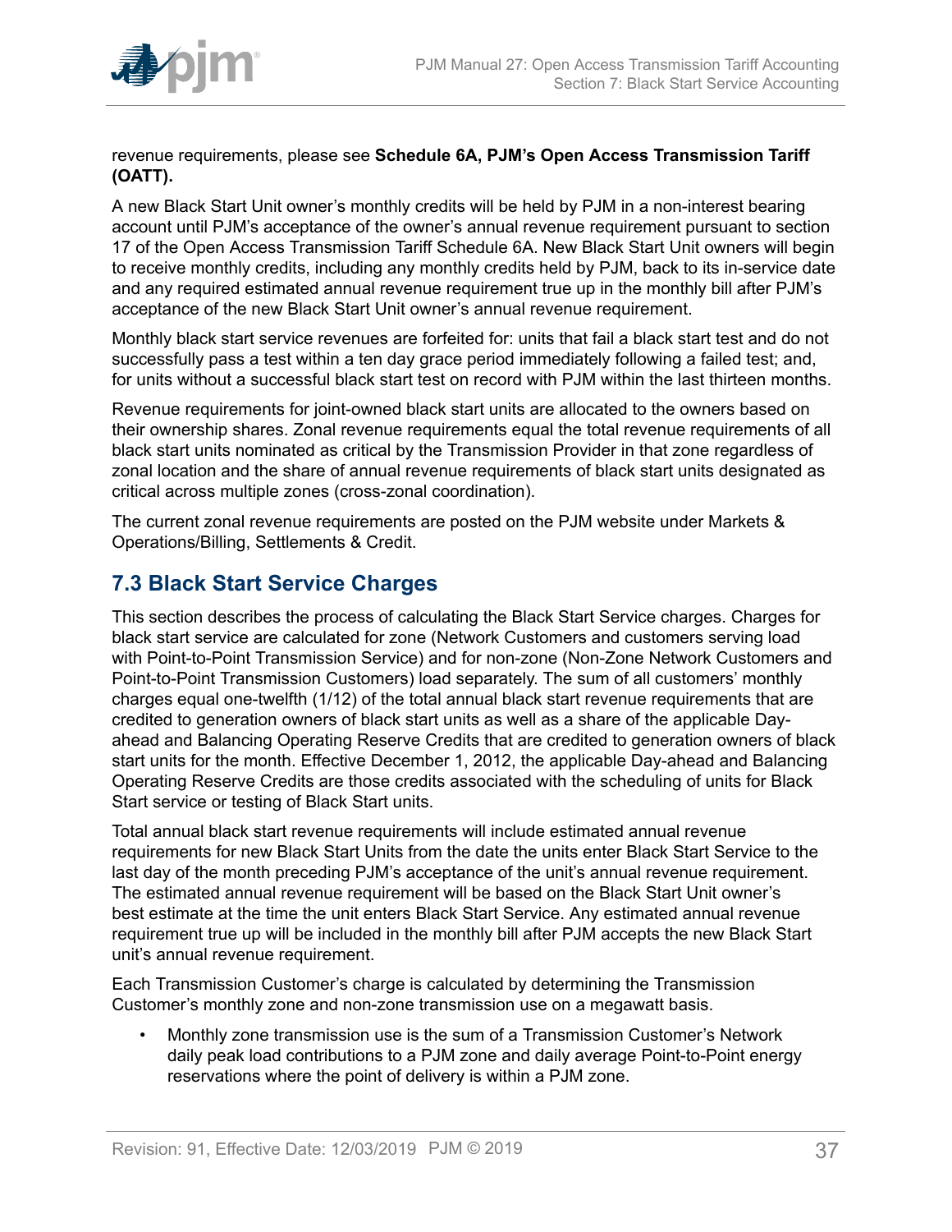revenue requirements, please see **Schedule 6A, PJM's Open Access Transmission Tariff (OATT).**

A new Black Start Unit owner's monthly credits will be held by PJM in a non-interest bearing account until PJM's acceptance of the owner's annual revenue requirement pursuant to section 17 of the Open Access Transmission Tariff Schedule 6A. New Black Start Unit owners will begin to receive monthly credits, including any monthly credits held by PJM, back to its in-service date and any required estimated annual revenue requirement true up in the monthly bill after PJM's acceptance of the new Black Start Unit owner's annual revenue requirement.

Monthly black start service revenues are forfeited for: units that fail a black start test and do not successfully pass a test within a ten day grace period immediately following a failed test; and, for units without a successful black start test on record with PJM within the last thirteen months.

Revenue requirements for joint-owned black start units are allocated to the owners based on their ownership shares. Zonal revenue requirements equal the total revenue requirements of all black start units nominated as critical by the Transmission Provider in that zone regardless of zonal location and the share of annual revenue requirements of black start units designated as critical across multiple zones (cross-zonal coordination).

The current zonal revenue requirements are posted on the PJM website under Markets & Operations/Billing, Settlements & Credit.

## 7.3 Black Start Service Charges

This section describes the process of calculating the Black Start Service charges. Charges for black start service are calculated for zone (Network Customers and customers serving load with Point-to-Point Transmission Service) and for non-zone (Non-Zone Network Customers and Point-to-Point Transmission Customers) load separately. The sum of all customers' monthly charges equal one-twelfth (1/12) of the total annual black start revenue requirements that are credited to generation owners of black start units as well as a share of the applicable Day-ahead and Balancing Operating Reserve Credits that are credited to generation owners of black start units for the month. Effective December 1, 2012, the applicable Day-ahead and Balancing Operating Reserve Credits are those credits associated with the scheduling of units for Black Start service or testing of Black Start units.

Total annual black start revenue requirements will include estimated annual revenue requirements for new Black Start Units from the date the units enter Black Start Service to the last day of the month preceding PJM's acceptance of the unit's annual revenue requirement. The estimated annual revenue requirement will be based on the Black Start Unit owner's best estimate at the time the unit enters Black Start Service. Any estimated annual revenue requirement true up will be included in the monthly bill after PJM accepts the new Black Start unit's annual revenue requirement.

Each Transmission Customer's charge is calculated by determining the Transmission Customer's monthly zone and non-zone transmission use on a megawatt basis.

- Monthly zone transmission use is the sum of a Transmission Customer's Network daily peak load contributions to a PJM zone and daily average Point-to-Point energy reservations where the point of delivery is within a PJM zone.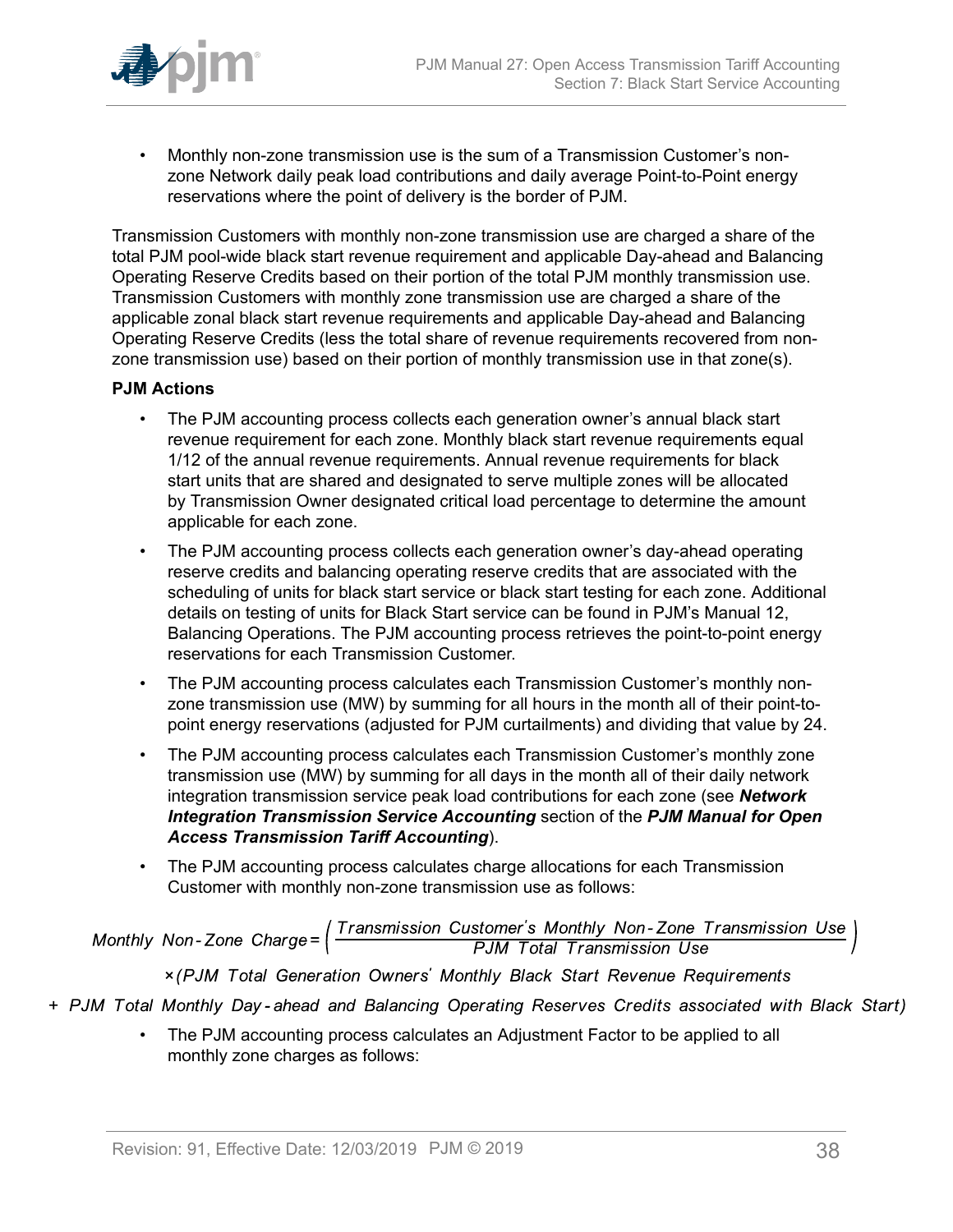- Monthly non-zone transmission use is the sum of a Transmission Customer's non-zone Network daily peak load contributions and daily average Point-to-Point energy reservations where the point of delivery is the border of PJM.

Transmission Customers with monthly non-zone transmission use are charged a share of the total PJM pool-wide black start revenue requirement and applicable Day-ahead and Balancing Operating Reserve Credits based on their portion of the total PJM monthly transmission use. Transmission Customers with monthly zone transmission use are charged a share of the applicable zonal black start revenue requirements and applicable Day-ahead and Balancing Operating Reserve Credits (less the total share of revenue requirements recovered from non-zone transmission use) based on their portion of monthly transmission use in that zone(s).

**PJM Actions**

- The PJM accounting process collects each generation owner's annual black start revenue requirement for each zone. Monthly black start revenue requirements equal 1/12 of the annual revenue requirements. Annual revenue requirements for black start units that are shared and designated to serve multiple zones will be allocated by Transmission Owner designated critical load percentage to determine the amount applicable for each zone.
- The PJM accounting process collects each generation owner's day-ahead operating reserve credits and balancing operating reserve credits that are associated with the scheduling of units for black start service or black start testing for each zone. Additional details on testing of units for Black Start service can be found in PJM's Manual 12, Balancing Operations. The PJM accounting process retrieves the point-to-point energy reservations for each Transmission Customer.
- The PJM accounting process calculates each Transmission Customer's monthly non-zone transmission use (MW) by summing for all hours in the month all of their point-to-point energy reservations (adjusted for PJM curtailments) and dividing that value by 24.
- The PJM accounting process calculates each Transmission Customer's monthly zone transmission use (MW) by summing for all days in the month all of their daily network integration transmission service peak load contributions for each zone (see ***Network Integration Transmission Service Accounting*** section of the ***PJM Manual for Open Access Transmission Tariff Accounting***).
- The PJM accounting process calculates charge allocations for each Transmission Customer with monthly non-zone transmission use as follows:

$$\text{Monthly Non-Zone Charge} = \left( \frac{\text{Transmission Customer's Monthly Non-Zone Transmission Use}}{\text{PJM Total Transmission Use}} \right)$$
$$\times (\text{PJM Total Generation Owners' Monthly Black Start Revenue Requirements}$$
$$+ \text{PJM Total Monthly Day-ahead and Balancing Operating Reserves Credits associated with Black Start})$$

- The PJM accounting process calculates an Adjustment Factor to be applied to all monthly zone charges as follows: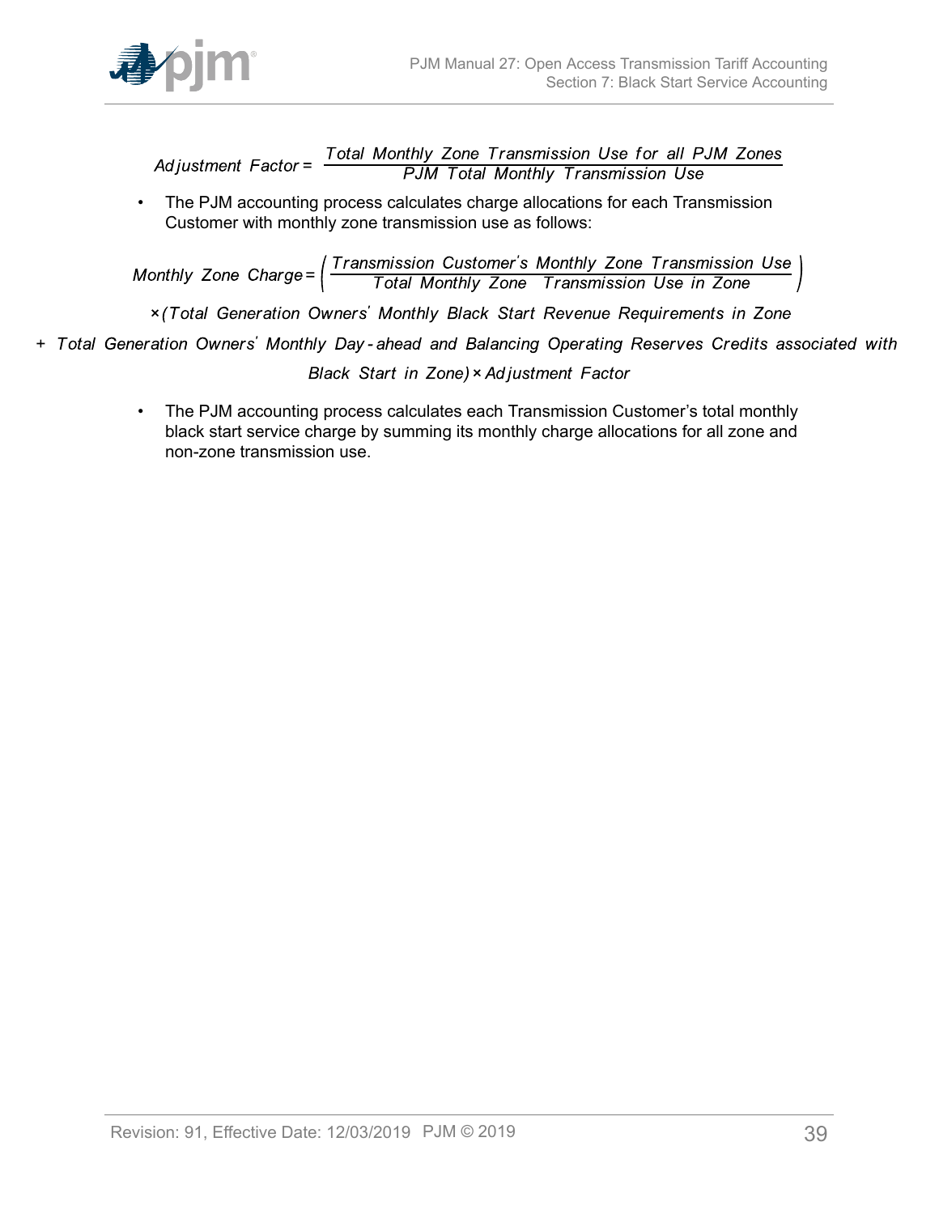$$Adjustment\ Factor = \frac{Total\ Monthly\ Zone\ Transmission\ Use\ for\ all\ PJM\ Zones}{PJM\ Total\ Monthly\ Transmission\ Use}$$

- The PJM accounting process calculates charge allocations for each Transmission Customer with monthly zone transmission use as follows:

$$Monthly\ Zone\ Charge = \left( \frac{Transmission\ Customer's\ Monthly\ Zone\ Transmission\ Use}{Total\ Monthly\ Zone\ \ Transmission\ Use\ in\ Zone} \right)$$

$$\times (Total\ Generation\ Owners'\ Monthly\ Black\ Start\ Revenue\ Requirements\ in\ Zone$$

$$+\ Total\ Generation\ Owners'\ Monthly\ Day\text{-}ahead\ and\ Balancing\ Operating\ Reserves\ Credits\ associated\ with$$

$$Black\ Start\ in\ Zone) \times Adjustment\ Factor$$

- The PJM accounting process calculates each Transmission Customer's total monthly black start service charge by summing its monthly charge allocations for all zone and non-zone transmission use.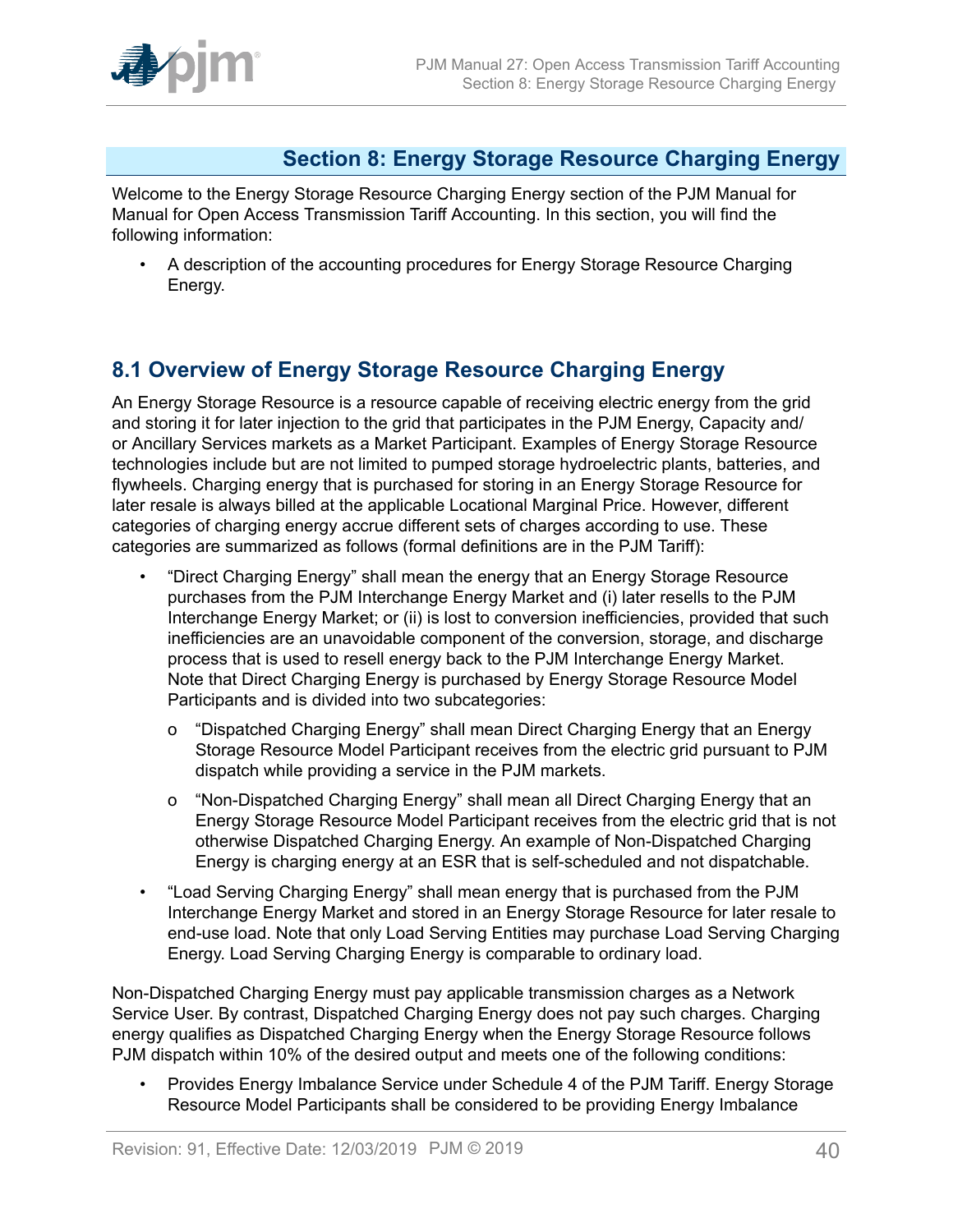## Section 8: Energy Storage Resource Charging Energy

Welcome to the Energy Storage Resource Charging Energy section of the PJM Manual for Manual for Open Access Transmission Tariff Accounting. In this section, you will find the following information:

- A description of the accounting procedures for Energy Storage Resource Charging Energy.

### 8.1 Overview of Energy Storage Resource Charging Energy

An Energy Storage Resource is a resource capable of receiving electric energy from the grid and storing it for later injection to the grid that participates in the PJM Energy, Capacity and/or Ancillary Services markets as a Market Participant. Examples of Energy Storage Resource technologies include but are not limited to pumped storage hydroelectric plants, batteries, and flywheels. Charging energy that is purchased for storing in an Energy Storage Resource for later resale is always billed at the applicable Locational Marginal Price. However, different categories of charging energy accrue different sets of charges according to use. These categories are summarized as follows (formal definitions are in the PJM Tariff):

- "Direct Charging Energy" shall mean the energy that an Energy Storage Resource purchases from the PJM Interchange Energy Market and (i) later resells to the PJM Interchange Energy Market; or (ii) is lost to conversion inefficiencies, provided that such inefficiencies are an unavoidable component of the conversion, storage, and discharge process that is used to resell energy back to the PJM Interchange Energy Market. Note that Direct Charging Energy is purchased by Energy Storage Resource Model Participants and is divided into two subcategories:
  - "Dispatched Charging Energy" shall mean Direct Charging Energy that an Energy Storage Resource Model Participant receives from the electric grid pursuant to PJM dispatch while providing a service in the PJM markets.
  - "Non-Dispatched Charging Energy" shall mean all Direct Charging Energy that an Energy Storage Resource Model Participant receives from the electric grid that is not otherwise Dispatched Charging Energy. An example of Non-Dispatched Charging Energy is charging energy at an ESR that is self-scheduled and not dispatchable.
- "Load Serving Charging Energy" shall mean energy that is purchased from the PJM Interchange Energy Market and stored in an Energy Storage Resource for later resale to end-use load. Note that only Load Serving Entities may purchase Load Serving Charging Energy. Load Serving Charging Energy is comparable to ordinary load.

Non-Dispatched Charging Energy must pay applicable transmission charges as a Network Service User. By contrast, Dispatched Charging Energy does not pay such charges. Charging energy qualifies as Dispatched Charging Energy when the Energy Storage Resource follows PJM dispatch within 10% of the desired output and meets one of the following conditions:

- Provides Energy Imbalance Service under Schedule 4 of the PJM Tariff. Energy Storage Resource Model Participants shall be considered to be providing Energy Imbalance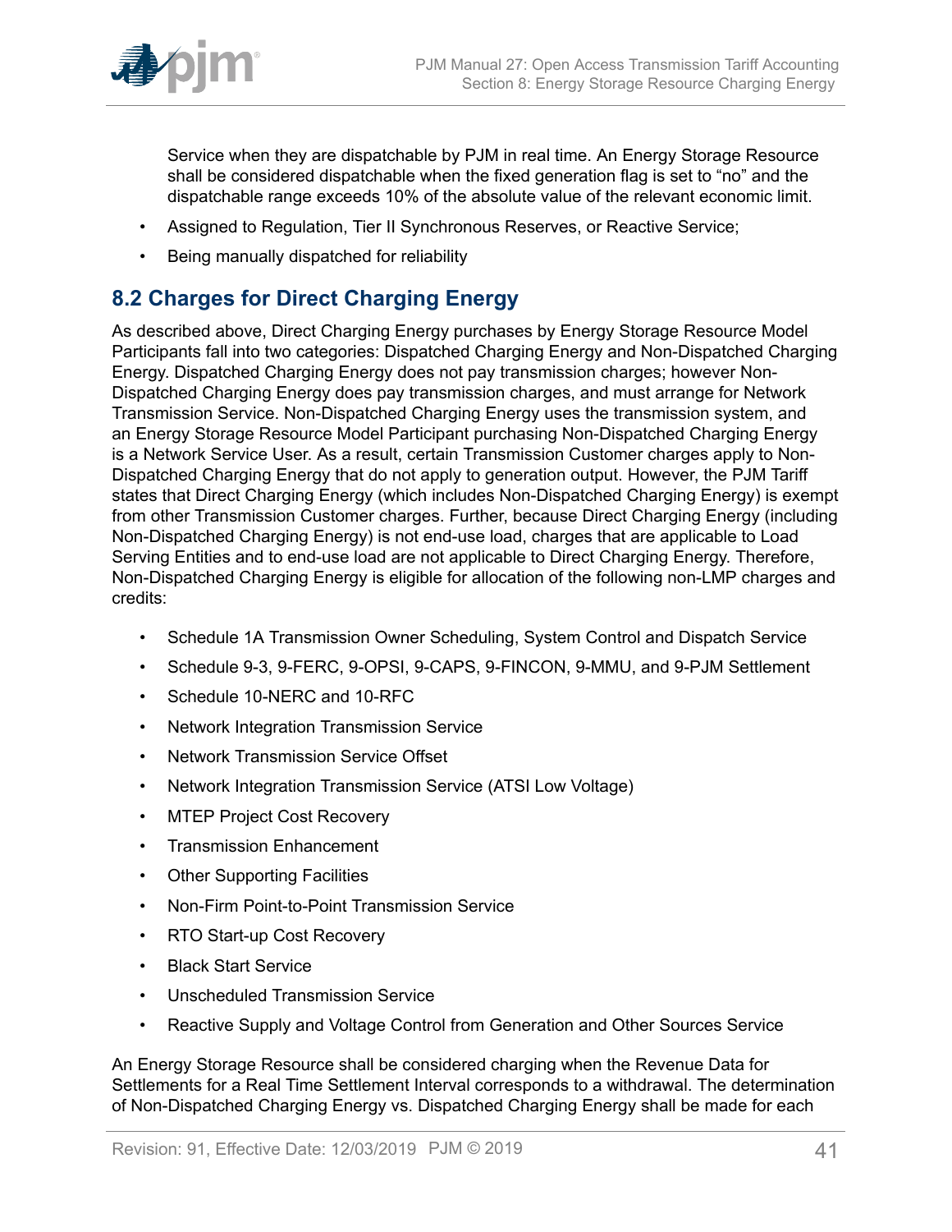Service when they are dispatchable by PJM in real time. An Energy Storage Resource shall be considered dispatchable when the fixed generation flag is set to "no" and the dispatchable range exceeds 10% of the absolute value of the relevant economic limit.

- Assigned to Regulation, Tier II Synchronous Reserves, or Reactive Service;
- Being manually dispatched for reliability

## 8.2 Charges for Direct Charging Energy

As described above, Direct Charging Energy purchases by Energy Storage Resource Model Participants fall into two categories: Dispatched Charging Energy and Non-Dispatched Charging Energy. Dispatched Charging Energy does not pay transmission charges; however Non-Dispatched Charging Energy does pay transmission charges, and must arrange for Network Transmission Service. Non-Dispatched Charging Energy uses the transmission system, and an Energy Storage Resource Model Participant purchasing Non-Dispatched Charging Energy is a Network Service User. As a result, certain Transmission Customer charges apply to Non-Dispatched Charging Energy that do not apply to generation output. However, the PJM Tariff states that Direct Charging Energy (which includes Non-Dispatched Charging Energy) is exempt from other Transmission Customer charges. Further, because Direct Charging Energy (including Non-Dispatched Charging Energy) is not end-use load, charges that are applicable to Load Serving Entities and to end-use load are not applicable to Direct Charging Energy. Therefore, Non-Dispatched Charging Energy is eligible for allocation of the following non-LMP charges and credits:

- Schedule 1A Transmission Owner Scheduling, System Control and Dispatch Service
- Schedule 9-3, 9-FERC, 9-OPSI, 9-CAPS, 9-FINCON, 9-MMU, and 9-PJM Settlement
- Schedule 10-NERC and 10-RFC
- Network Integration Transmission Service
- Network Transmission Service Offset
- Network Integration Transmission Service (ATSI Low Voltage)
- MTEP Project Cost Recovery
- Transmission Enhancement
- Other Supporting Facilities
- Non-Firm Point-to-Point Transmission Service
- RTO Start-up Cost Recovery
- Black Start Service
- Unscheduled Transmission Service
- Reactive Supply and Voltage Control from Generation and Other Sources Service

An Energy Storage Resource shall be considered charging when the Revenue Data for Settlements for a Real Time Settlement Interval corresponds to a withdrawal. The determination of Non-Dispatched Charging Energy vs. Dispatched Charging Energy shall be made for each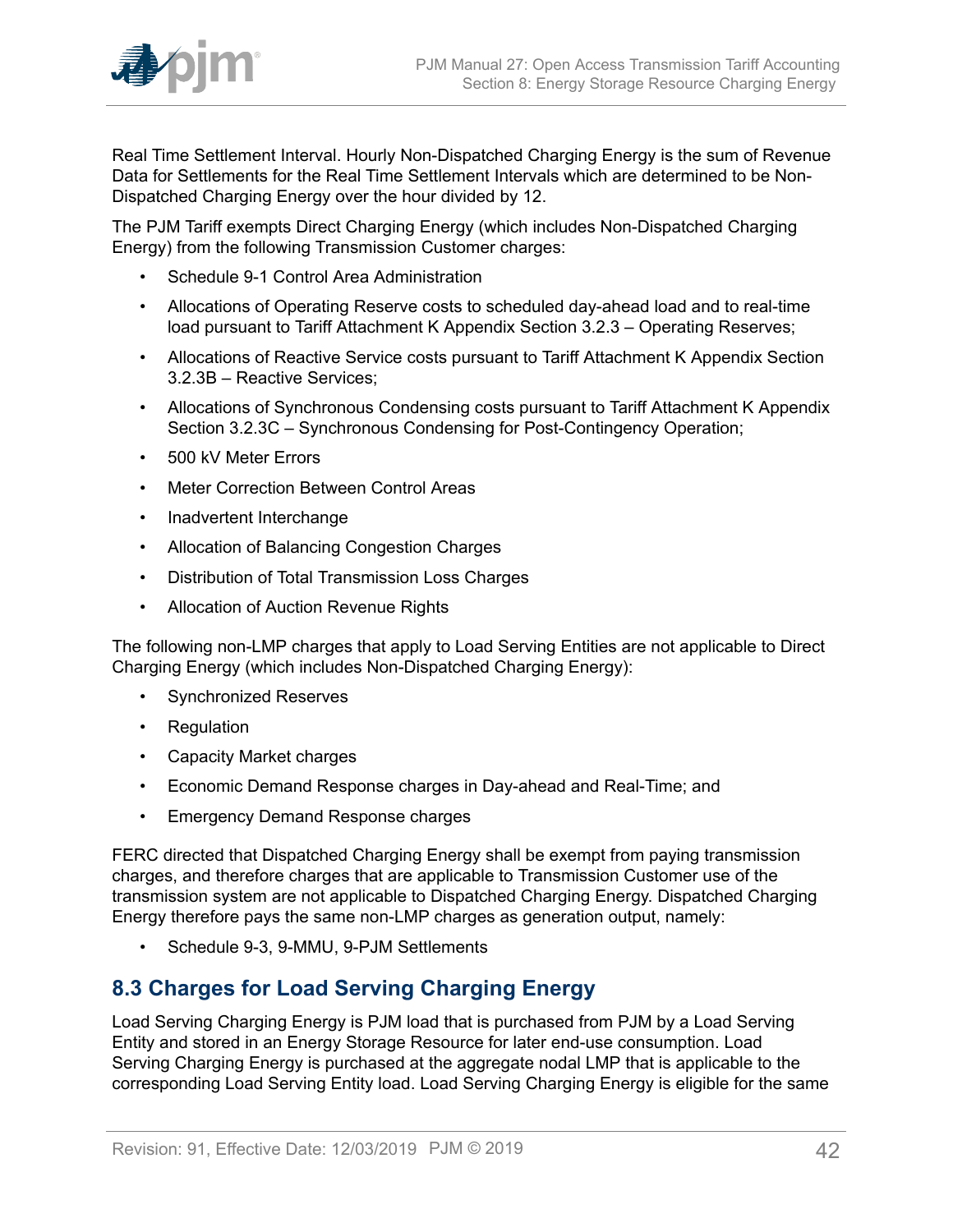Real Time Settlement Interval. Hourly Non-Dispatched Charging Energy is the sum of Revenue Data for Settlements for the Real Time Settlement Intervals which are determined to be Non-Dispatched Charging Energy over the hour divided by 12.

The PJM Tariff exempts Direct Charging Energy (which includes Non-Dispatched Charging Energy) from the following Transmission Customer charges:

- Schedule 9-1 Control Area Administration
- Allocations of Operating Reserve costs to scheduled day-ahead load and to real-time load pursuant to Tariff Attachment K Appendix Section 3.2.3 – Operating Reserves;
- Allocations of Reactive Service costs pursuant to Tariff Attachment K Appendix Section 3.2.3B – Reactive Services;
- Allocations of Synchronous Condensing costs pursuant to Tariff Attachment K Appendix Section 3.2.3C – Synchronous Condensing for Post-Contingency Operation;
- 500 kV Meter Errors
- Meter Correction Between Control Areas
- Inadvertent Interchange
- Allocation of Balancing Congestion Charges
- Distribution of Total Transmission Loss Charges
- Allocation of Auction Revenue Rights

The following non-LMP charges that apply to Load Serving Entities are not applicable to Direct Charging Energy (which includes Non-Dispatched Charging Energy):

- Synchronized Reserves
- Regulation
- Capacity Market charges
- Economic Demand Response charges in Day-ahead and Real-Time; and
- Emergency Demand Response charges

FERC directed that Dispatched Charging Energy shall be exempt from paying transmission charges, and therefore charges that are applicable to Transmission Customer use of the transmission system are not applicable to Dispatched Charging Energy. Dispatched Charging Energy therefore pays the same non-LMP charges as generation output, namely:

- Schedule 9-3, 9-MMU, 9-PJM Settlements

## 8.3 Charges for Load Serving Charging Energy

Load Serving Charging Energy is PJM load that is purchased from PJM by a Load Serving Entity and stored in an Energy Storage Resource for later end-use consumption. Load Serving Charging Energy is purchased at the aggregate nodal LMP that is applicable to the corresponding Load Serving Entity load. Load Serving Charging Energy is eligible for the same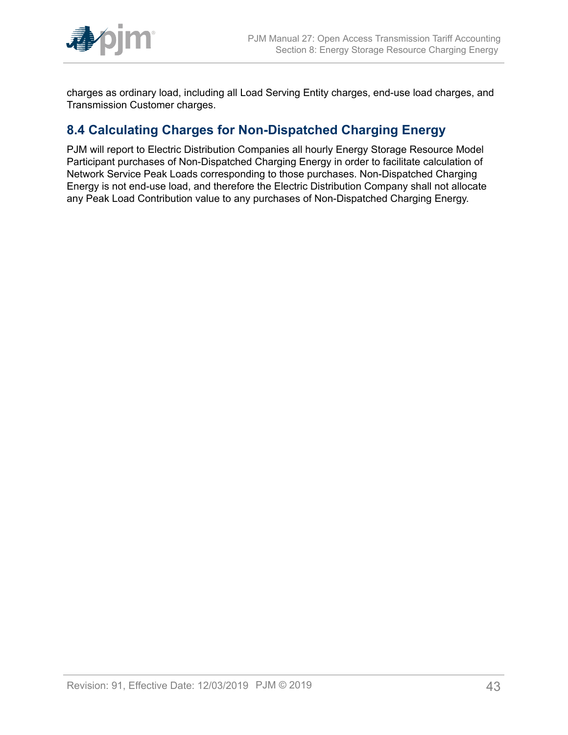charges as ordinary load, including all Load Serving Entity charges, end-use load charges, and Transmission Customer charges.

## 8.4 Calculating Charges for Non-Dispatched Charging Energy

PJM will report to Electric Distribution Companies all hourly Energy Storage Resource Model Participant purchases of Non-Dispatched Charging Energy in order to facilitate calculation of Network Service Peak Loads corresponding to those purchases. Non-Dispatched Charging Energy is not end-use load, and therefore the Electric Distribution Company shall not allocate any Peak Load Contribution value to any purchases of Non-Dispatched Charging Energy.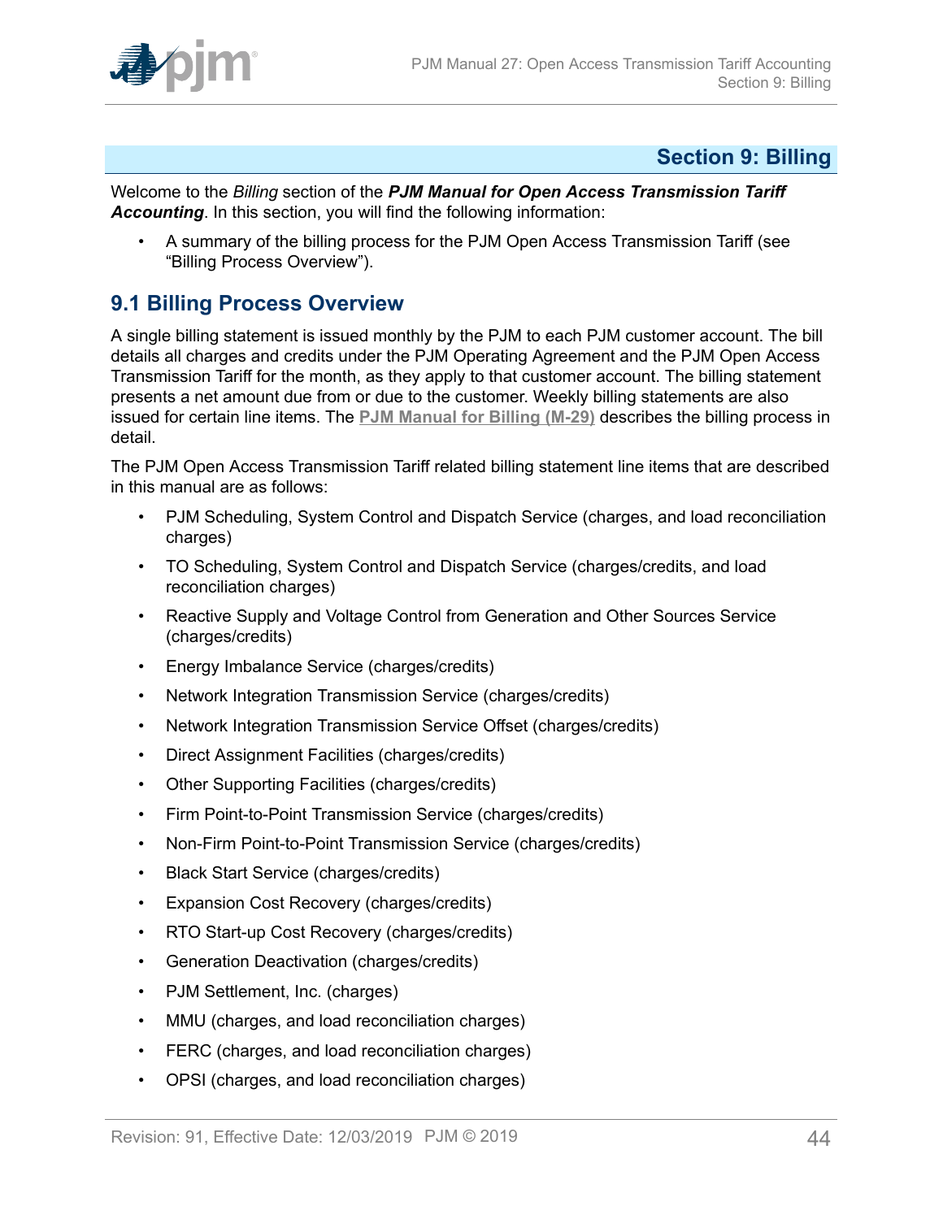# Section 9: Billing

Welcome to the *Billing* section of the ***PJM Manual for Open Access Transmission Tariff Accounting***. In this section, you will find the following information:

- A summary of the billing process for the PJM Open Access Transmission Tariff (see "Billing Process Overview").

## 9.1 Billing Process Overview

A single billing statement is issued monthly by the PJM to each PJM customer account. The bill details all charges and credits under the PJM Operating Agreement and the PJM Open Access Transmission Tariff for the month, as they apply to that customer account. The billing statement presents a net amount due from or due to the customer. Weekly billing statements are also issued for certain line items. The **PJM Manual for Billing (M-29)** describes the billing process in detail.

The PJM Open Access Transmission Tariff related billing statement line items that are described in this manual are as follows:

- PJM Scheduling, System Control and Dispatch Service (charges, and load reconciliation charges)
- TO Scheduling, System Control and Dispatch Service (charges/credits, and load reconciliation charges)
- Reactive Supply and Voltage Control from Generation and Other Sources Service (charges/credits)
- Energy Imbalance Service (charges/credits)
- Network Integration Transmission Service (charges/credits)
- Network Integration Transmission Service Offset (charges/credits)
- Direct Assignment Facilities (charges/credits)
- Other Supporting Facilities (charges/credits)
- Firm Point-to-Point Transmission Service (charges/credits)
- Non-Firm Point-to-Point Transmission Service (charges/credits)
- Black Start Service (charges/credits)
- Expansion Cost Recovery (charges/credits)
- RTO Start-up Cost Recovery (charges/credits)
- Generation Deactivation (charges/credits)
- PJM Settlement, Inc. (charges)
- MMU (charges, and load reconciliation charges)
- FERC (charges, and load reconciliation charges)
- OPSI (charges, and load reconciliation charges)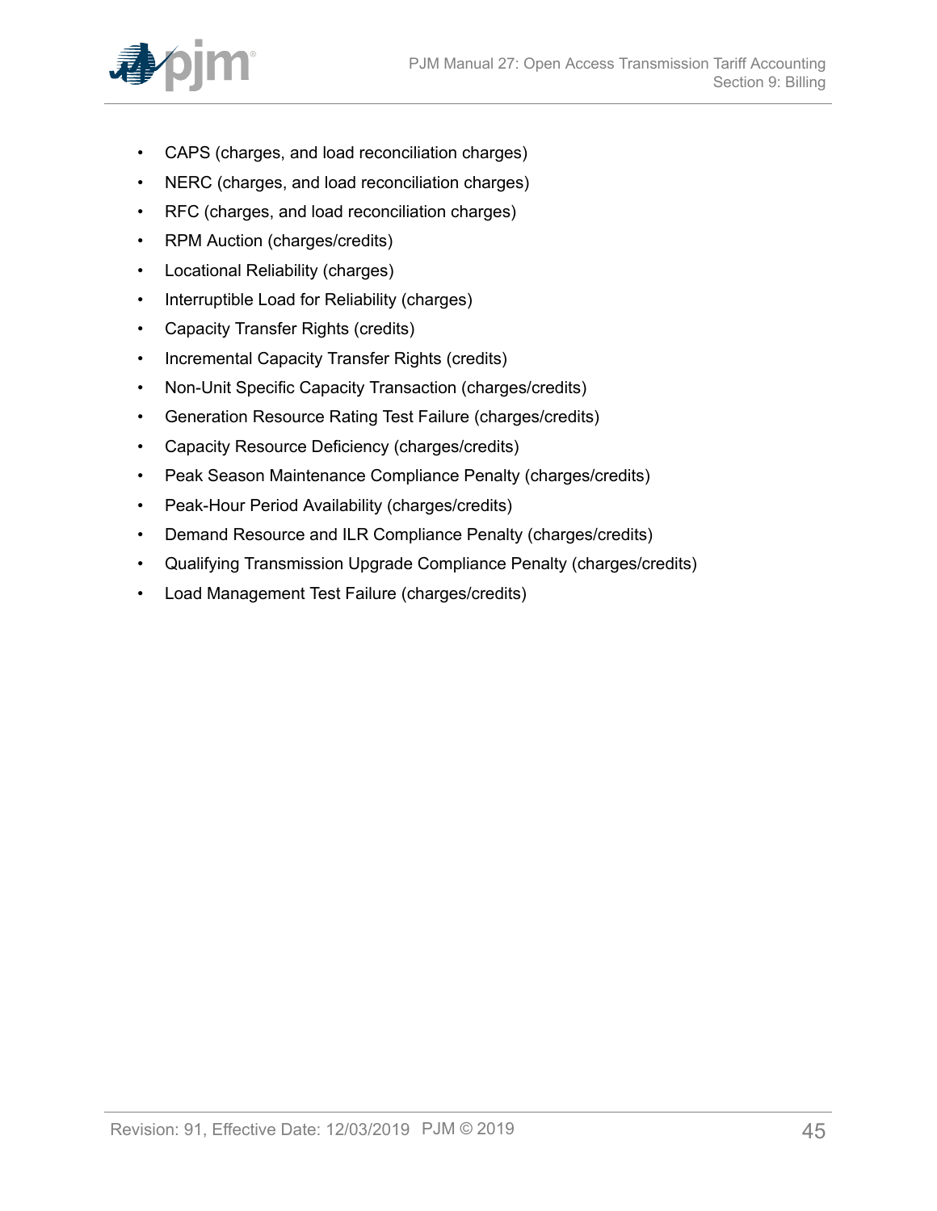- CAPS (charges, and load reconciliation charges)
- NERC (charges, and load reconciliation charges)
- RFC (charges, and load reconciliation charges)
- RPM Auction (charges/credits)
- Locational Reliability (charges)
- Interruptible Load for Reliability (charges)
- Capacity Transfer Rights (credits)
- Incremental Capacity Transfer Rights (credits)
- Non-Unit Specific Capacity Transaction (charges/credits)
- Generation Resource Rating Test Failure (charges/credits)
- Capacity Resource Deficiency (charges/credits)
- Peak Season Maintenance Compliance Penalty (charges/credits)
- Peak-Hour Period Availability (charges/credits)
- Demand Resource and ILR Compliance Penalty (charges/credits)
- Qualifying Transmission Upgrade Compliance Penalty (charges/credits)
- Load Management Test Failure (charges/credits)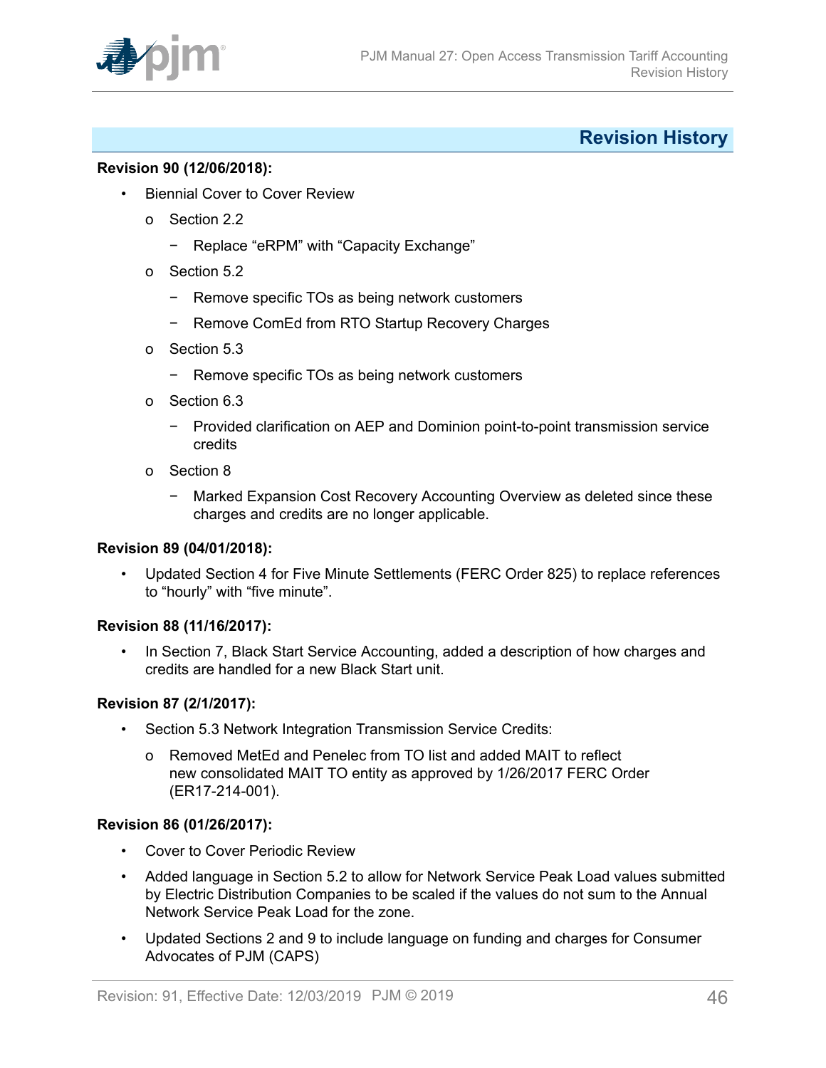## Revision History

**Revision 90 (12/06/2018):**

- Biennial Cover to Cover Review
  - Section 2.2
    - Replace “eRPM” with “Capacity Exchange”
  - Section 5.2
    - Remove specific TOs as being network customers
    - Remove ComEd from RTO Startup Recovery Charges
  - Section 5.3
    - Remove specific TOs as being network customers
  - Section 6.3
    - Provided clarification on AEP and Dominion point-to-point transmission service credits
  - Section 8
    - Marked Expansion Cost Recovery Accounting Overview as deleted since these charges and credits are no longer applicable.

**Revision 89 (04/01/2018):**

- Updated Section 4 for Five Minute Settlements (FERC Order 825) to replace references to “hourly” with “five minute”.

**Revision 88 (11/16/2017):**

- In Section 7, Black Start Service Accounting, added a description of how charges and credits are handled for a new Black Start unit.

**Revision 87 (2/1/2017):**

- Section 5.3 Network Integration Transmission Service Credits:
  - Removed MetEd and Penelec from TO list and added MAIT to reflect new consolidated MAIT TO entity as approved by 1/26/2017 FERC Order (ER17-214-001).

**Revision 86 (01/26/2017):**

- Cover to Cover Periodic Review
- Added language in Section 5.2 to allow for Network Service Peak Load values submitted by Electric Distribution Companies to be scaled if the values do not sum to the Annual Network Service Peak Load for the zone.
- Updated Sections 2 and 9 to include language on funding and charges for Consumer Advocates of PJM (CAPS)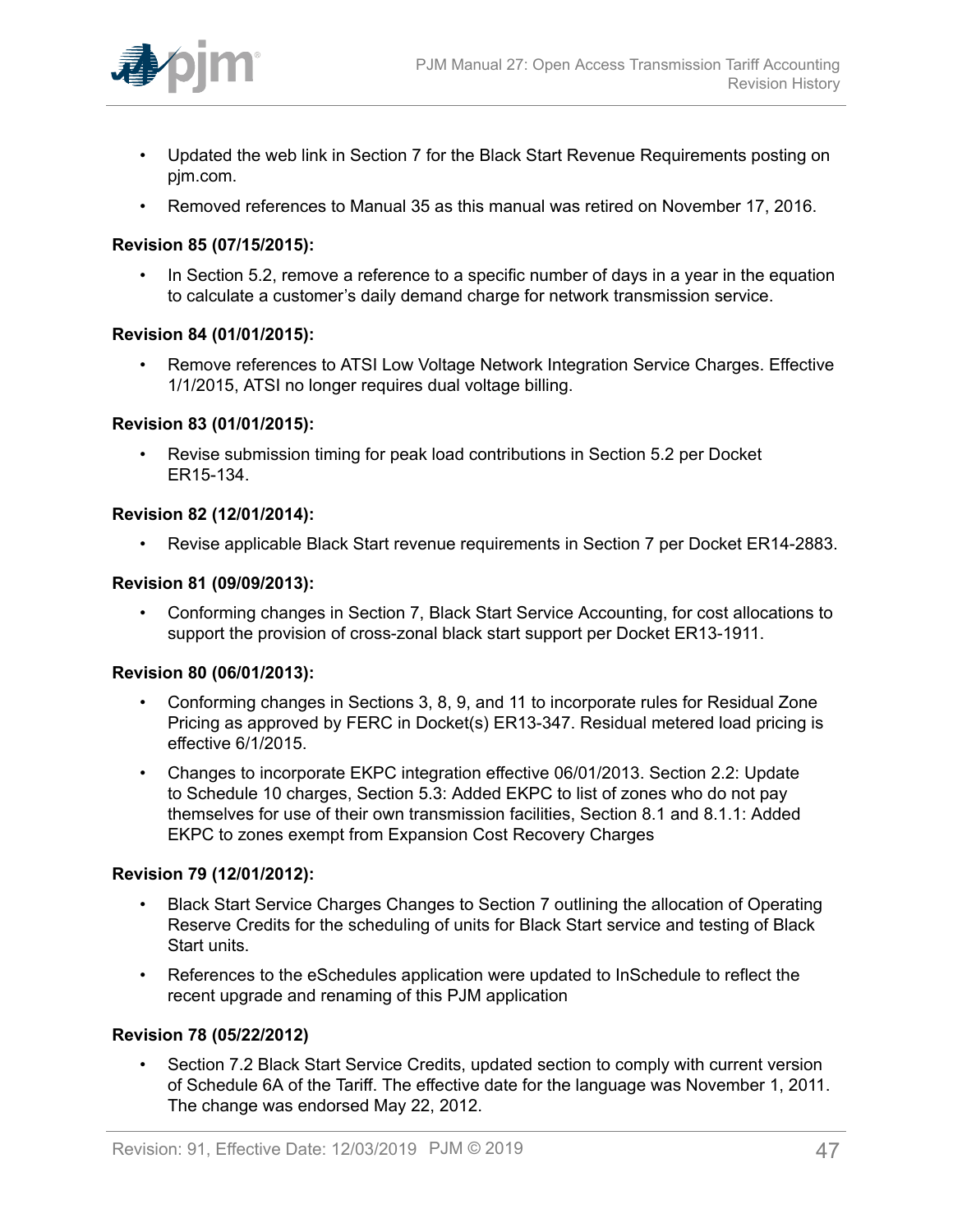- Updated the web link in Section 7 for the Black Start Revenue Requirements posting on pjm.com.
- Removed references to Manual 35 as this manual was retired on November 17, 2016.

**Revision 85 (07/15/2015):**

- In Section 5.2, remove a reference to a specific number of days in a year in the equation to calculate a customer's daily demand charge for network transmission service.

**Revision 84 (01/01/2015):**

- Remove references to ATSI Low Voltage Network Integration Service Charges. Effective 1/1/2015, ATSI no longer requires dual voltage billing.

**Revision 83 (01/01/2015):**

- Revise submission timing for peak load contributions in Section 5.2 per Docket ER15-134.

**Revision 82 (12/01/2014):**

- Revise applicable Black Start revenue requirements in Section 7 per Docket ER14-2883.

**Revision 81 (09/09/2013):**

- Conforming changes in Section 7, Black Start Service Accounting, for cost allocations to support the provision of cross-zonal black start support per Docket ER13-1911.

**Revision 80 (06/01/2013):**

- Conforming changes in Sections 3, 8, 9, and 11 to incorporate rules for Residual Zone Pricing as approved by FERC in Docket(s) ER13-347. Residual metered load pricing is effective 6/1/2015.
- Changes to incorporate EKPC integration effective 06/01/2013. Section 2.2: Update to Schedule 10 charges, Section 5.3: Added EKPC to list of zones who do not pay themselves for use of their own transmission facilities, Section 8.1 and 8.1.1: Added EKPC to zones exempt from Expansion Cost Recovery Charges

**Revision 79 (12/01/2012):**

- Black Start Service Charges Changes to Section 7 outlining the allocation of Operating Reserve Credits for the scheduling of units for Black Start service and testing of Black Start units.
- References to the eSchedules application were updated to InSchedule to reflect the recent upgrade and renaming of this PJM application

**Revision 78 (05/22/2012)**

- Section 7.2 Black Start Service Credits, updated section to comply with current version of Schedule 6A of the Tariff. The effective date for the language was November 1, 2011. The change was endorsed May 22, 2012.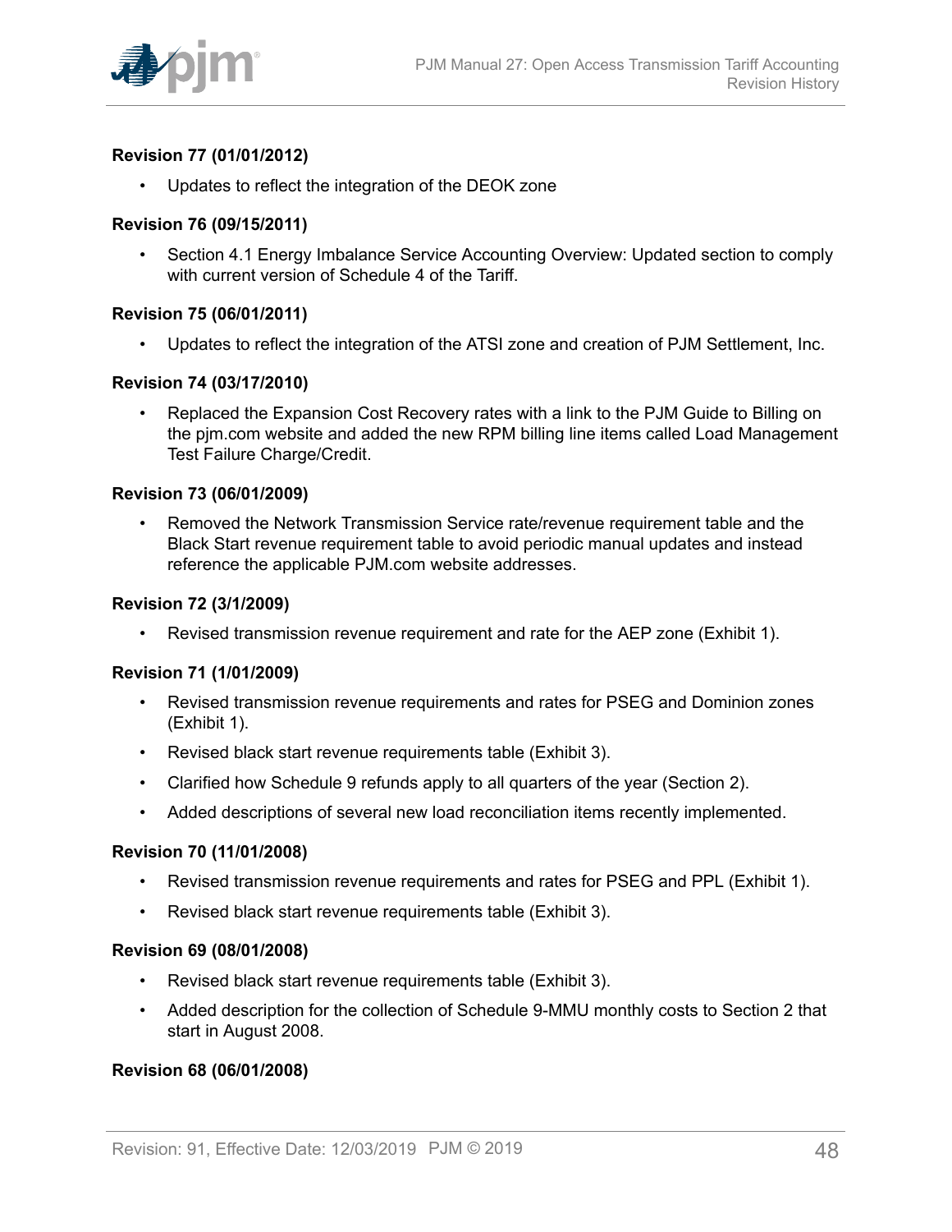**Revision 77 (01/01/2012)**

- Updates to reflect the integration of the DEOK zone

**Revision 76 (09/15/2011)**

- Section 4.1 Energy Imbalance Service Accounting Overview: Updated section to comply with current version of Schedule 4 of the Tariff.

**Revision 75 (06/01/2011)**

- Updates to reflect the integration of the ATSI zone and creation of PJM Settlement, Inc.

**Revision 74 (03/17/2010)**

- Replaced the Expansion Cost Recovery rates with a link to the PJM Guide to Billing on the pjm.com website and added the new RPM billing line items called Load Management Test Failure Charge/Credit.

**Revision 73 (06/01/2009)**

- Removed the Network Transmission Service rate/revenue requirement table and the Black Start revenue requirement table to avoid periodic manual updates and instead reference the applicable PJM.com website addresses.

**Revision 72 (3/1/2009)**

- Revised transmission revenue requirement and rate for the AEP zone (Exhibit 1).

**Revision 71 (1/01/2009)**

- Revised transmission revenue requirements and rates for PSEG and Dominion zones (Exhibit 1).
- Revised black start revenue requirements table (Exhibit 3).
- Clarified how Schedule 9 refunds apply to all quarters of the year (Section 2).
- Added descriptions of several new load reconciliation items recently implemented.

**Revision 70 (11/01/2008)**

- Revised transmission revenue requirements and rates for PSEG and PPL (Exhibit 1).
- Revised black start revenue requirements table (Exhibit 3).

**Revision 69 (08/01/2008)**

- Revised black start revenue requirements table (Exhibit 3).
- Added description for the collection of Schedule 9-MMU monthly costs to Section 2 that start in August 2008.

**Revision 68 (06/01/2008)**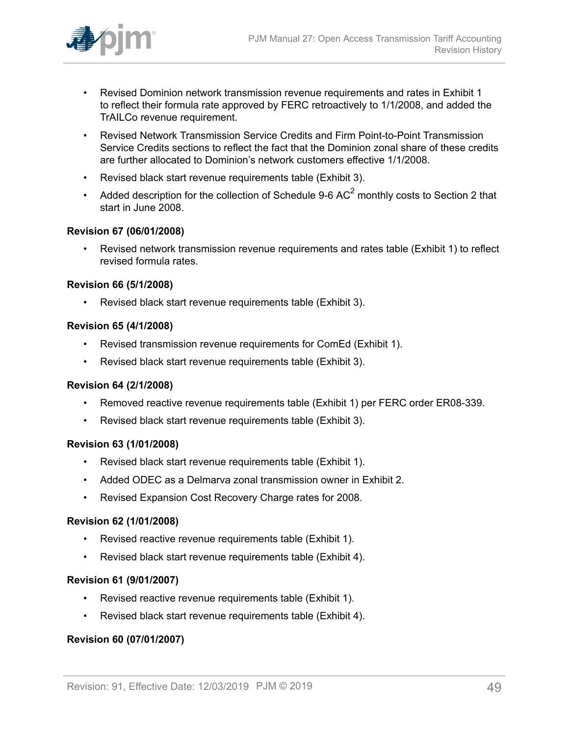- Revised Dominion network transmission revenue requirements and rates in Exhibit 1 to reflect their formula rate approved by FERC retroactively to 1/1/2008, and added the TrAILCo revenue requirement.
- Revised Network Transmission Service Credits and Firm Point-to-Point Transmission Service Credits sections to reflect the fact that the Dominion zonal share of these credits are further allocated to Dominion's network customers effective 1/1/2008.
- Revised black start revenue requirements table (Exhibit 3).
- Added description for the collection of Schedule 9-6 $AC^2$ monthly costs to Section 2 that start in June 2008.

**Revision 67 (06/01/2008)**

- Revised network transmission revenue requirements and rates table (Exhibit 1) to reflect revised formula rates.

**Revision 66 (5/1/2008)**

- Revised black start revenue requirements table (Exhibit 3).

**Revision 65 (4/1/2008)**

- Revised transmission revenue requirements for ComEd (Exhibit 1).
- Revised black start revenue requirements table (Exhibit 3).

**Revision 64 (2/1/2008)**

- Removed reactive revenue requirements table (Exhibit 1) per FERC order ER08-339.
- Revised black start revenue requirements table (Exhibit 3).

**Revision 63 (1/01/2008)**

- Revised black start revenue requirements table (Exhibit 1).
- Added ODEC as a Delmarva zonal transmission owner in Exhibit 2.
- Revised Expansion Cost Recovery Charge rates for 2008.

**Revision 62 (1/01/2008)**

- Revised reactive revenue requirements table (Exhibit 1).
- Revised black start revenue requirements table (Exhibit 4).

**Revision 61 (9/01/2007)**

- Revised reactive revenue requirements table (Exhibit 1).
- Revised black start revenue requirements table (Exhibit 4).

**Revision 60 (07/01/2007)**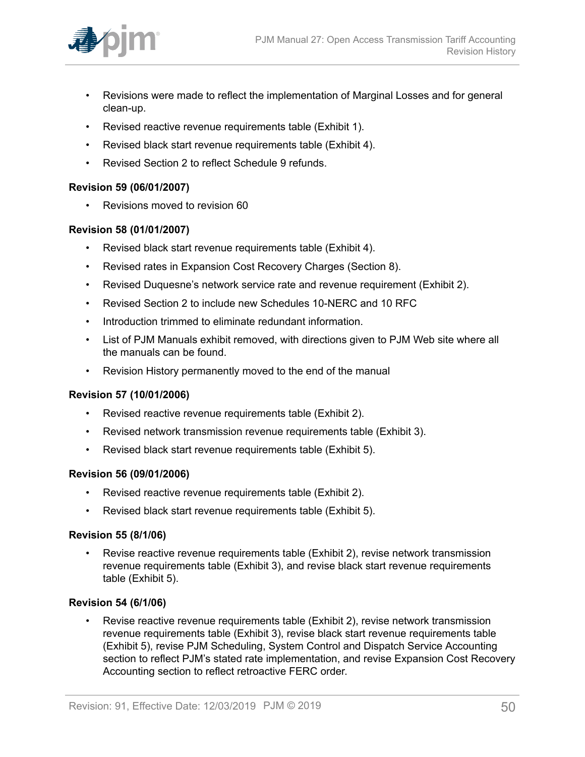- Revisions were made to reflect the implementation of Marginal Losses and for general clean-up.
- Revised reactive revenue requirements table (Exhibit 1).
- Revised black start revenue requirements table (Exhibit 4).
- Revised Section 2 to reflect Schedule 9 refunds.

#### Revision 59 (06/01/2007)

- Revisions moved to revision 60

#### Revision 58 (01/01/2007)

- Revised black start revenue requirements table (Exhibit 4).
- Revised rates in Expansion Cost Recovery Charges (Section 8).
- Revised Duquesne's network service rate and revenue requirement (Exhibit 2).
- Revised Section 2 to include new Schedules 10-NERC and 10 RFC
- Introduction trimmed to eliminate redundant information.
- List of PJM Manuals exhibit removed, with directions given to PJM Web site where all the manuals can be found.
- Revision History permanently moved to the end of the manual

#### Revision 57 (10/01/2006)

- Revised reactive revenue requirements table (Exhibit 2).
- Revised network transmission revenue requirements table (Exhibit 3).
- Revised black start revenue requirements table (Exhibit 5).

#### Revision 56 (09/01/2006)

- Revised reactive revenue requirements table (Exhibit 2).
- Revised black start revenue requirements table (Exhibit 5).

#### Revision 55 (8/1/06)

- Revise reactive revenue requirements table (Exhibit 2), revise network transmission revenue requirements table (Exhibit 3), and revise black start revenue requirements table (Exhibit 5).

#### Revision 54 (6/1/06)

- Revise reactive revenue requirements table (Exhibit 2), revise network transmission revenue requirements table (Exhibit 3), revise black start revenue requirements table (Exhibit 5), revise PJM Scheduling, System Control and Dispatch Service Accounting section to reflect PJM's stated rate implementation, and revise Expansion Cost Recovery Accounting section to reflect retroactive FERC order.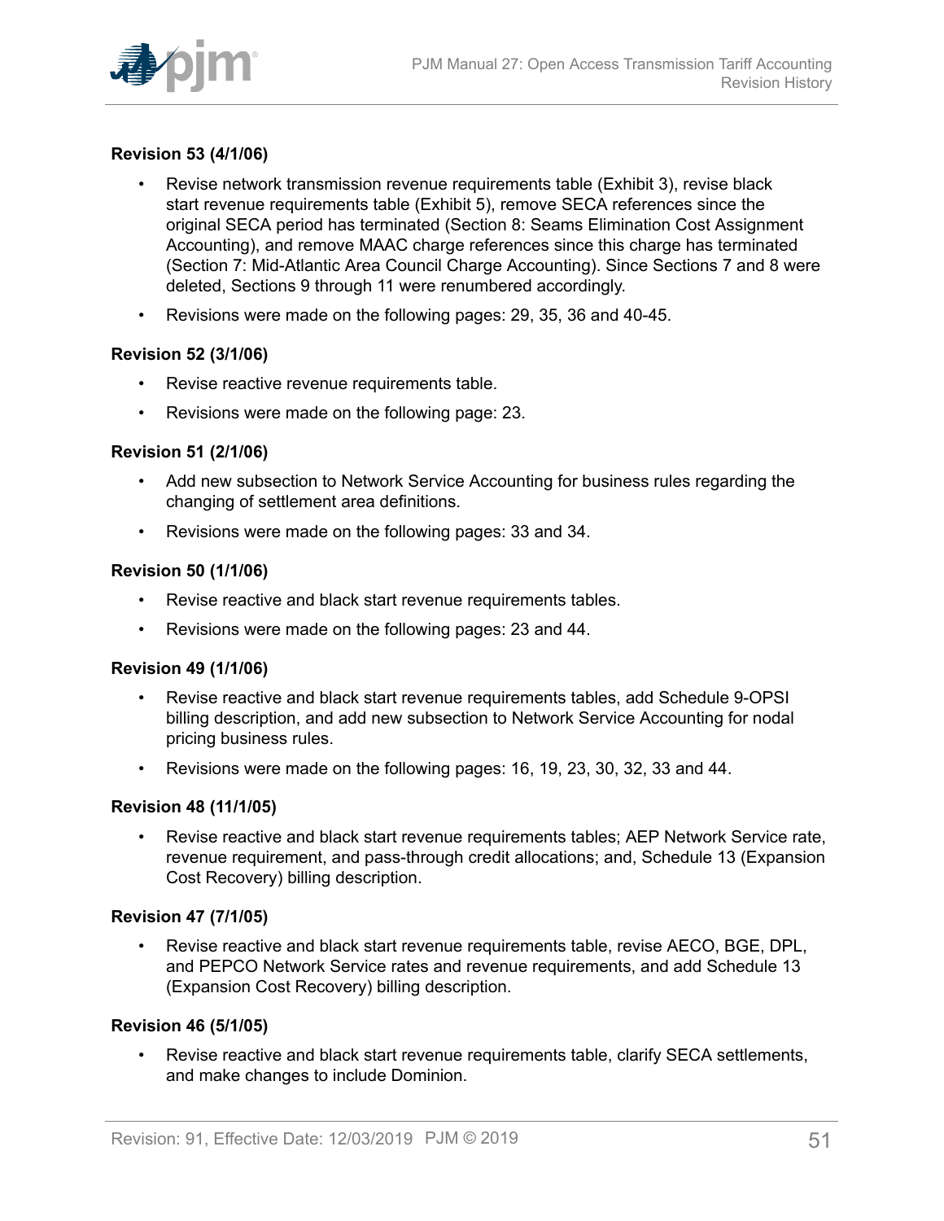**Revision 53 (4/1/06)**

- Revise network transmission revenue requirements table (Exhibit 3), revise black start revenue requirements table (Exhibit 5), remove SECA references since the original SECA period has terminated (Section 8: Seams Elimination Cost Assignment Accounting), and remove MAAC charge references since this charge has terminated (Section 7: Mid-Atlantic Area Council Charge Accounting). Since Sections 7 and 8 were deleted, Sections 9 through 11 were renumbered accordingly.
- Revisions were made on the following pages: 29, 35, 36 and 40-45.

**Revision 52 (3/1/06)**

- Revise reactive revenue requirements table.
- Revisions were made on the following page: 23.

**Revision 51 (2/1/06)**

- Add new subsection to Network Service Accounting for business rules regarding the changing of settlement area definitions.
- Revisions were made on the following pages: 33 and 34.

**Revision 50 (1/1/06)**

- Revise reactive and black start revenue requirements tables.
- Revisions were made on the following pages: 23 and 44.

**Revision 49 (1/1/06)**

- Revise reactive and black start revenue requirements tables, add Schedule 9-OPSI billing description, and add new subsection to Network Service Accounting for nodal pricing business rules.
- Revisions were made on the following pages: 16, 19, 23, 30, 32, 33 and 44.

**Revision 48 (11/1/05)**

- Revise reactive and black start revenue requirements tables; AEP Network Service rate, revenue requirement, and pass-through credit allocations; and, Schedule 13 (Expansion Cost Recovery) billing description.

**Revision 47 (7/1/05)**

- Revise reactive and black start revenue requirements table, revise AECO, BGE, DPL, and PEPCO Network Service rates and revenue requirements, and add Schedule 13 (Expansion Cost Recovery) billing description.

**Revision 46 (5/1/05)**

- Revise reactive and black start revenue requirements table, clarify SECA settlements, and make changes to include Dominion.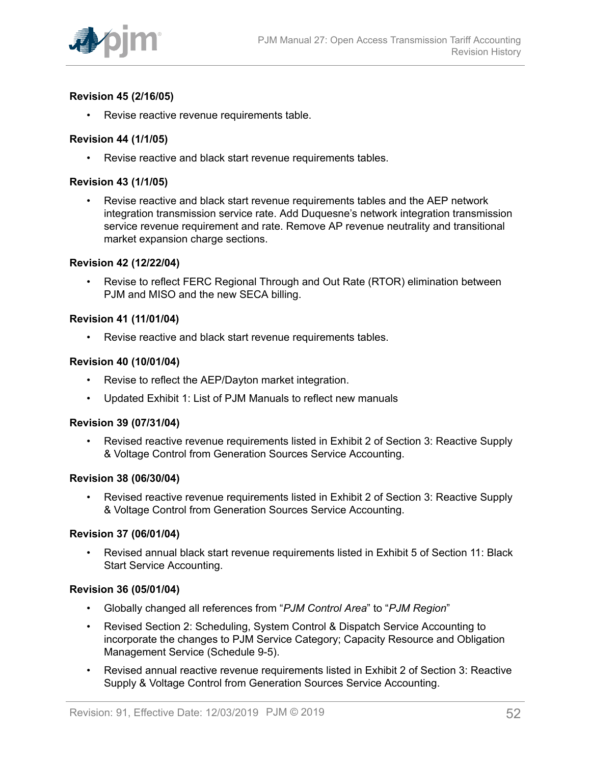**Revision 45 (2/16/05)**

- Revise reactive revenue requirements table.

**Revision 44 (1/1/05)**

- Revise reactive and black start revenue requirements tables.

**Revision 43 (1/1/05)**

- Revise reactive and black start revenue requirements tables and the AEP network integration transmission service rate. Add Duquesne's network integration transmission service revenue requirement and rate. Remove AP revenue neutrality and transitional market expansion charge sections.

**Revision 42 (12/22/04)**

- Revise to reflect FERC Regional Through and Out Rate (RTOR) elimination between PJM and MISO and the new SECA billing.

**Revision 41 (11/01/04)**

- Revise reactive and black start revenue requirements tables.

**Revision 40 (10/01/04)**

- Revise to reflect the AEP/Dayton market integration.
- Updated Exhibit 1: List of PJM Manuals to reflect new manuals

**Revision 39 (07/31/04)**

- Revised reactive revenue requirements listed in Exhibit 2 of Section 3: Reactive Supply & Voltage Control from Generation Sources Service Accounting.

**Revision 38 (06/30/04)**

- Revised reactive revenue requirements listed in Exhibit 2 of Section 3: Reactive Supply & Voltage Control from Generation Sources Service Accounting.

**Revision 37 (06/01/04)**

- Revised annual black start revenue requirements listed in Exhibit 5 of Section 11: Black Start Service Accounting.

**Revision 36 (05/01/04)**

- Globally changed all references from "*PJM Control Area*" to "*PJM Region*"
- Revised Section 2: Scheduling, System Control & Dispatch Service Accounting to incorporate the changes to PJM Service Category; Capacity Resource and Obligation Management Service (Schedule 9-5).
- Revised annual reactive revenue requirements listed in Exhibit 2 of Section 3: Reactive Supply & Voltage Control from Generation Sources Service Accounting.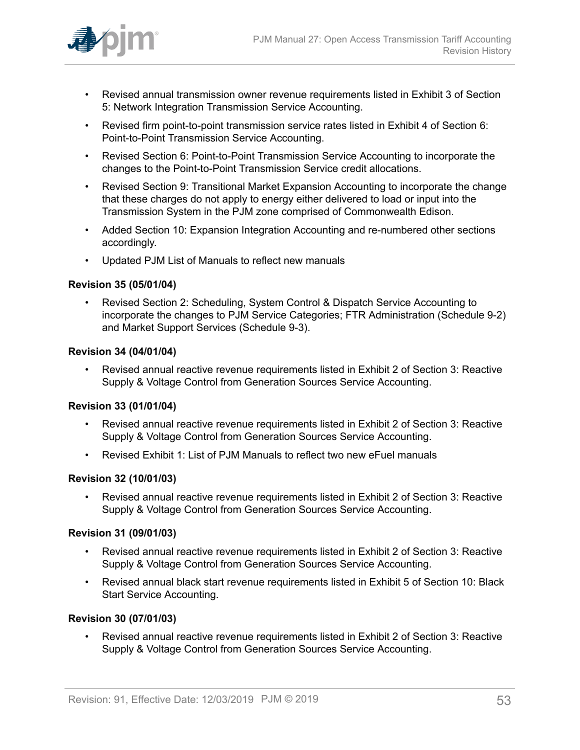- Revised annual transmission owner revenue requirements listed in Exhibit 3 of Section 5: Network Integration Transmission Service Accounting.
- Revised firm point-to-point transmission service rates listed in Exhibit 4 of Section 6: Point-to-Point Transmission Service Accounting.
- Revised Section 6: Point-to-Point Transmission Service Accounting to incorporate the changes to the Point-to-Point Transmission Service credit allocations.
- Revised Section 9: Transitional Market Expansion Accounting to incorporate the change that these charges do not apply to energy either delivered to load or input into the Transmission System in the PJM zone comprised of Commonwealth Edison.
- Added Section 10: Expansion Integration Accounting and re-numbered other sections accordingly.
- Updated PJM List of Manuals to reflect new manuals

**Revision 35 (05/01/04)**

- Revised Section 2: Scheduling, System Control & Dispatch Service Accounting to incorporate the changes to PJM Service Categories; FTR Administration (Schedule 9-2) and Market Support Services (Schedule 9-3).

**Revision 34 (04/01/04)**

- Revised annual reactive revenue requirements listed in Exhibit 2 of Section 3: Reactive Supply & Voltage Control from Generation Sources Service Accounting.

**Revision 33 (01/01/04)**

- Revised annual reactive revenue requirements listed in Exhibit 2 of Section 3: Reactive Supply & Voltage Control from Generation Sources Service Accounting.
- Revised Exhibit 1: List of PJM Manuals to reflect two new eFuel manuals

**Revision 32 (10/01/03)**

- Revised annual reactive revenue requirements listed in Exhibit 2 of Section 3: Reactive Supply & Voltage Control from Generation Sources Service Accounting.

**Revision 31 (09/01/03)**

- Revised annual reactive revenue requirements listed in Exhibit 2 of Section 3: Reactive Supply & Voltage Control from Generation Sources Service Accounting.
- Revised annual black start revenue requirements listed in Exhibit 5 of Section 10: Black Start Service Accounting.

**Revision 30 (07/01/03)**

- Revised annual reactive revenue requirements listed in Exhibit 2 of Section 3: Reactive Supply & Voltage Control from Generation Sources Service Accounting.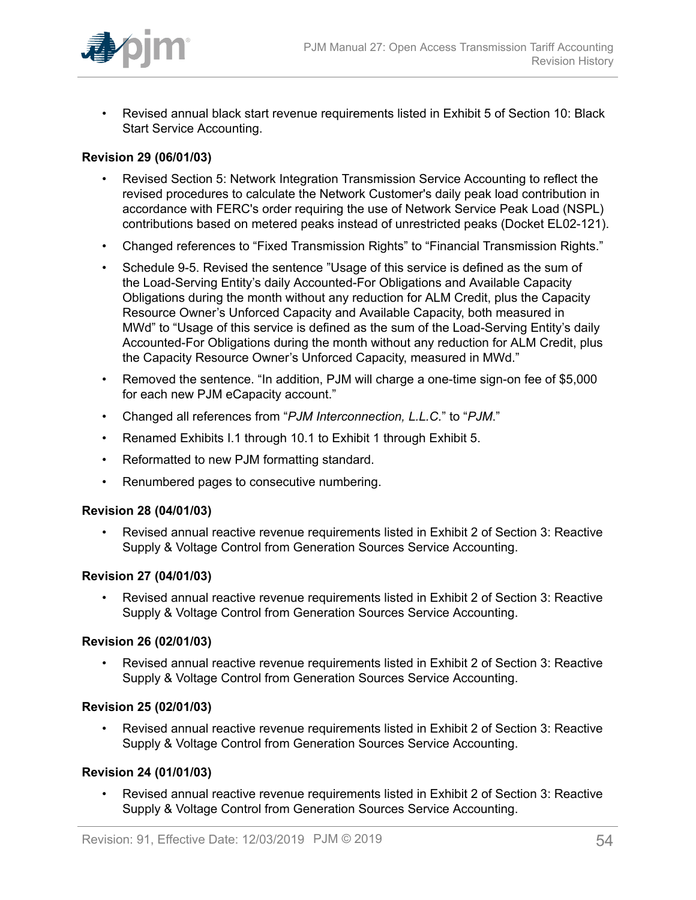- Revised annual black start revenue requirements listed in Exhibit 5 of Section 10: Black Start Service Accounting.

**Revision 29 (06/01/03)**

- Revised Section 5: Network Integration Transmission Service Accounting to reflect the revised procedures to calculate the Network Customer's daily peak load contribution in accordance with FERC's order requiring the use of Network Service Peak Load (NSPL) contributions based on metered peaks instead of unrestricted peaks (Docket EL02-121).
- Changed references to "Fixed Transmission Rights" to "Financial Transmission Rights."
- Schedule 9-5. Revised the sentence "Usage of this service is defined as the sum of the Load-Serving Entity's daily Accounted-For Obligations and Available Capacity Obligations during the month without any reduction for ALM Credit, plus the Capacity Resource Owner's Unforced Capacity and Available Capacity, both measured in MWd" to "Usage of this service is defined as the sum of the Load-Serving Entity's daily Accounted-For Obligations during the month without any reduction for ALM Credit, plus the Capacity Resource Owner's Unforced Capacity, measured in MWd."
- Removed the sentence. "In addition, PJM will charge a one-time sign-on fee of $5,000 for each new PJM eCapacity account."
- Changed all references from "*PJM Interconnection, L.L.C.*" to "*PJM*."
- Renamed Exhibits I.1 through 10.1 to Exhibit 1 through Exhibit 5.
- Reformatted to new PJM formatting standard.
- Renumbered pages to consecutive numbering.

**Revision 28 (04/01/03)**

- Revised annual reactive revenue requirements listed in Exhibit 2 of Section 3: Reactive Supply & Voltage Control from Generation Sources Service Accounting.

**Revision 27 (04/01/03)**

- Revised annual reactive revenue requirements listed in Exhibit 2 of Section 3: Reactive Supply & Voltage Control from Generation Sources Service Accounting.

**Revision 26 (02/01/03)**

- Revised annual reactive revenue requirements listed in Exhibit 2 of Section 3: Reactive Supply & Voltage Control from Generation Sources Service Accounting.

**Revision 25 (02/01/03)**

- Revised annual reactive revenue requirements listed in Exhibit 2 of Section 3: Reactive Supply & Voltage Control from Generation Sources Service Accounting.

**Revision 24 (01/01/03)**

- Revised annual reactive revenue requirements listed in Exhibit 2 of Section 3: Reactive Supply & Voltage Control from Generation Sources Service Accounting.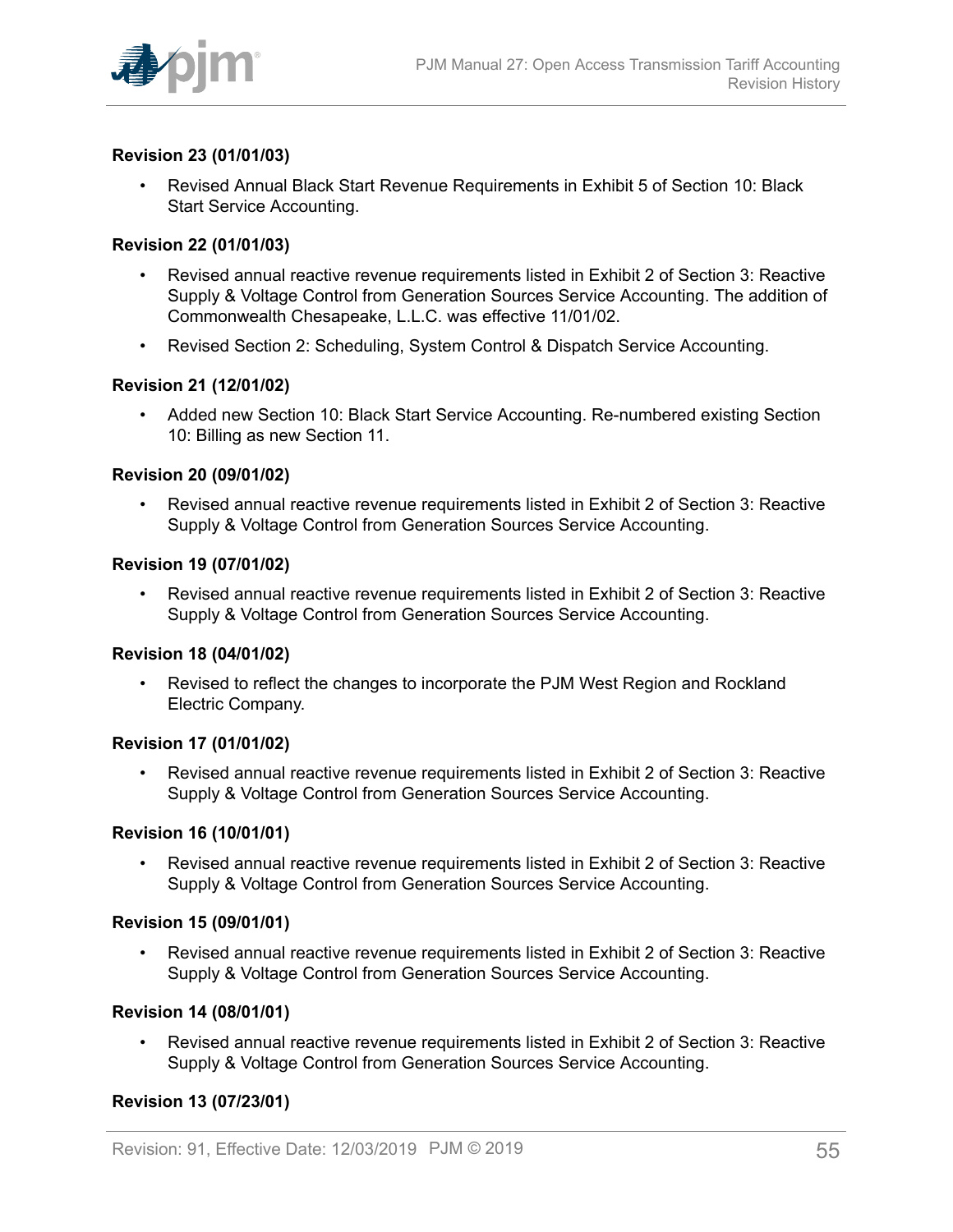**Revision 23 (01/01/03)**

- Revised Annual Black Start Revenue Requirements in Exhibit 5 of Section 10: Black Start Service Accounting.

**Revision 22 (01/01/03)**

- Revised annual reactive revenue requirements listed in Exhibit 2 of Section 3: Reactive Supply & Voltage Control from Generation Sources Service Accounting. The addition of Commonwealth Chesapeake, L.L.C. was effective 11/01/02.
- Revised Section 2: Scheduling, System Control & Dispatch Service Accounting.

**Revision 21 (12/01/02)**

- Added new Section 10: Black Start Service Accounting. Re-numbered existing Section 10: Billing as new Section 11.

**Revision 20 (09/01/02)**

- Revised annual reactive revenue requirements listed in Exhibit 2 of Section 3: Reactive Supply & Voltage Control from Generation Sources Service Accounting.

**Revision 19 (07/01/02)**

- Revised annual reactive revenue requirements listed in Exhibit 2 of Section 3: Reactive Supply & Voltage Control from Generation Sources Service Accounting.

**Revision 18 (04/01/02)**

- Revised to reflect the changes to incorporate the PJM West Region and Rockland Electric Company.

**Revision 17 (01/01/02)**

- Revised annual reactive revenue requirements listed in Exhibit 2 of Section 3: Reactive Supply & Voltage Control from Generation Sources Service Accounting.

**Revision 16 (10/01/01)**

- Revised annual reactive revenue requirements listed in Exhibit 2 of Section 3: Reactive Supply & Voltage Control from Generation Sources Service Accounting.

**Revision 15 (09/01/01)**

- Revised annual reactive revenue requirements listed in Exhibit 2 of Section 3: Reactive Supply & Voltage Control from Generation Sources Service Accounting.

**Revision 14 (08/01/01)**

- Revised annual reactive revenue requirements listed in Exhibit 2 of Section 3: Reactive Supply & Voltage Control from Generation Sources Service Accounting.

**Revision 13 (07/23/01)**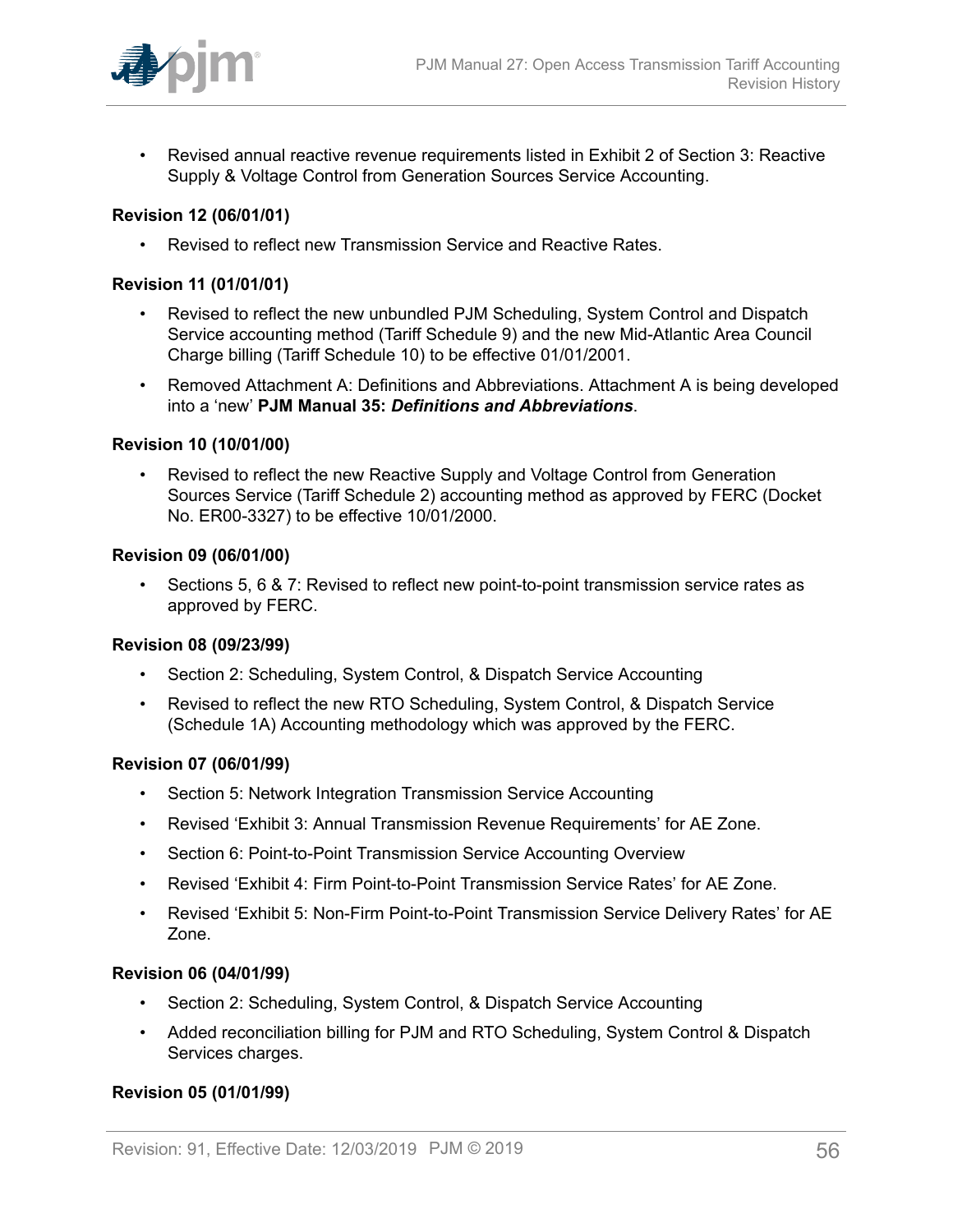- Revised annual reactive revenue requirements listed in Exhibit 2 of Section 3: Reactive Supply & Voltage Control from Generation Sources Service Accounting.

**Revision 12 (06/01/01)**

- Revised to reflect new Transmission Service and Reactive Rates.

**Revision 11 (01/01/01)**

- Revised to reflect the new unbundled PJM Scheduling, System Control and Dispatch Service accounting method (Tariff Schedule 9) and the new Mid-Atlantic Area Council Charge billing (Tariff Schedule 10) to be effective 01/01/2001.
- Removed Attachment A: Definitions and Abbreviations. Attachment A is being developed into a 'new' **PJM Manual 35:** ***Definitions and Abbreviations***.

**Revision 10 (10/01/00)**

- Revised to reflect the new Reactive Supply and Voltage Control from Generation Sources Service (Tariff Schedule 2) accounting method as approved by FERC (Docket No. ER00-3327) to be effective 10/01/2000.

**Revision 09 (06/01/00)**

- Sections 5, 6 & 7: Revised to reflect new point-to-point transmission service rates as approved by FERC.

**Revision 08 (09/23/99)**

- Section 2: Scheduling, System Control, & Dispatch Service Accounting
- Revised to reflect the new RTO Scheduling, System Control, & Dispatch Service (Schedule 1A) Accounting methodology which was approved by the FERC.

**Revision 07 (06/01/99)**

- Section 5: Network Integration Transmission Service Accounting
- Revised 'Exhibit 3: Annual Transmission Revenue Requirements' for AE Zone.
- Section 6: Point-to-Point Transmission Service Accounting Overview
- Revised 'Exhibit 4: Firm Point-to-Point Transmission Service Rates' for AE Zone.
- Revised 'Exhibit 5: Non-Firm Point-to-Point Transmission Service Delivery Rates' for AE Zone.

**Revision 06 (04/01/99)**

- Section 2: Scheduling, System Control, & Dispatch Service Accounting
- Added reconciliation billing for PJM and RTO Scheduling, System Control & Dispatch Services charges.

**Revision 05 (01/01/99)**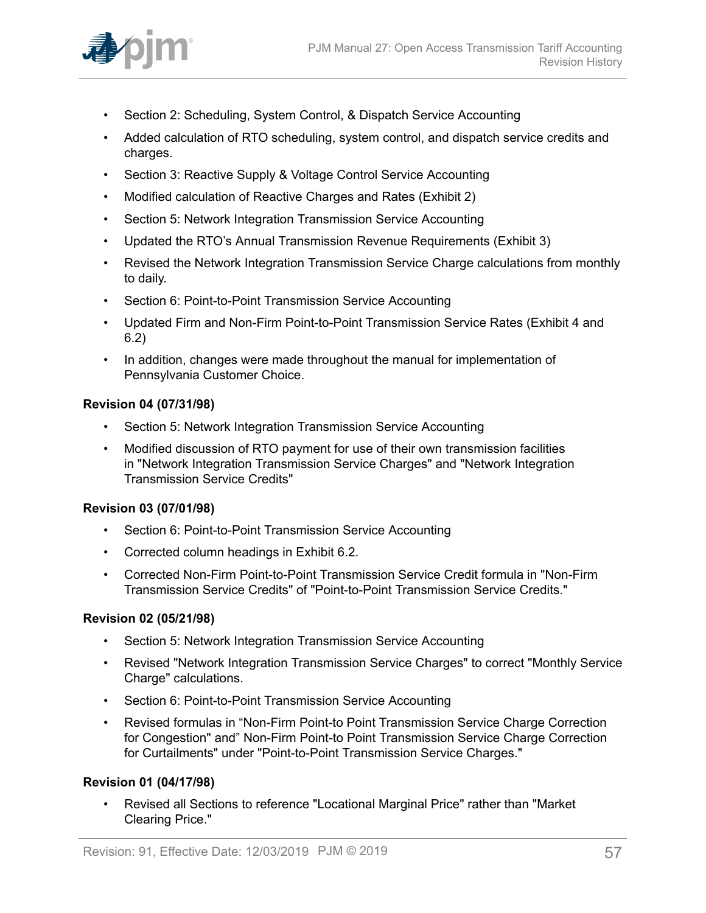- Section 2: Scheduling, System Control, & Dispatch Service Accounting
- Added calculation of RTO scheduling, system control, and dispatch service credits and charges.
- Section 3: Reactive Supply & Voltage Control Service Accounting
- Modified calculation of Reactive Charges and Rates (Exhibit 2)
- Section 5: Network Integration Transmission Service Accounting
- Updated the RTO's Annual Transmission Revenue Requirements (Exhibit 3)
- Revised the Network Integration Transmission Service Charge calculations from monthly to daily.
- Section 6: Point-to-Point Transmission Service Accounting
- Updated Firm and Non-Firm Point-to-Point Transmission Service Rates (Exhibit 4 and 6.2)
- In addition, changes were made throughout the manual for implementation of Pennsylvania Customer Choice.

**Revision 04 (07/31/98)**

- Section 5: Network Integration Transmission Service Accounting
- Modified discussion of RTO payment for use of their own transmission facilities in "Network Integration Transmission Service Charges" and "Network Integration Transmission Service Credits"

**Revision 03 (07/01/98)**

- Section 6: Point-to-Point Transmission Service Accounting
- Corrected column headings in Exhibit 6.2.
- Corrected Non-Firm Point-to-Point Transmission Service Credit formula in "Non-Firm Transmission Service Credits" of "Point-to-Point Transmission Service Credits."

**Revision 02 (05/21/98)**

- Section 5: Network Integration Transmission Service Accounting
- Revised "Network Integration Transmission Service Charges" to correct "Monthly Service Charge" calculations.
- Section 6: Point-to-Point Transmission Service Accounting
- Revised formulas in "Non-Firm Point-to Point Transmission Service Charge Correction for Congestion" and" Non-Firm Point-to Point Transmission Service Charge Correction for Curtailments" under "Point-to-Point Transmission Service Charges."

**Revision 01 (04/17/98)**

- Revised all Sections to reference "Locational Marginal Price" rather than "Market Clearing Price."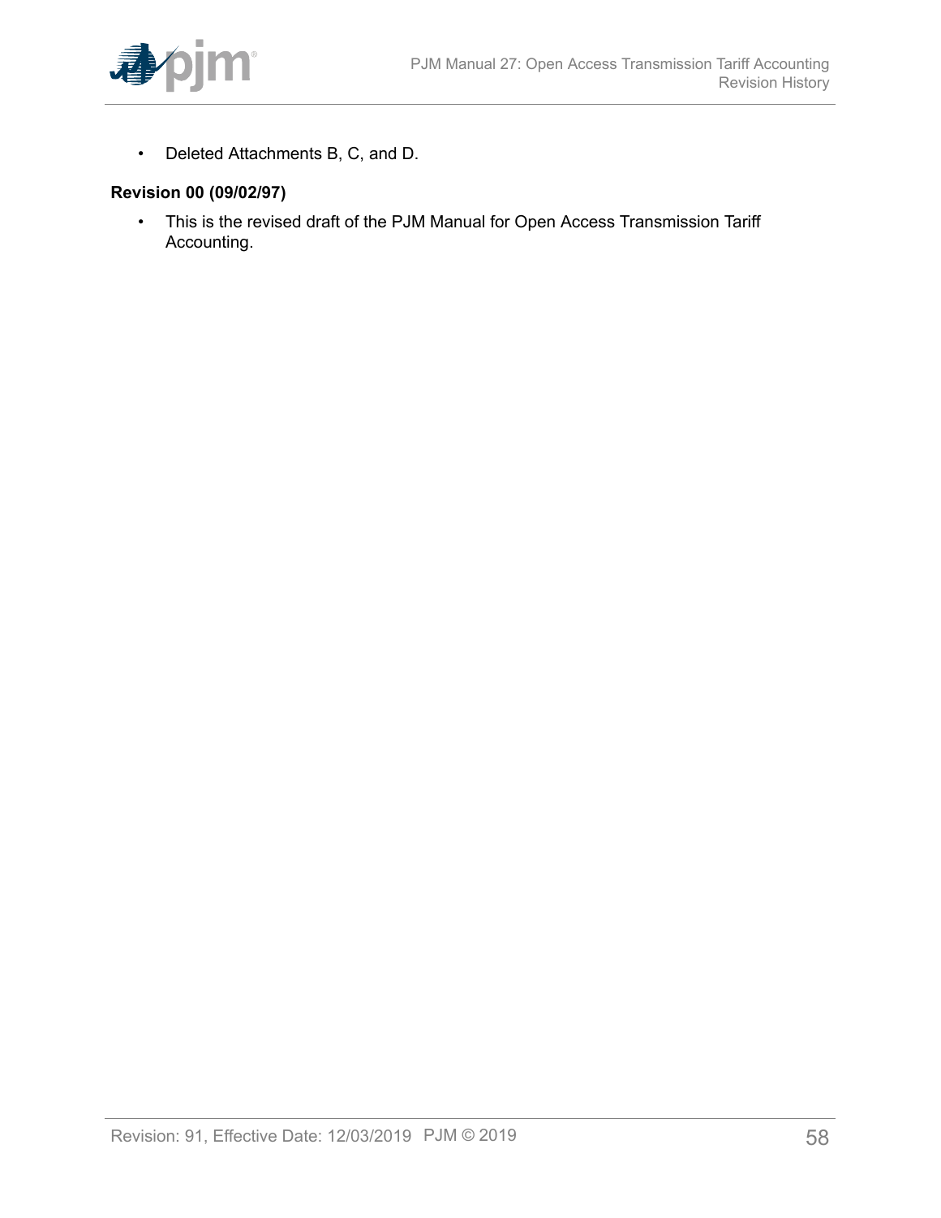- Deleted Attachments B, C, and D.

**Revision 00 (09/02/97)**

- This is the revised draft of the PJM Manual for Open Access Transmission Tariff Accounting.